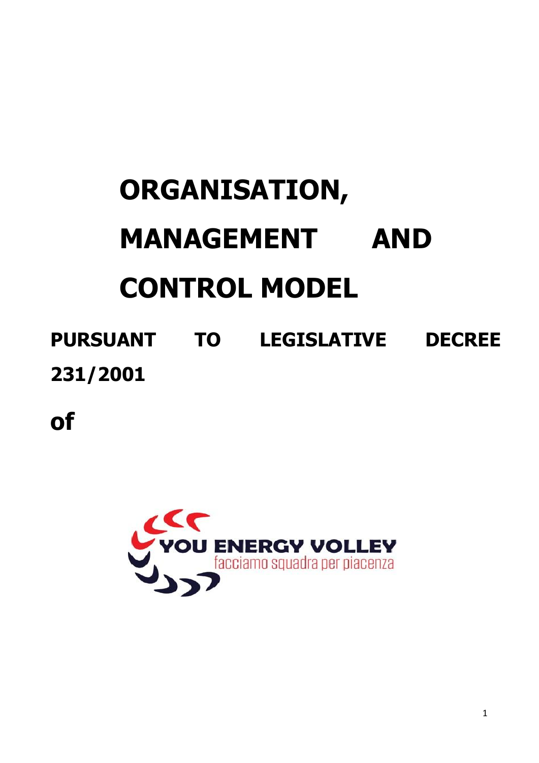# ORGANISATION, MANAGEMENT AND CONTROL MODEL

**PURSUANT TO LEGISLATIVE DECREE 231/2001**

**of**

YOU ENERGY VOLLEY

facciamo squadra per piacenza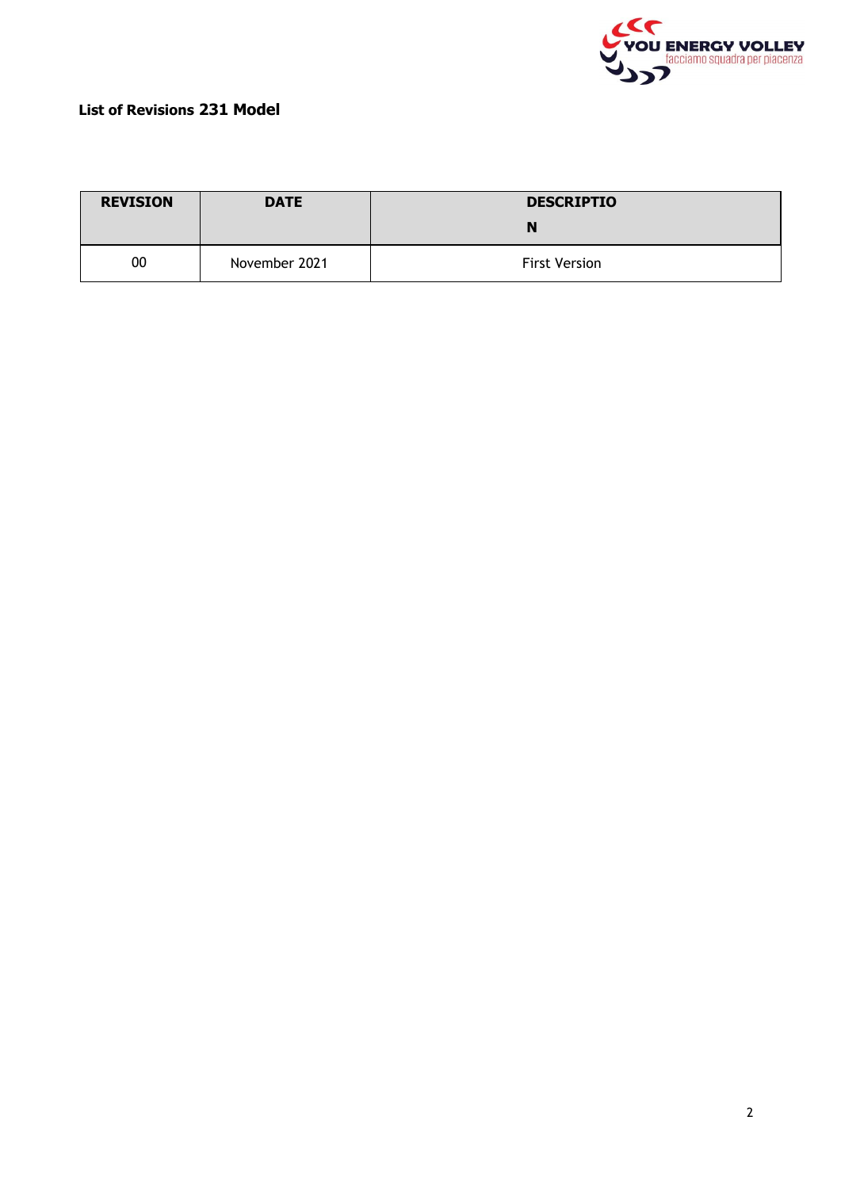**List of Revisions 231 Model**

| REVISION | DATE | DESCRIPTION |
|---|---|---|
| 00 | November 2021 | First Version |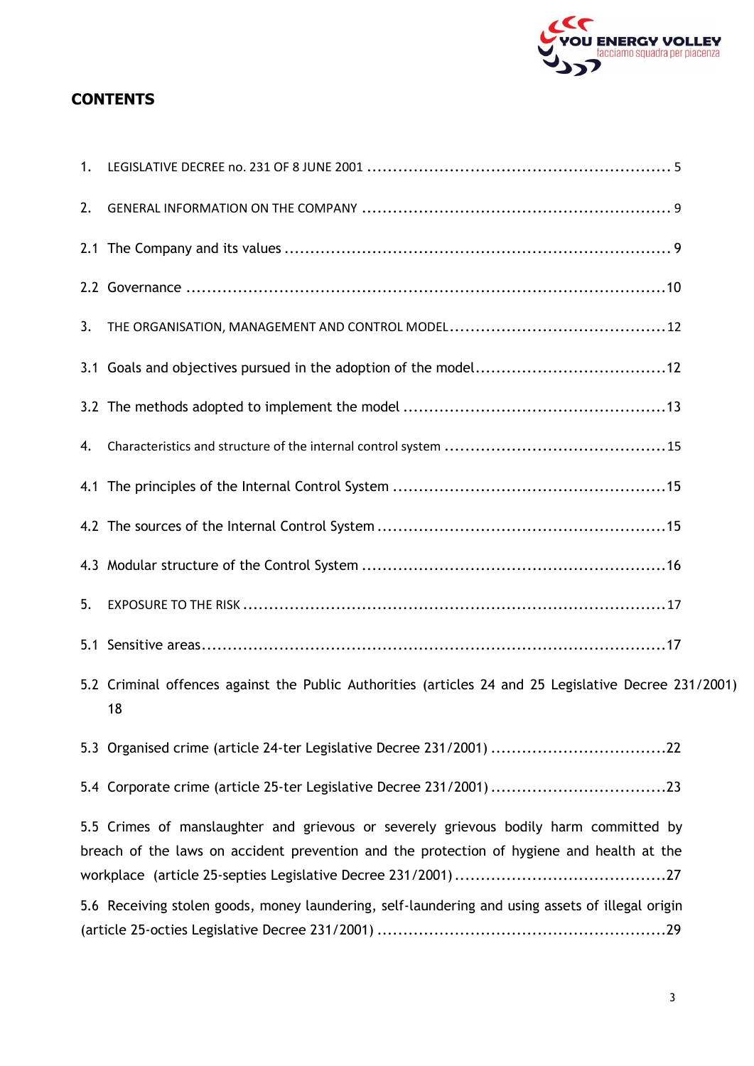## CONTENTS

1. LEGISLATIVE DECREE no. 231 OF 8 JUNE 2001 .......................................................... 5

2. GENERAL INFORMATION ON THE COMPANY ........................................................... 9

2.1 The Company and its values ......................................................................... 9

2.2 Governance ..........................................................................................10

3. THE ORGANISATION, MANAGEMENT AND CONTROL MODEL.........................................12

3.1 Goals and objectives pursued in the adoption of the model.....................................12

3.2 The methods adopted to implement the model ...................................................13

4. Characteristics and structure of the internal control system ...........................................15

4.1 The principles of the Internal Control System .....................................................15

4.2 The sources of the Internal Control System ........................................................15

4.3 Modular structure of the Control System ...........................................................16

5. EXPOSURE TO THE RISK ..................................................................................17

5.1 Sensitive areas........................................................................................17

5.2 Criminal offences against the Public Authorities (articles 24 and 25 Legislative Decree 231/2001) 18

5.3 Organised crime (article 24-ter Legislative Decree 231/2001) .................................22

5.4 Corporate crime (article 25-ter Legislative Decree 231/2001) ..................................23

5.5 Crimes of manslaughter and grievous or severely grievous bodily harm committed by breach of the laws on accident prevention and the protection of hygiene and health at the workplace (article 25-septies Legislative Decree 231/2001) .........................................27

5.6 Receiving stolen goods, money laundering, self-laundering and using assets of illegal origin (article 25-octies Legislative Decree 231/2001) .......................................................29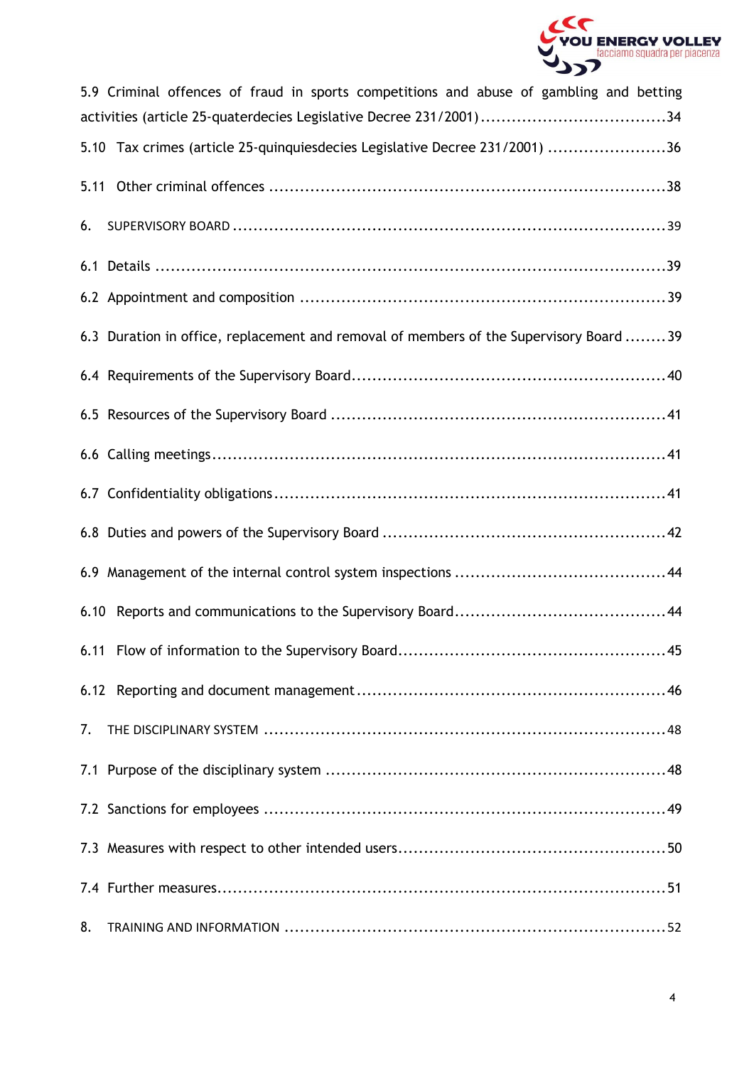5.9 Criminal offences of fraud in sports competitions and abuse of gambling and betting activities (article 25-quaterdecies Legislative Decree 231/2001) .....34

5.10 Tax crimes (article 25-quinquiesdecies Legislative Decree 231/2001) .....36

5.11 Other criminal offences .....38

6. SUPERVISORY BOARD .....39

6.1 Details .....39

6.2 Appointment and composition .....39

6.3 Duration in office, replacement and removal of members of the Supervisory Board .....39

6.4 Requirements of the Supervisory Board .....40

6.5 Resources of the Supervisory Board .....41

6.6 Calling meetings .....41

6.7 Confidentiality obligations .....41

6.8 Duties and powers of the Supervisory Board .....42

6.9 Management of the internal control system inspections .....44

6.10 Reports and communications to the Supervisory Board .....44

6.11 Flow of information to the Supervisory Board .....45

6.12 Reporting and document management .....46

7. THE DISCIPLINARY SYSTEM .....48

7.1 Purpose of the disciplinary system .....48

7.2 Sanctions for employees .....49

7.3 Measures with respect to other intended users .....50

7.4 Further measures .....51

8. TRAINING AND INFORMATION .....52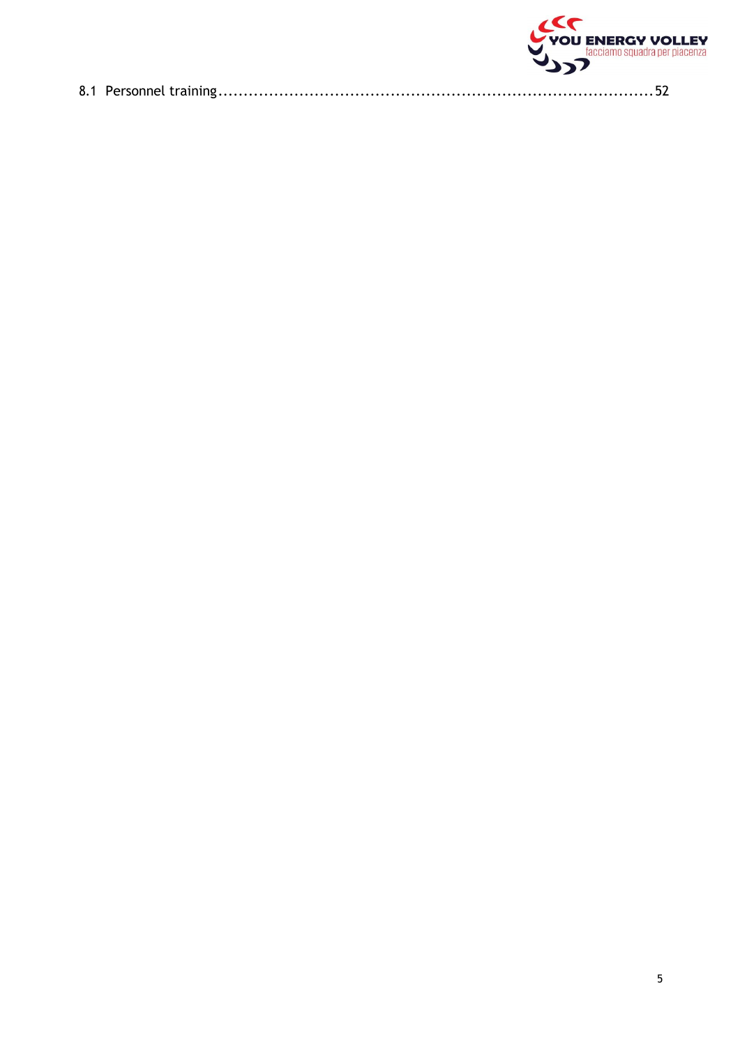8.1 Personnel training........................................................................................52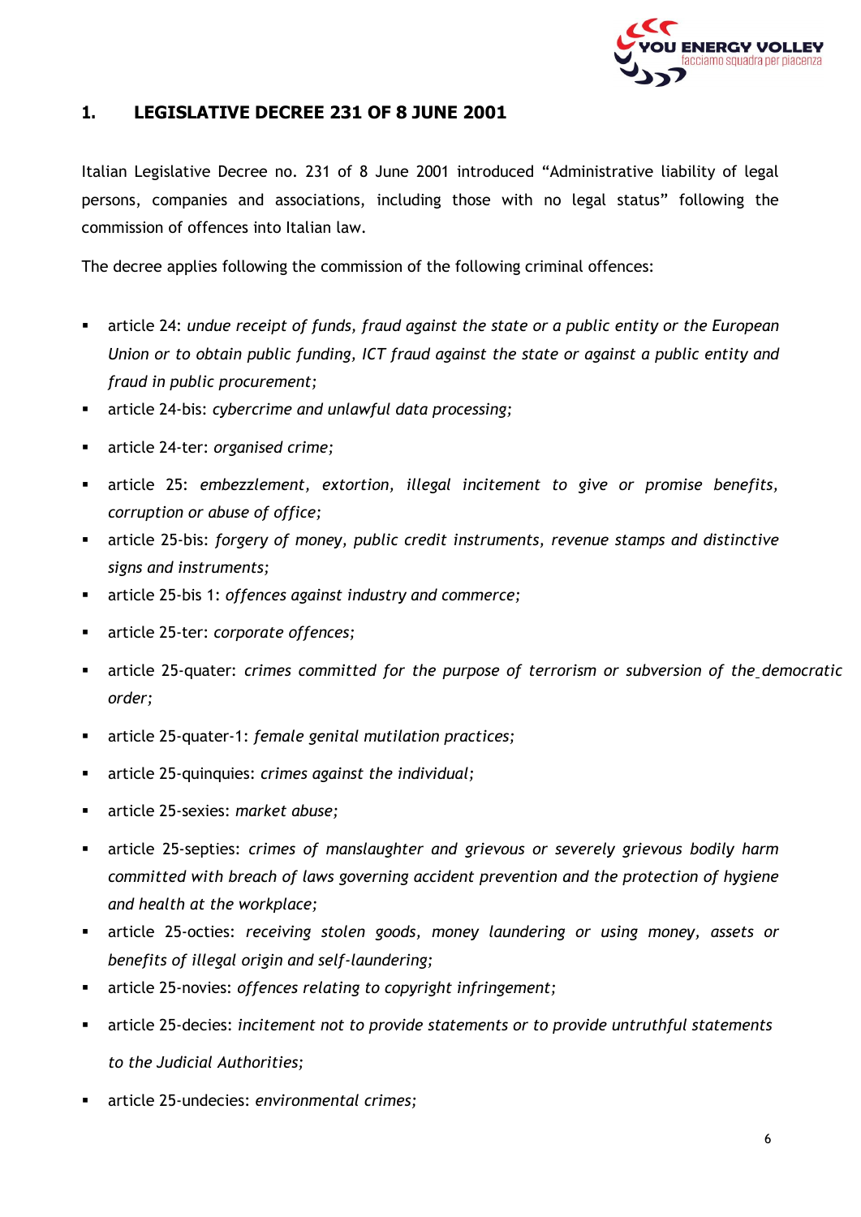## 1. LEGISLATIVE DECREE 231 OF 8 JUNE 2001

Italian Legislative Decree no. 231 of 8 June 2001 introduced "Administrative liability of legal persons, companies and associations, including those with no legal status" following the commission of offences into Italian law.

The decree applies following the commission of the following criminal offences:

- article 24: *undue receipt of funds, fraud against the state or a public entity or the European Union or to obtain public funding, ICT fraud against the state or against a public entity and fraud in public procurement;*
- article 24-bis: *cybercrime and unlawful data processing;*
- article 24-ter: *organised crime;*
- article 25: *embezzlement, extortion, illegal incitement to give or promise benefits, corruption or abuse of office;*
- article 25-bis: *forgery of money, public credit instruments, revenue stamps and distinctive signs and instruments;*
- article 25-bis 1: *offences against industry and commerce;*
- article 25-ter: *corporate offences;*
- article 25-quater: *crimes committed for the purpose of terrorism or subversion of the democratic order;*
- article 25-quater-1: *female genital mutilation practices;*
- article 25-quinquies: *crimes against the individual;*
- article 25-sexies: *market abuse;*
- article 25-septies: *crimes of manslaughter and grievous or severely grievous bodily harm committed with breach of laws governing accident prevention and the protection of hygiene and health at the workplace;*
- article 25-octies: *receiving stolen goods, money laundering or using money, assets or benefits of illegal origin and self-laundering;*
- article 25-novies: *offences relating to copyright infringement;*
- article 25-decies: *incitement not to provide statements or to provide untruthful statements to the Judicial Authorities;*
- article 25-undecies: *environmental crimes;*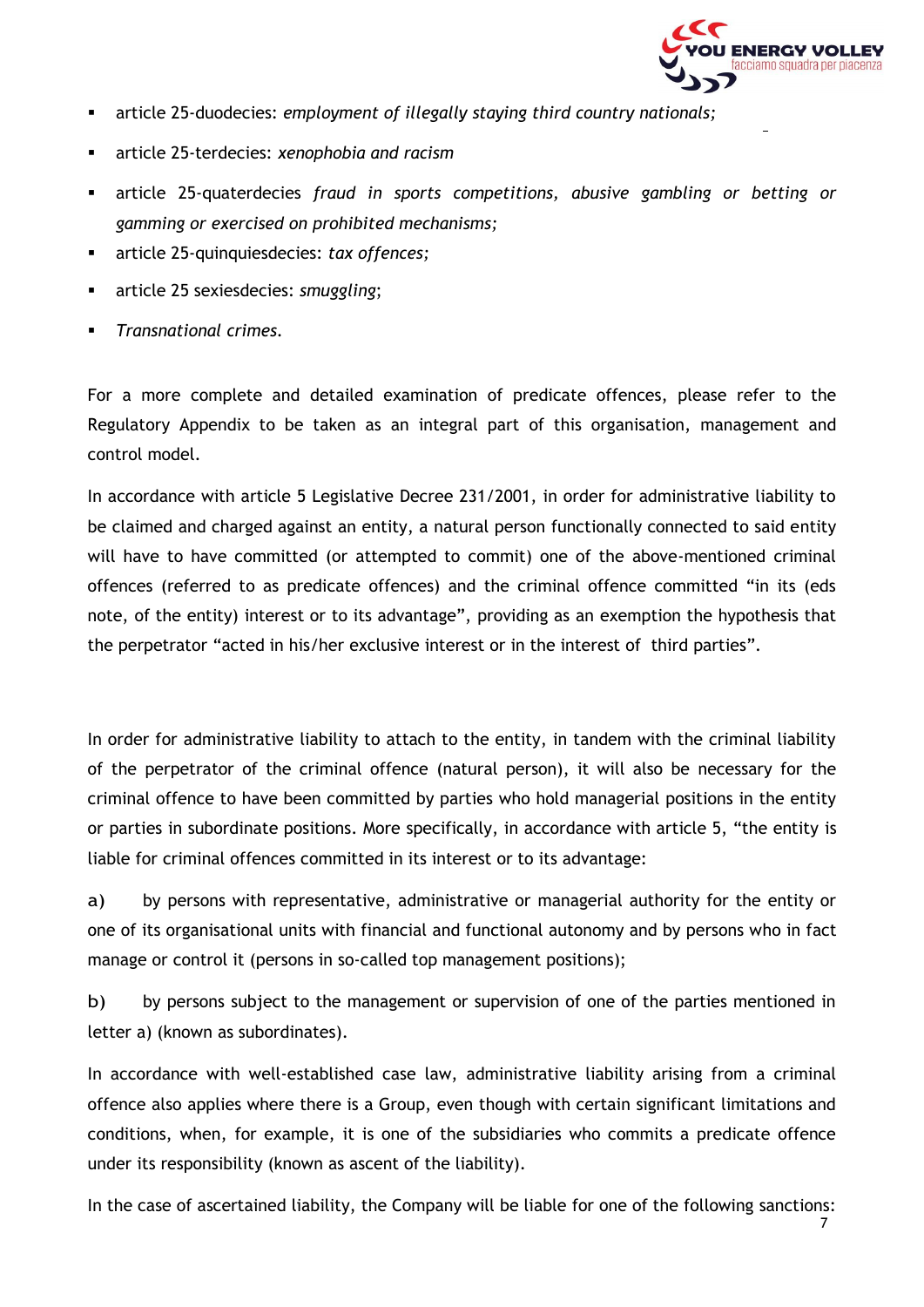- article 25-duodecies: *employment of illegally staying third country nationals;*
- article 25-terdecies: *xenophobia and racism*
- article 25-quaterdecies *fraud in sports competitions, abusive gambling or betting or gamming or exercised on prohibited mechanisms;*
- article 25-quinquiesdecies: *tax offences;*
- article 25 sexiesdecies: *smuggling*;
- *Transnational crimes*.

For a more complete and detailed examination of predicate offences, please refer to the Regulatory Appendix to be taken as an integral part of this organisation, management and control model.

In accordance with article 5 Legislative Decree 231/2001, in order for administrative liability to be claimed and charged against an entity, a natural person functionally connected to said entity will have to have committed (or attempted to commit) one of the above-mentioned criminal offences (referred to as predicate offences) and the criminal offence committed "in its (eds note, of the entity) interest or to its advantage", providing as an exemption the hypothesis that the perpetrator "acted in his/her exclusive interest or in the interest of third parties".

In order for administrative liability to attach to the entity, in tandem with the criminal liability of the perpetrator of the criminal offence (natural person), it will also be necessary for the criminal offence to have been committed by parties who hold managerial positions in the entity or parties in subordinate positions. More specifically, in accordance with article 5, "the entity is liable for criminal offences committed in its interest or to its advantage:

a) by persons with representative, administrative or managerial authority for the entity or one of its organisational units with financial and functional autonomy and by persons who in fact manage or control it (persons in so-called top management positions);

b) by persons subject to the management or supervision of one of the parties mentioned in letter a) (known as subordinates).

In accordance with well-established case law, administrative liability arising from a criminal offence also applies where there is a Group, even though with certain significant limitations and conditions, when, for example, it is one of the subsidiaries who commits a predicate offence under its responsibility (known as ascent of the liability).

In the case of ascertained liability, the Company will be liable for one of the following sanctions: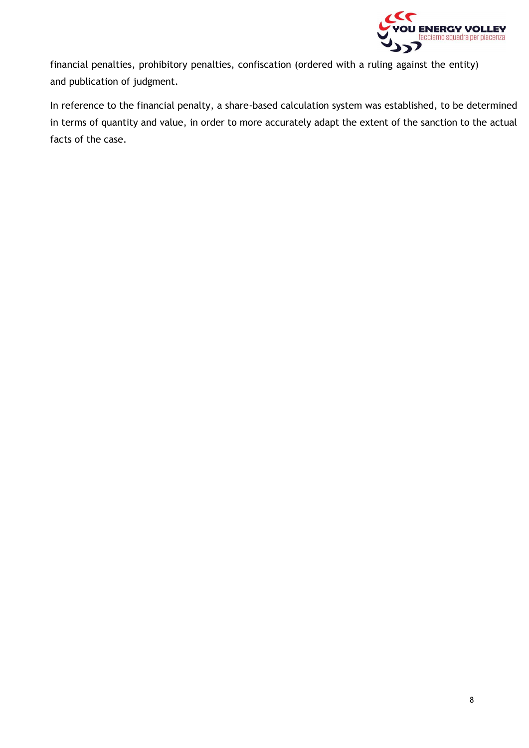financial penalties, prohibitory penalties, confiscation (ordered with a ruling against the entity) and publication of judgment.

In reference to the financial penalty, a share-based calculation system was established, to be determined in terms of quantity and value, in order to more accurately adapt the extent of the sanction to the actual facts of the case.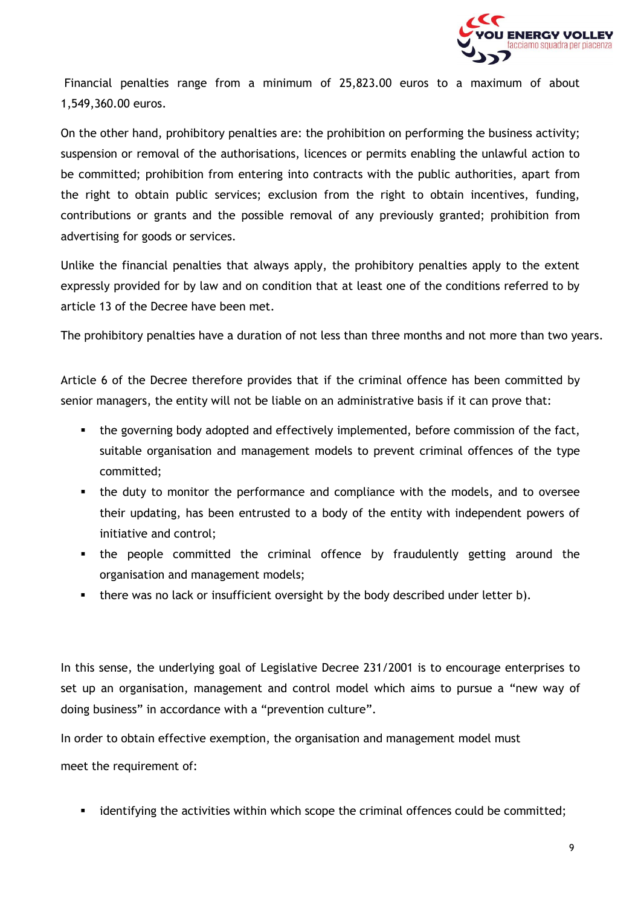Financial penalties range from a minimum of 25,823.00 euros to a maximum of about 1,549,360.00 euros.

On the other hand, prohibitory penalties are: the prohibition on performing the business activity; suspension or removal of the authorisations, licences or permits enabling the unlawful action to be committed; prohibition from entering into contracts with the public authorities, apart from the right to obtain public services; exclusion from the right to obtain incentives, funding, contributions or grants and the possible removal of any previously granted; prohibition from advertising for goods or services.

Unlike the financial penalties that always apply, the prohibitory penalties apply to the extent expressly provided for by law and on condition that at least one of the conditions referred to by article 13 of the Decree have been met.

The prohibitory penalties have a duration of not less than three months and not more than two years.

Article 6 of the Decree therefore provides that if the criminal offence has been committed by senior managers, the entity will not be liable on an administrative basis if it can prove that:

- the governing body adopted and effectively implemented, before commission of the fact, suitable organisation and management models to prevent criminal offences of the type committed;
- the duty to monitor the performance and compliance with the models, and to oversee their updating, has been entrusted to a body of the entity with independent powers of initiative and control;
- the people committed the criminal offence by fraudulently getting around the organisation and management models;
- there was no lack or insufficient oversight by the body described under letter b).

In this sense, the underlying goal of Legislative Decree 231/2001 is to encourage enterprises to set up an organisation, management and control model which aims to pursue a "new way of doing business" in accordance with a "prevention culture".

In order to obtain effective exemption, the organisation and management model must

meet the requirement of:

- identifying the activities within which scope the criminal offences could be committed;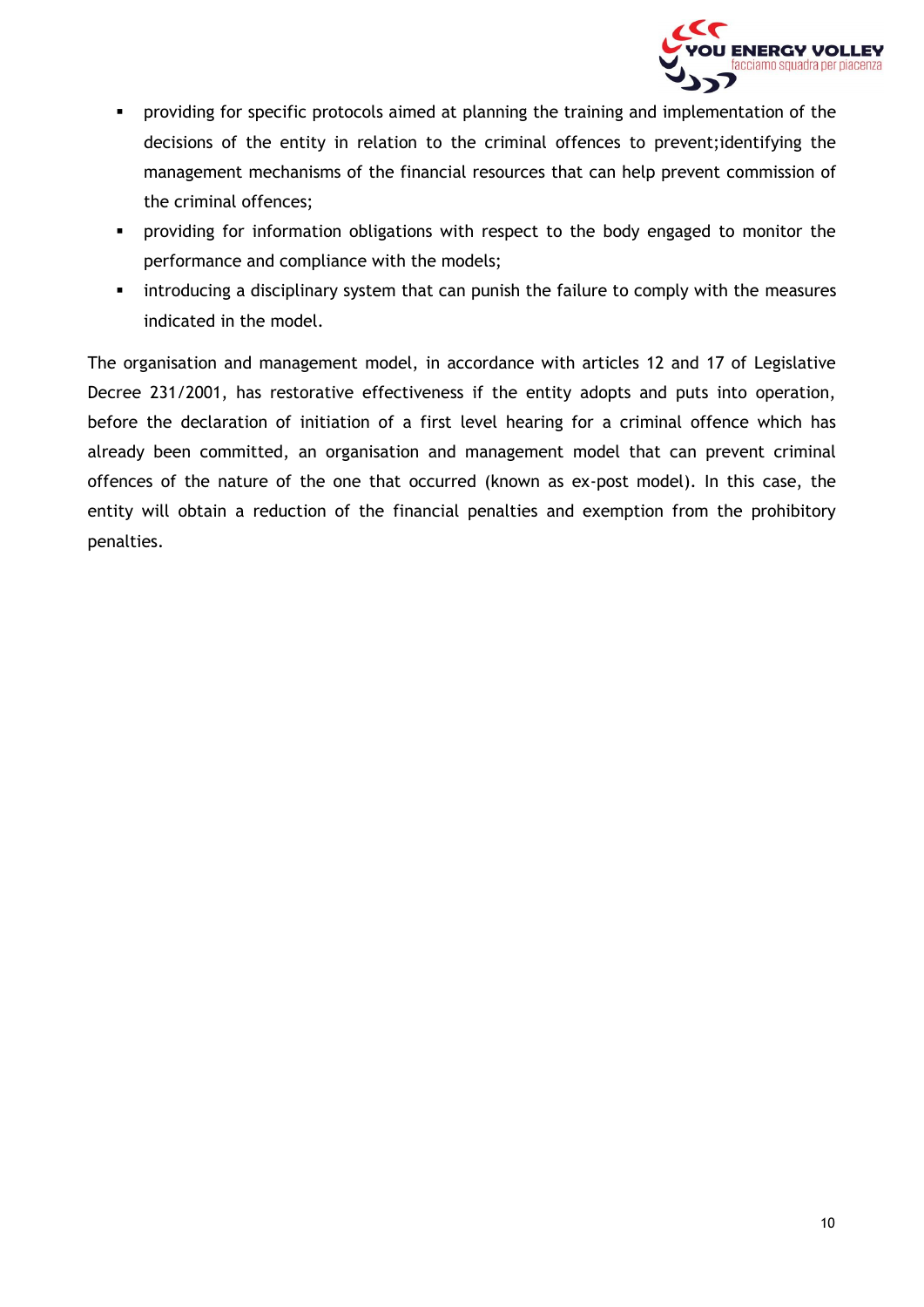- providing for specific protocols aimed at planning the training and implementation of the decisions of the entity in relation to the criminal offences to prevent;identifying the management mechanisms of the financial resources that can help prevent commission of the criminal offences;
- providing for information obligations with respect to the body engaged to monitor the performance and compliance with the models;
- introducing a disciplinary system that can punish the failure to comply with the measures indicated in the model.

The organisation and management model, in accordance with articles 12 and 17 of Legislative Decree 231/2001, has restorative effectiveness if the entity adopts and puts into operation, before the declaration of initiation of a first level hearing for a criminal offence which has already been committed, an organisation and management model that can prevent criminal offences of the nature of the one that occurred (known as ex-post model). In this case, the entity will obtain a reduction of the financial penalties and exemption from the prohibitory penalties.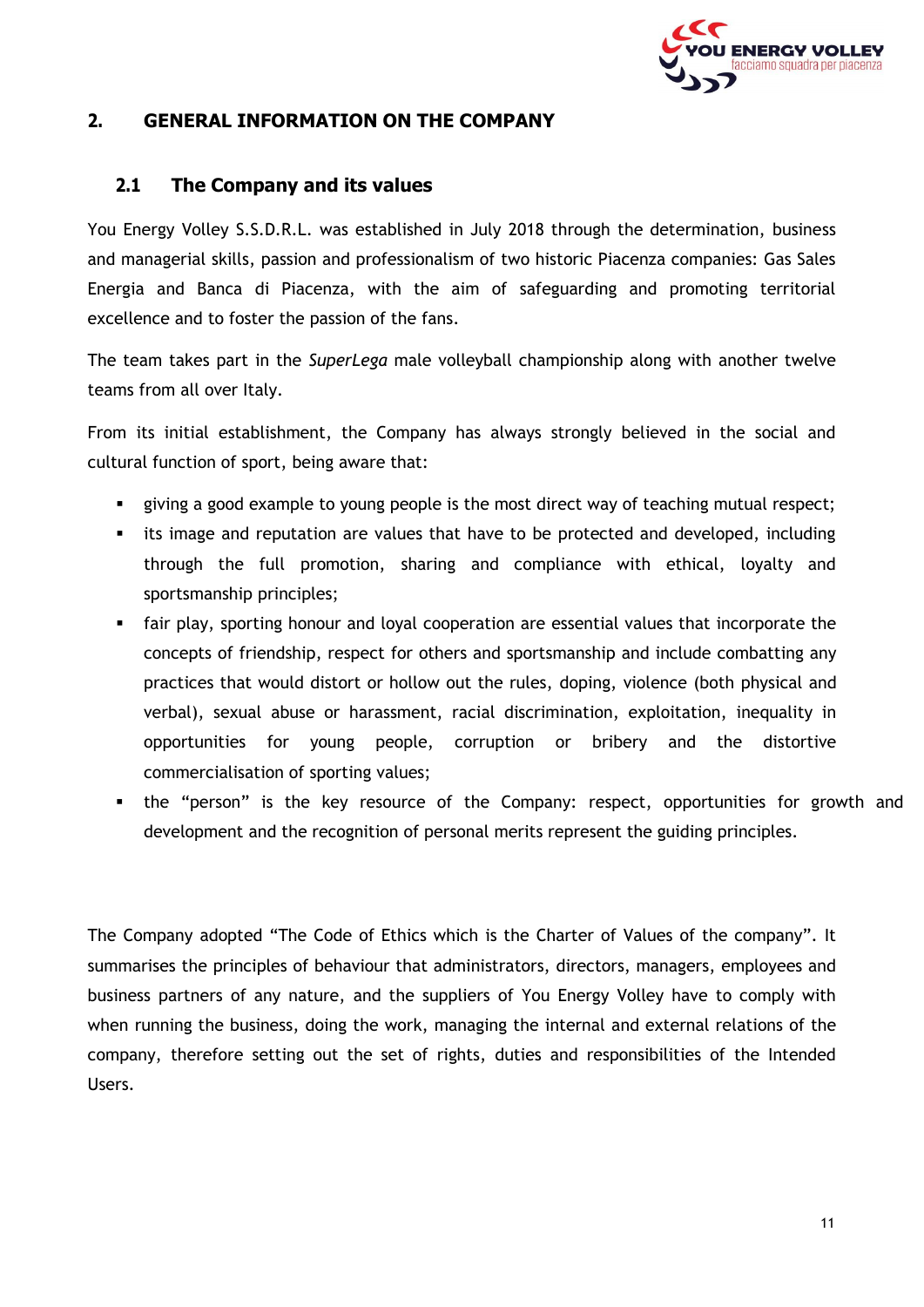## 2. GENERAL INFORMATION ON THE COMPANY

### 2.1 The Company and its values

You Energy Volley S.S.D.R.L. was established in July 2018 through the determination, business and managerial skills, passion and professionalism of two historic Piacenza companies: Gas Sales Energia and Banca di Piacenza, with the aim of safeguarding and promoting territorial excellence and to foster the passion of the fans.

The team takes part in the *SuperLega* male volleyball championship along with another twelve teams from all over Italy.

From its initial establishment, the Company has always strongly believed in the social and cultural function of sport, being aware that:

- giving a good example to young people is the most direct way of teaching mutual respect;
- its image and reputation are values that have to be protected and developed, including through the full promotion, sharing and compliance with ethical, loyalty and sportsmanship principles;
- fair play, sporting honour and loyal cooperation are essential values that incorporate the concepts of friendship, respect for others and sportsmanship and include combatting any practices that would distort or hollow out the rules, doping, violence (both physical and verbal), sexual abuse or harassment, racial discrimination, exploitation, inequality in opportunities for young people, corruption or bribery and the distortive commercialisation of sporting values;
- the "person" is the key resource of the Company: respect, opportunities for growth and development and the recognition of personal merits represent the guiding principles.

The Company adopted "The Code of Ethics which is the Charter of Values of the company". It summarises the principles of behaviour that administrators, directors, managers, employees and business partners of any nature, and the suppliers of You Energy Volley have to comply with when running the business, doing the work, managing the internal and external relations of the company, therefore setting out the set of rights, duties and responsibilities of the Intended Users.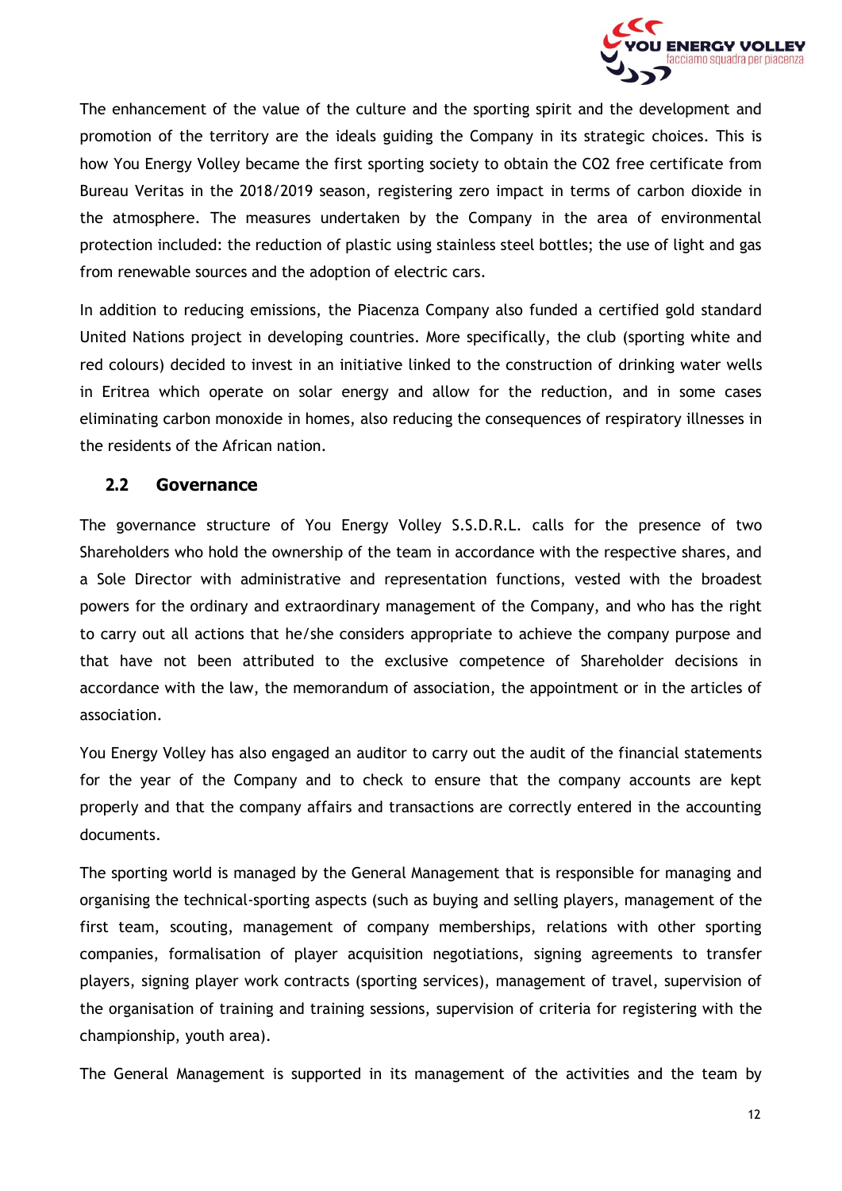The enhancement of the value of the culture and the sporting spirit and the development and promotion of the territory are the ideals guiding the Company in its strategic choices. This is how You Energy Volley became the first sporting society to obtain the CO2 free certificate from Bureau Veritas in the 2018/2019 season, registering zero impact in terms of carbon dioxide in the atmosphere. The measures undertaken by the Company in the area of environmental protection included: the reduction of plastic using stainless steel bottles; the use of light and gas from renewable sources and the adoption of electric cars.

In addition to reducing emissions, the Piacenza Company also funded a certified gold standard United Nations project in developing countries. More specifically, the club (sporting white and red colours) decided to invest in an initiative linked to the construction of drinking water wells in Eritrea which operate on solar energy and allow for the reduction, and in some cases eliminating carbon monoxide in homes, also reducing the consequences of respiratory illnesses in the residents of the African nation.

## 2.2 Governance

The governance structure of You Energy Volley S.S.D.R.L. calls for the presence of two Shareholders who hold the ownership of the team in accordance with the respective shares, and a Sole Director with administrative and representation functions, vested with the broadest powers for the ordinary and extraordinary management of the Company, and who has the right to carry out all actions that he/she considers appropriate to achieve the company purpose and that have not been attributed to the exclusive competence of Shareholder decisions in accordance with the law, the memorandum of association, the appointment or in the articles of association.

You Energy Volley has also engaged an auditor to carry out the audit of the financial statements for the year of the Company and to check to ensure that the company accounts are kept properly and that the company affairs and transactions are correctly entered in the accounting documents.

The sporting world is managed by the General Management that is responsible for managing and organising the technical-sporting aspects (such as buying and selling players, management of the first team, scouting, management of company memberships, relations with other sporting companies, formalisation of player acquisition negotiations, signing agreements to transfer players, signing player work contracts (sporting services), management of travel, supervision of the organisation of training and training sessions, supervision of criteria for registering with the championship, youth area).

The General Management is supported in its management of the activities and the team by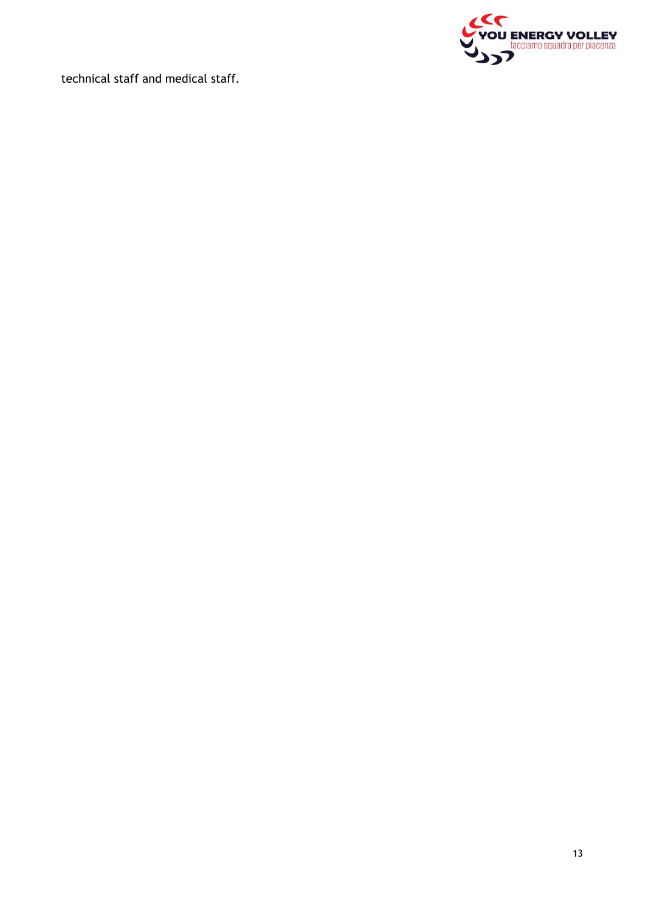technical staff and medical staff.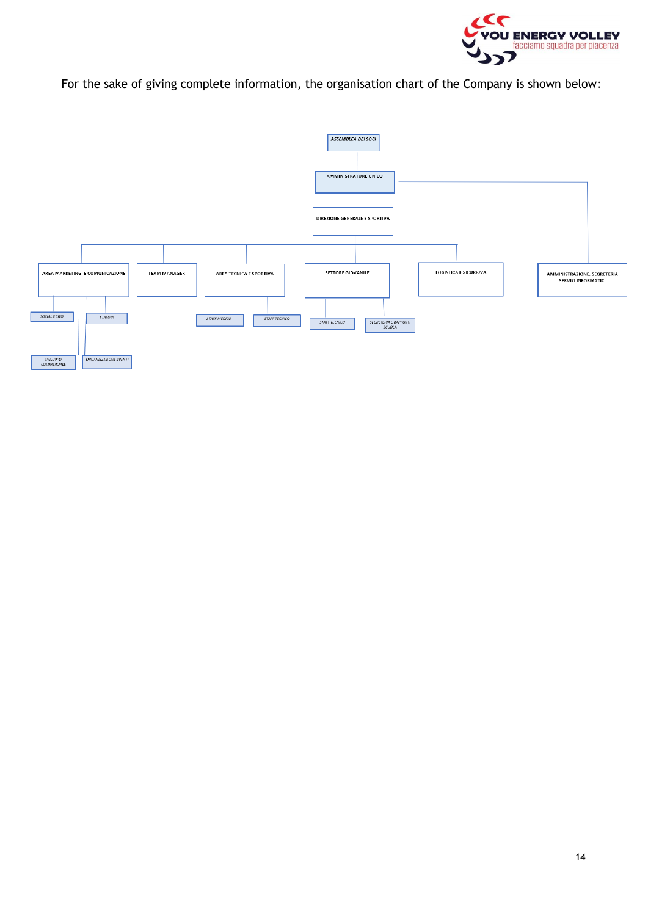For the sake of giving complete information, the organisation chart of the Company is shown below:

- ASSEMBLEA DEI SOCI
  - AMMINISTRATORE UNICO
    - AMMINISTRAZIONE, SEGRETERIA SERVIZI INFORMATICI
    - DIREZIONE GENERALE E SPORTIVA
      - AREA MARKETING E COMUNICAZIONE
        - SOCIAL E SITO
        - STAMPA
        - SVILUPPO COMMERCIALE
        - ORGANIZZAZIONE EVENTI
      - TEAM MANAGER
      - AREA TECNICA E SPORTIVA
        - STAFF MEDICO
        - STAFF TECNICO
      - SETTORE GIOVANILE
        - STAFF TECNICO
        - SEGRETERIA E RAPPORTI SCUOLA
      - LOGISTICA E SICUREZZA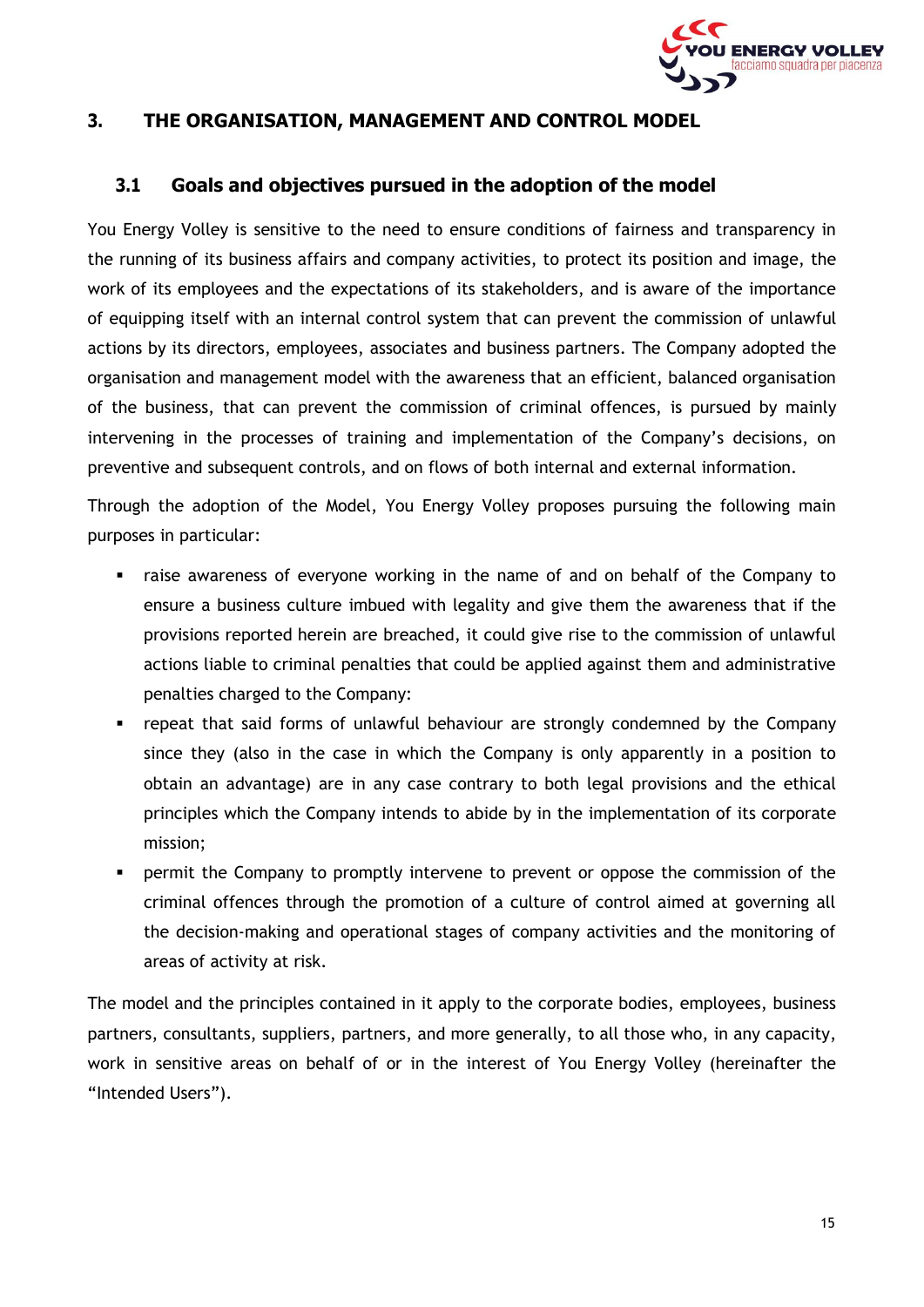# 3. THE ORGANISATION, MANAGEMENT AND CONTROL MODEL

## 3.1 Goals and objectives pursued in the adoption of the model

You Energy Volley is sensitive to the need to ensure conditions of fairness and transparency in the running of its business affairs and company activities, to protect its position and image, the work of its employees and the expectations of its stakeholders, and is aware of the importance of equipping itself with an internal control system that can prevent the commission of unlawful actions by its directors, employees, associates and business partners. The Company adopted the organisation and management model with the awareness that an efficient, balanced organisation of the business, that can prevent the commission of criminal offences, is pursued by mainly intervening in the processes of training and implementation of the Company's decisions, on preventive and subsequent controls, and on flows of both internal and external information.

Through the adoption of the Model, You Energy Volley proposes pursuing the following main purposes in particular:

- raise awareness of everyone working in the name of and on behalf of the Company to ensure a business culture imbued with legality and give them the awareness that if the provisions reported herein are breached, it could give rise to the commission of unlawful actions liable to criminal penalties that could be applied against them and administrative penalties charged to the Company:
- repeat that said forms of unlawful behaviour are strongly condemned by the Company since they (also in the case in which the Company is only apparently in a position to obtain an advantage) are in any case contrary to both legal provisions and the ethical principles which the Company intends to abide by in the implementation of its corporate mission;
- permit the Company to promptly intervene to prevent or oppose the commission of the criminal offences through the promotion of a culture of control aimed at governing all the decision-making and operational stages of company activities and the monitoring of areas of activity at risk.

The model and the principles contained in it apply to the corporate bodies, employees, business partners, consultants, suppliers, partners, and more generally, to all those who, in any capacity, work in sensitive areas on behalf of or in the interest of You Energy Volley (hereinafter the "Intended Users").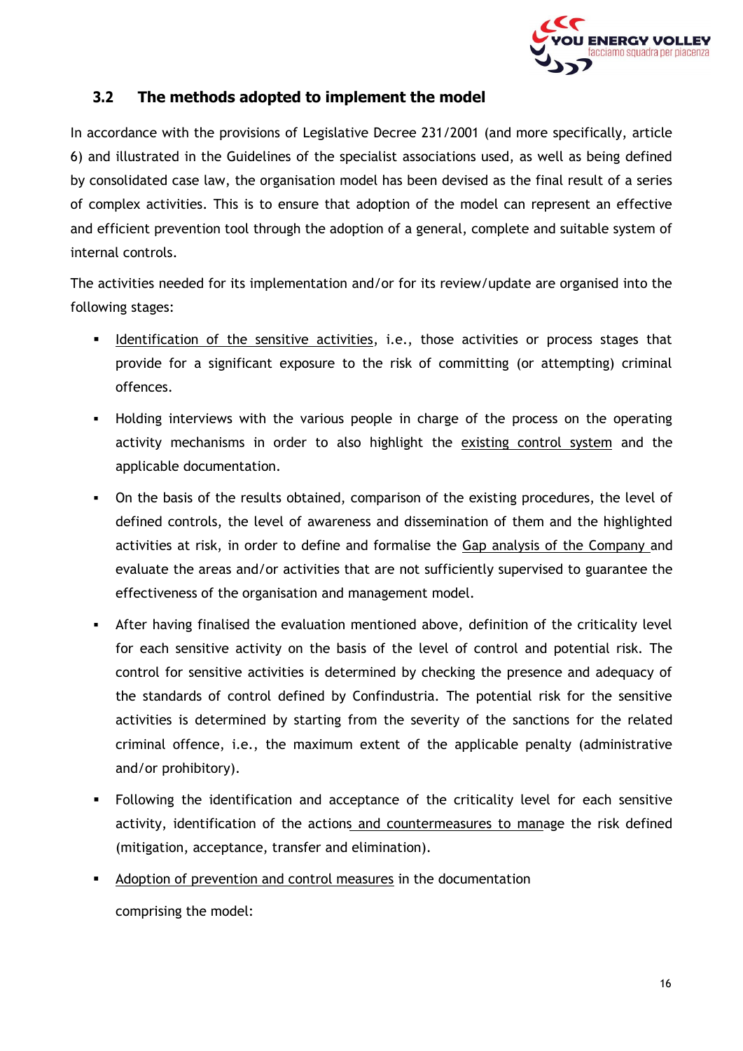### 3.2 The methods adopted to implement the model

In accordance with the provisions of Legislative Decree 231/2001 (and more specifically, article 6) and illustrated in the Guidelines of the specialist associations used, as well as being defined by consolidated case law, the organisation model has been devised as the final result of a series of complex activities. This is to ensure that adoption of the model can represent an effective and efficient prevention tool through the adoption of a general, complete and suitable system of internal controls.

The activities needed for its implementation and/or for its review/update are organised into the following stages:

- Identification of the sensitive activities, i.e., those activities or process stages that provide for a significant exposure to the risk of committing (or attempting) criminal offences.
- Holding interviews with the various people in charge of the process on the operating activity mechanisms in order to also highlight the existing control system and the applicable documentation.
- On the basis of the results obtained, comparison of the existing procedures, the level of defined controls, the level of awareness and dissemination of them and the highlighted activities at risk, in order to define and formalise the Gap analysis of the Company and evaluate the areas and/or activities that are not sufficiently supervised to guarantee the effectiveness of the organisation and management model.
- After having finalised the evaluation mentioned above, definition of the criticality level for each sensitive activity on the basis of the level of control and potential risk. The control for sensitive activities is determined by checking the presence and adequacy of the standards of control defined by Confindustria. The potential risk for the sensitive activities is determined by starting from the severity of the sanctions for the related criminal offence, i.e., the maximum extent of the applicable penalty (administrative and/or prohibitory).
- Following the identification and acceptance of the criticality level for each sensitive activity, identification of the actions and countermeasures to manage the risk defined (mitigation, acceptance, transfer and elimination).
- Adoption of prevention and control measures in the documentation

  comprising the model: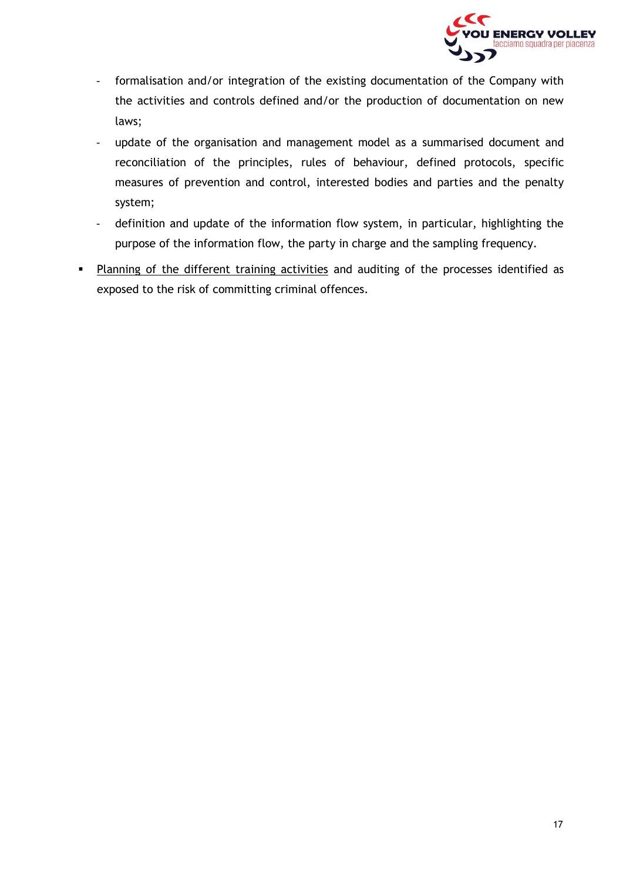- formalisation and/or integration of the existing documentation of the Company with the activities and controls defined and/or the production of documentation on new laws;
   - update of the organisation and management model as a summarised document and reconciliation of the principles, rules of behaviour, defined protocols, specific measures of prevention and control, interested bodies and parties and the penalty system;
   - definition and update of the information flow system, in particular, highlighting the purpose of the information flow, the party in charge and the sampling frequency.

- <u>Planning of the different training activities</u> and auditing of the processes identified as exposed to the risk of committing criminal offences.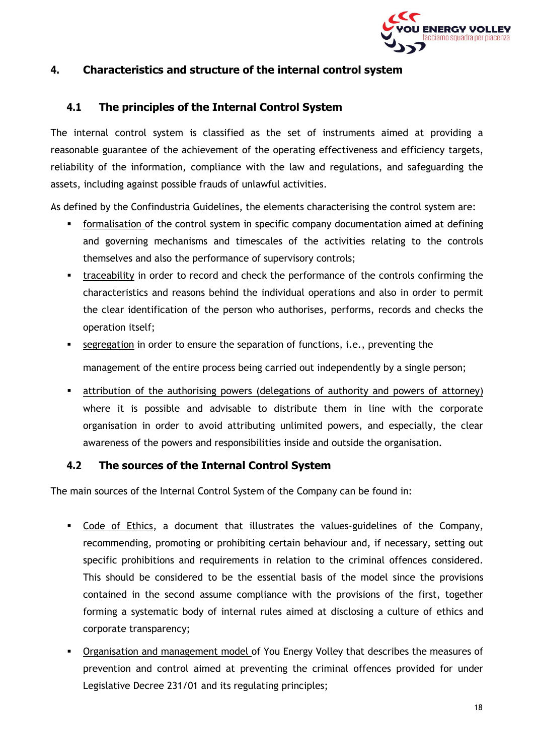## 4. Characteristics and structure of the internal control system

### 4.1 The principles of the Internal Control System

The internal control system is classified as the set of instruments aimed at providing a reasonable guarantee of the achievement of the operating effectiveness and efficiency targets, reliability of the information, compliance with the law and regulations, and safeguarding the assets, including against possible frauds of unlawful activities.

As defined by the Confindustria Guidelines, the elements characterising the control system are:

- formalisation of the control system in specific company documentation aimed at defining and governing mechanisms and timescales of the activities relating to the controls themselves and also the performance of supervisory controls;
- traceability in order to record and check the performance of the controls confirming the characteristics and reasons behind the individual operations and also in order to permit the clear identification of the person who authorises, performs, records and checks the operation itself;
- segregation in order to ensure the separation of functions, i.e., preventing the management of the entire process being carried out independently by a single person;
- attribution of the authorising powers (delegations of authority and powers of attorney) where it is possible and advisable to distribute them in line with the corporate organisation in order to avoid attributing unlimited powers, and especially, the clear awareness of the powers and responsibilities inside and outside the organisation.

### 4.2 The sources of the Internal Control System

The main sources of the Internal Control System of the Company can be found in:

- Code of Ethics, a document that illustrates the values-guidelines of the Company, recommending, promoting or prohibiting certain behaviour and, if necessary, setting out specific prohibitions and requirements in relation to the criminal offences considered. This should be considered to be the essential basis of the model since the provisions contained in the second assume compliance with the provisions of the first, together forming a systematic body of internal rules aimed at disclosing a culture of ethics and corporate transparency;
- Organisation and management model of You Energy Volley that describes the measures of prevention and control aimed at preventing the criminal offences provided for under Legislative Decree 231/01 and its regulating principles;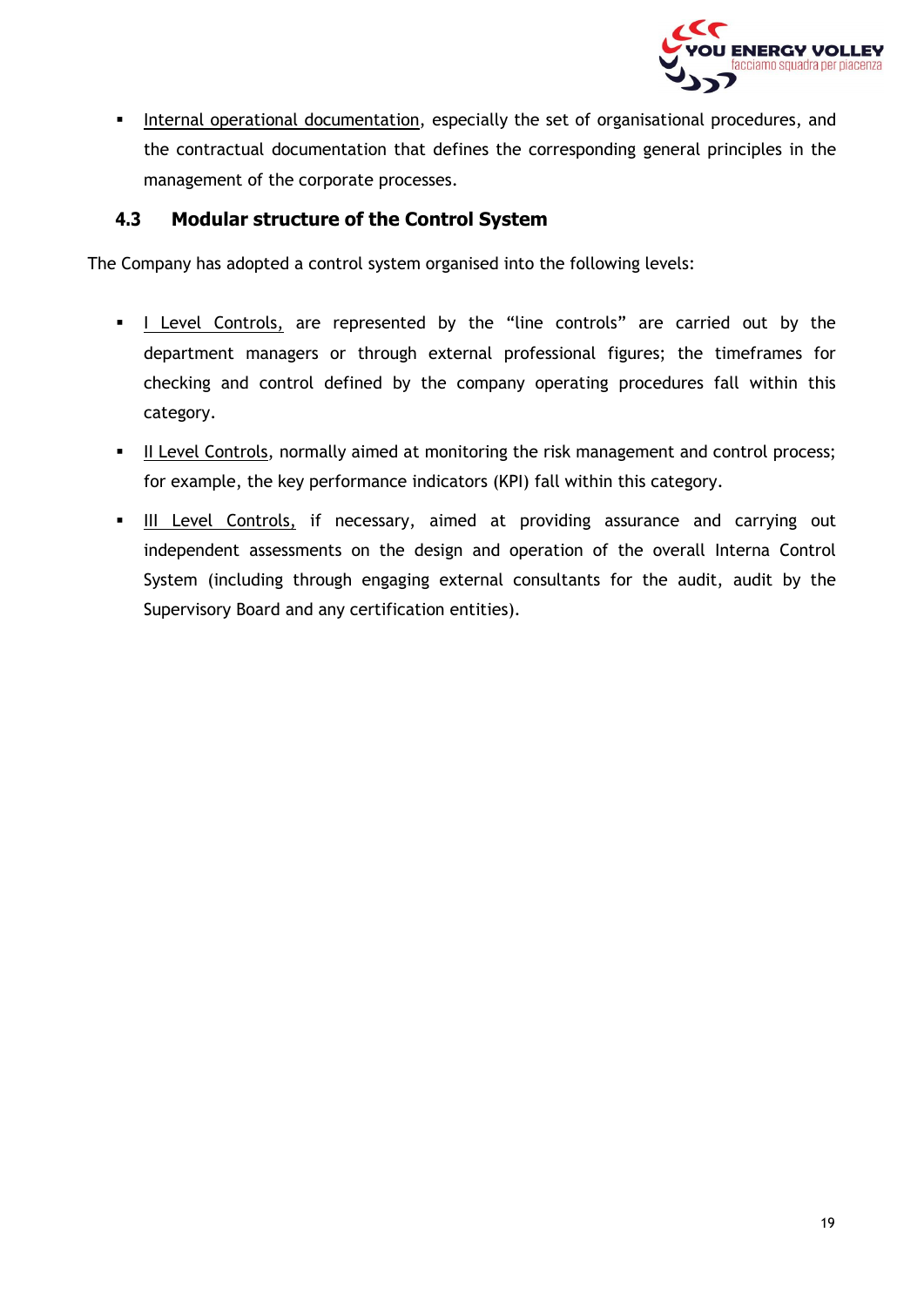- Internal operational documentation, especially the set of organisational procedures, and the contractual documentation that defines the corresponding general principles in the management of the corporate processes.

### 4.3 Modular structure of the Control System

The Company has adopted a control system organised into the following levels:

- I Level Controls, are represented by the "line controls" are carried out by the department managers or through external professional figures; the timeframes for checking and control defined by the company operating procedures fall within this category.
- II Level Controls, normally aimed at monitoring the risk management and control process; for example, the key performance indicators (KPI) fall within this category.
- III Level Controls, if necessary, aimed at providing assurance and carrying out independent assessments on the design and operation of the overall Interna Control System (including through engaging external consultants for the audit, audit by the Supervisory Board and any certification entities).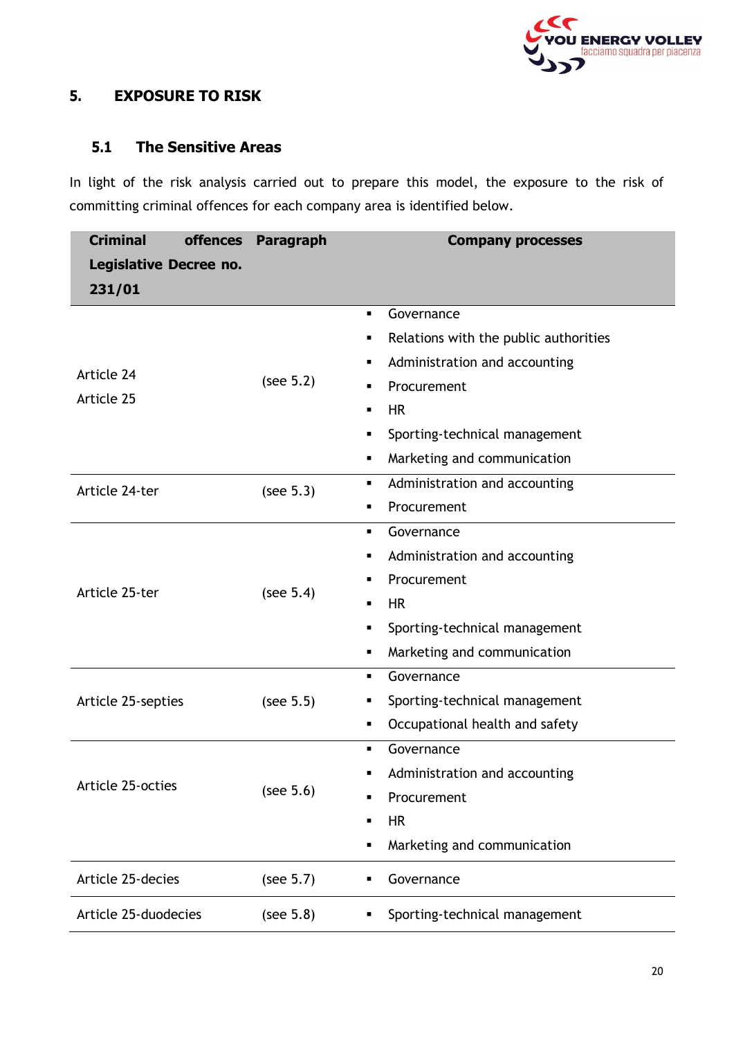## 5. EXPOSURE TO RISK

### 5.1 The Sensitive Areas

In light of the risk analysis carried out to prepare this model, the exposure to the risk of committing criminal offences for each company area is identified below.

| Criminal offences Legislative Decree no. 231/01 | Paragraph | Company processes |
|---|---|---|
| Article 24<br>Article 25 | (see 5.2) | ▪ Governance<br>▪ Relations with the public authorities<br>▪ Administration and accounting<br>▪ Procurement<br>▪ HR<br>▪ Sporting-technical management<br>▪ Marketing and communication |
| Article 24-ter | (see 5.3) | ▪ Administration and accounting<br>▪ Procurement |
| Article 25-ter | (see 5.4) | ▪ Governance<br>▪ Administration and accounting<br>▪ Procurement<br>▪ HR<br>▪ Sporting-technical management<br>▪ Marketing and communication |
| Article 25-septies | (see 5.5) | ▪ Governance<br>▪ Sporting-technical management<br>▪ Occupational health and safety |
| Article 25-octies | (see 5.6) | ▪ Governance<br>▪ Administration and accounting<br>▪ Procurement<br>▪ HR<br>▪ Marketing and communication |
| Article 25-decies | (see 5.7) | ▪ Governance |
| Article 25-duodecies | (see 5.8) | ▪ Sporting-technical management |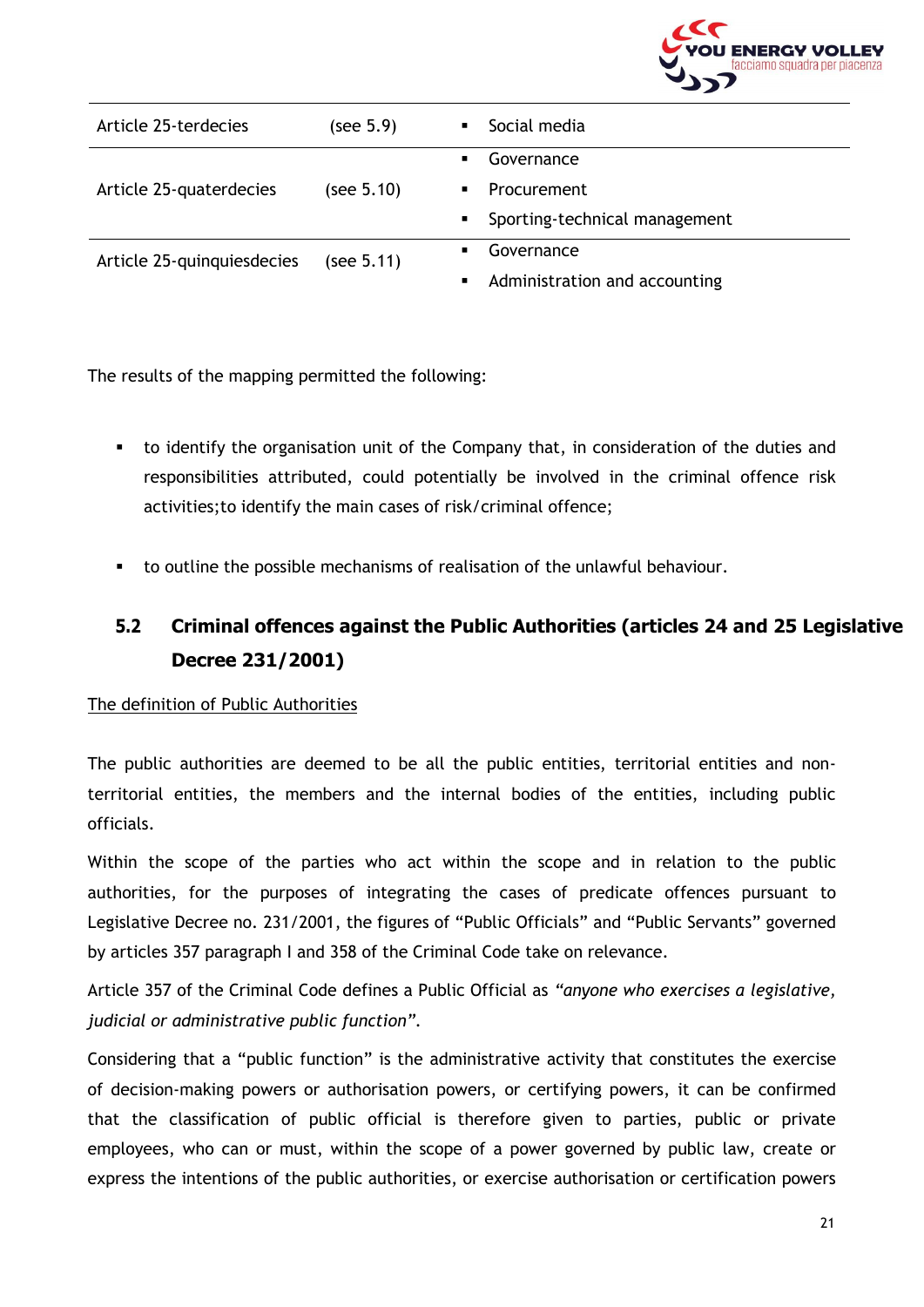| | | |
|---|---|---|
| Article 25-terdecies | (see 5.9) | ▪ Social media |
| Article 25-quaterdecies | (see 5.10) | ▪ Governance<br>▪ Procurement<br>▪ Sporting-technical management |
| Article 25-quinquiesdecies | (see 5.11) | ▪ Governance<br>▪ Administration and accounting |

The results of the mapping permitted the following:

- to identify the organisation unit of the Company that, in consideration of the duties and responsibilities attributed, could potentially be involved in the criminal offence risk activities;to identify the main cases of risk/criminal offence;
- to outline the possible mechanisms of realisation of the unlawful behaviour.

## 5.2 Criminal offences against the Public Authorities (articles 24 and 25 Legislative Decree 231/2001)

The definition of Public Authorities

The public authorities are deemed to be all the public entities, territorial entities and non-territorial entities, the members and the internal bodies of the entities, including public officials.

Within the scope of the parties who act within the scope and in relation to the public authorities, for the purposes of integrating the cases of predicate offences pursuant to Legislative Decree no. 231/2001, the figures of "Public Officials" and "Public Servants" governed by articles 357 paragraph I and 358 of the Criminal Code take on relevance.

Article 357 of the Criminal Code defines a Public Official as *"anyone who exercises a legislative, judicial or administrative public function"*.

Considering that a "public function" is the administrative activity that constitutes the exercise of decision-making powers or authorisation powers, or certifying powers, it can be confirmed that the classification of public official is therefore given to parties, public or private employees, who can or must, within the scope of a power governed by public law, create or express the intentions of the public authorities, or exercise authorisation or certification powers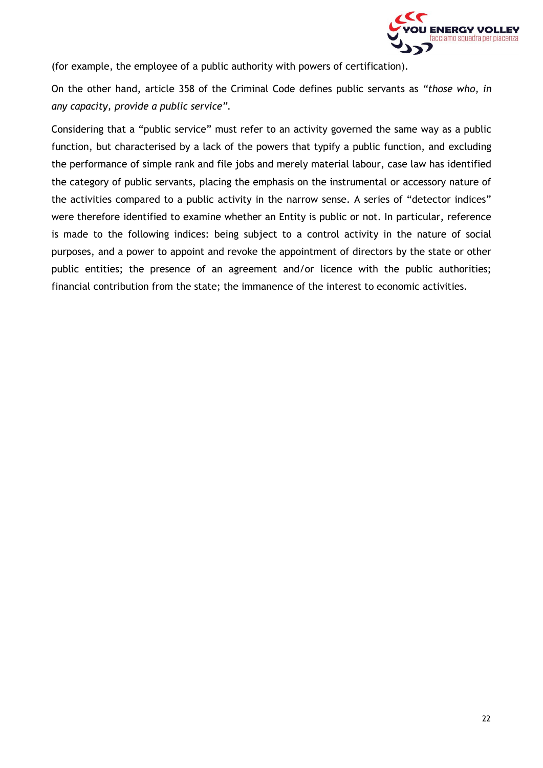(for example, the employee of a public authority with powers of certification).

On the other hand, article 358 of the Criminal Code defines public servants as *"those who, in any capacity, provide a public service"*.

Considering that a "public service" must refer to an activity governed the same way as a public function, but characterised by a lack of the powers that typify a public function, and excluding the performance of simple rank and file jobs and merely material labour, case law has identified the category of public servants, placing the emphasis on the instrumental or accessory nature of the activities compared to a public activity in the narrow sense. A series of "detector indices" were therefore identified to examine whether an Entity is public or not. In particular, reference is made to the following indices: being subject to a control activity in the nature of social purposes, and a power to appoint and revoke the appointment of directors by the state or other public entities; the presence of an agreement and/or licence with the public authorities; financial contribution from the state; the immanence of the interest to economic activities.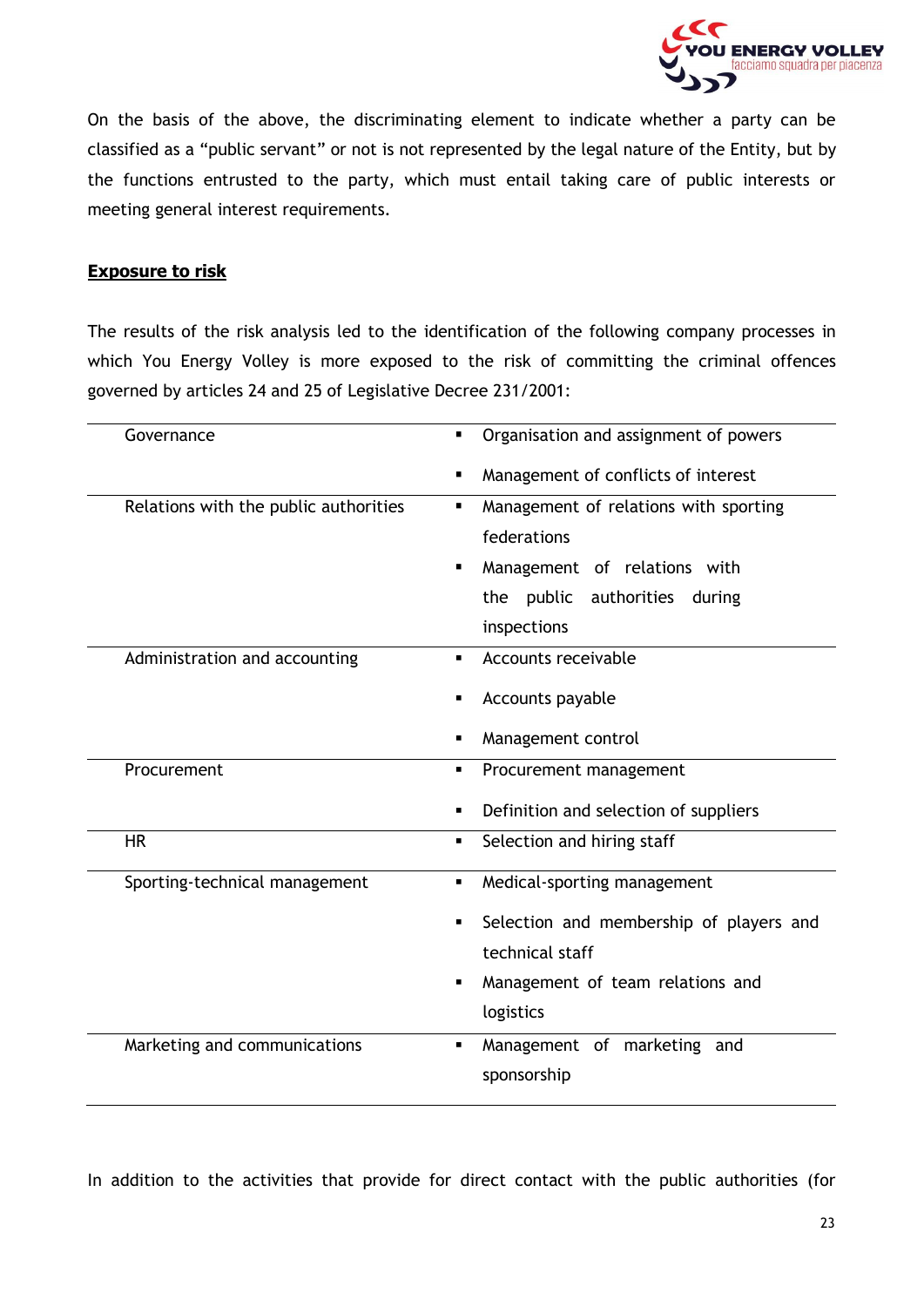On the basis of the above, the discriminating element to indicate whether a party can be classified as a "public servant" or not is not represented by the legal nature of the Entity, but by the functions entrusted to the party, which must entail taking care of public interests or meeting general interest requirements.

**Exposure to risk**

The results of the risk analysis led to the identification of the following company processes in which You Energy Volley is more exposed to the risk of committing the criminal offences governed by articles 24 and 25 of Legislative Decree 231/2001:

| | |
|---|---|
| Governance | ▪ Organisation and assignment of powers<br>▪ Management of conflicts of interest |
| Relations with the public authorities | ▪ Management of relations with sporting federations<br>▪ Management of relations with the public authorities during inspections |
| Administration and accounting | ▪ Accounts receivable<br>▪ Accounts payable<br>▪ Management control |
| Procurement | ▪ Procurement management<br>▪ Definition and selection of suppliers |
| HR | ▪ Selection and hiring staff |
| Sporting-technical management | ▪ Medical-sporting management<br>▪ Selection and membership of players and technical staff<br>▪ Management of team relations and logistics |
| Marketing and communications | ▪ Management of marketing and sponsorship |

In addition to the activities that provide for direct contact with the public authorities (for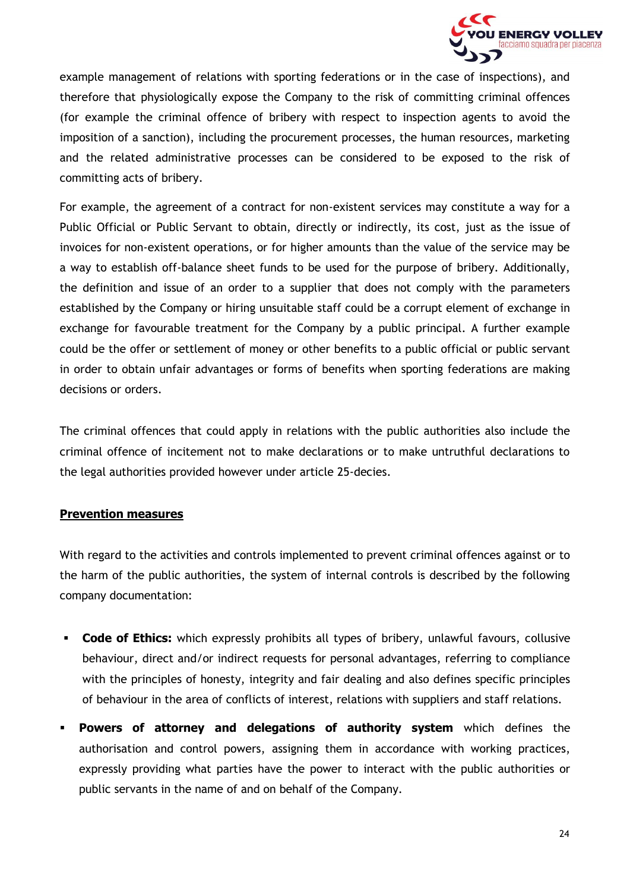example management of relations with sporting federations or in the case of inspections), and therefore that physiologically expose the Company to the risk of committing criminal offences (for example the criminal offence of bribery with respect to inspection agents to avoid the imposition of a sanction), including the procurement processes, the human resources, marketing and the related administrative processes can be considered to be exposed to the risk of committing acts of bribery.

For example, the agreement of a contract for non-existent services may constitute a way for a Public Official or Public Servant to obtain, directly or indirectly, its cost, just as the issue of invoices for non-existent operations, or for higher amounts than the value of the service may be a way to establish off-balance sheet funds to be used for the purpose of bribery. Additionally, the definition and issue of an order to a supplier that does not comply with the parameters established by the Company or hiring unsuitable staff could be a corrupt element of exchange in exchange for favourable treatment for the Company by a public principal. A further example could be the offer or settlement of money or other benefits to a public official or public servant in order to obtain unfair advantages or forms of benefits when sporting federations are making decisions or orders.

The criminal offences that could apply in relations with the public authorities also include the criminal offence of incitement not to make declarations or to make untruthful declarations to the legal authorities provided however under article 25-decies.

**Prevention measures**

With regard to the activities and controls implemented to prevent criminal offences against or to the harm of the public authorities, the system of internal controls is described by the following company documentation:

- **Code of Ethics:** which expressly prohibits all types of bribery, unlawful favours, collusive behaviour, direct and/or indirect requests for personal advantages, referring to compliance with the principles of honesty, integrity and fair dealing and also defines specific principles of behaviour in the area of conflicts of interest, relations with suppliers and staff relations.
- **Powers of attorney and delegations of authority system** which defines the authorisation and control powers, assigning them in accordance with working practices, expressly providing what parties have the power to interact with the public authorities or public servants in the name of and on behalf of the Company.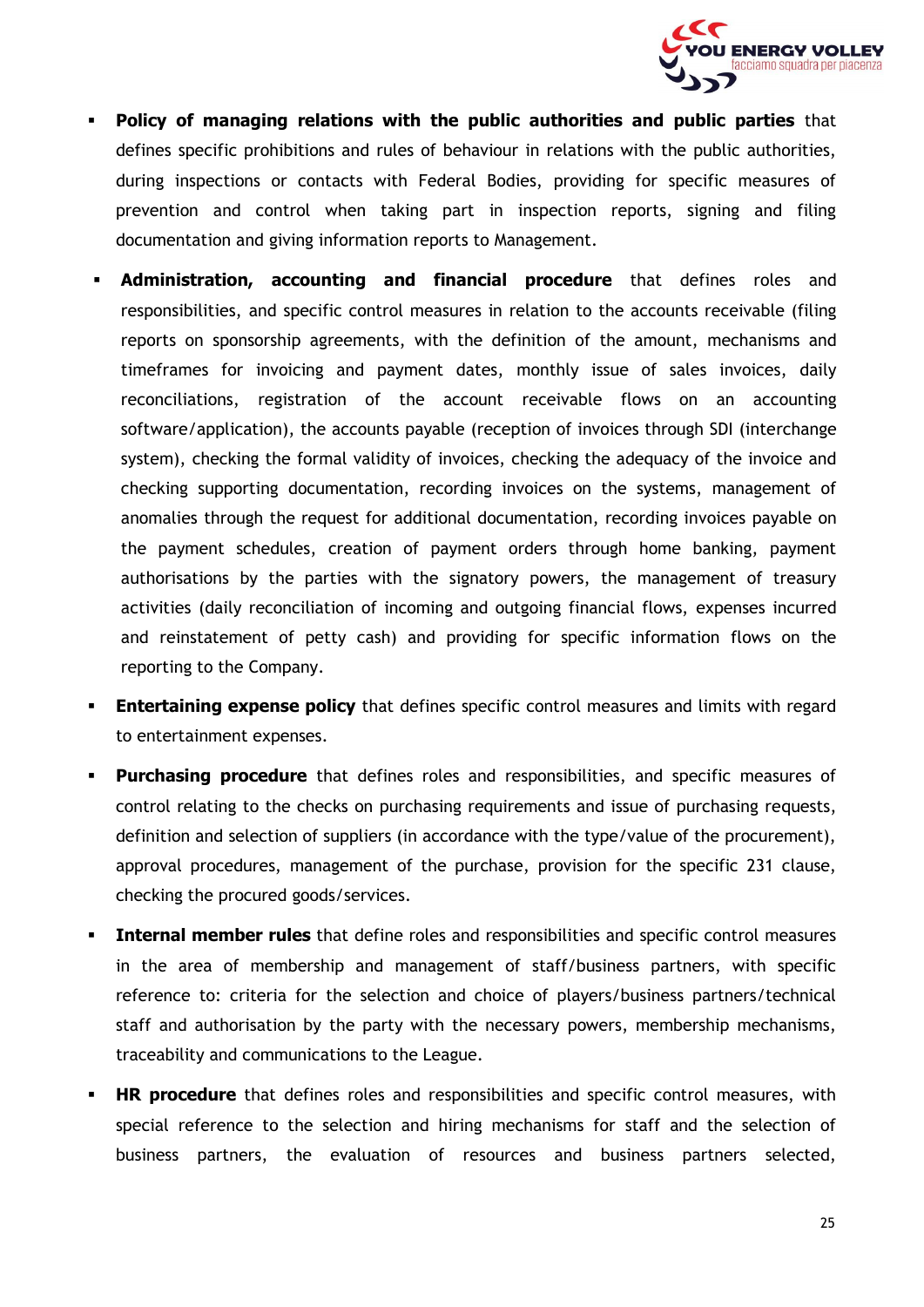- **Policy of managing relations with the public authorities and public parties** that defines specific prohibitions and rules of behaviour in relations with the public authorities, during inspections or contacts with Federal Bodies, providing for specific measures of prevention and control when taking part in inspection reports, signing and filing documentation and giving information reports to Management.
- **Administration, accounting and financial procedure** that defines roles and responsibilities, and specific control measures in relation to the accounts receivable (filing reports on sponsorship agreements, with the definition of the amount, mechanisms and timeframes for invoicing and payment dates, monthly issue of sales invoices, daily reconciliations, registration of the account receivable flows on an accounting software/application), the accounts payable (reception of invoices through SDI (interchange system), checking the formal validity of invoices, checking the adequacy of the invoice and checking supporting documentation, recording invoices on the systems, management of anomalies through the request for additional documentation, recording invoices payable on the payment schedules, creation of payment orders through home banking, payment authorisations by the parties with the signatory powers, the management of treasury activities (daily reconciliation of incoming and outgoing financial flows, expenses incurred and reinstatement of petty cash) and providing for specific information flows on the reporting to the Company.
- **Entertaining expense policy** that defines specific control measures and limits with regard to entertainment expenses.
- **Purchasing procedure** that defines roles and responsibilities, and specific measures of control relating to the checks on purchasing requirements and issue of purchasing requests, definition and selection of suppliers (in accordance with the type/value of the procurement), approval procedures, management of the purchase, provision for the specific 231 clause, checking the procured goods/services.
- **Internal member rules** that define roles and responsibilities and specific control measures in the area of membership and management of staff/business partners, with specific reference to: criteria for the selection and choice of players/business partners/technical staff and authorisation by the party with the necessary powers, membership mechanisms, traceability and communications to the League.
- **HR procedure** that defines roles and responsibilities and specific control measures, with special reference to the selection and hiring mechanisms for staff and the selection of business partners, the evaluation of resources and business partners selected,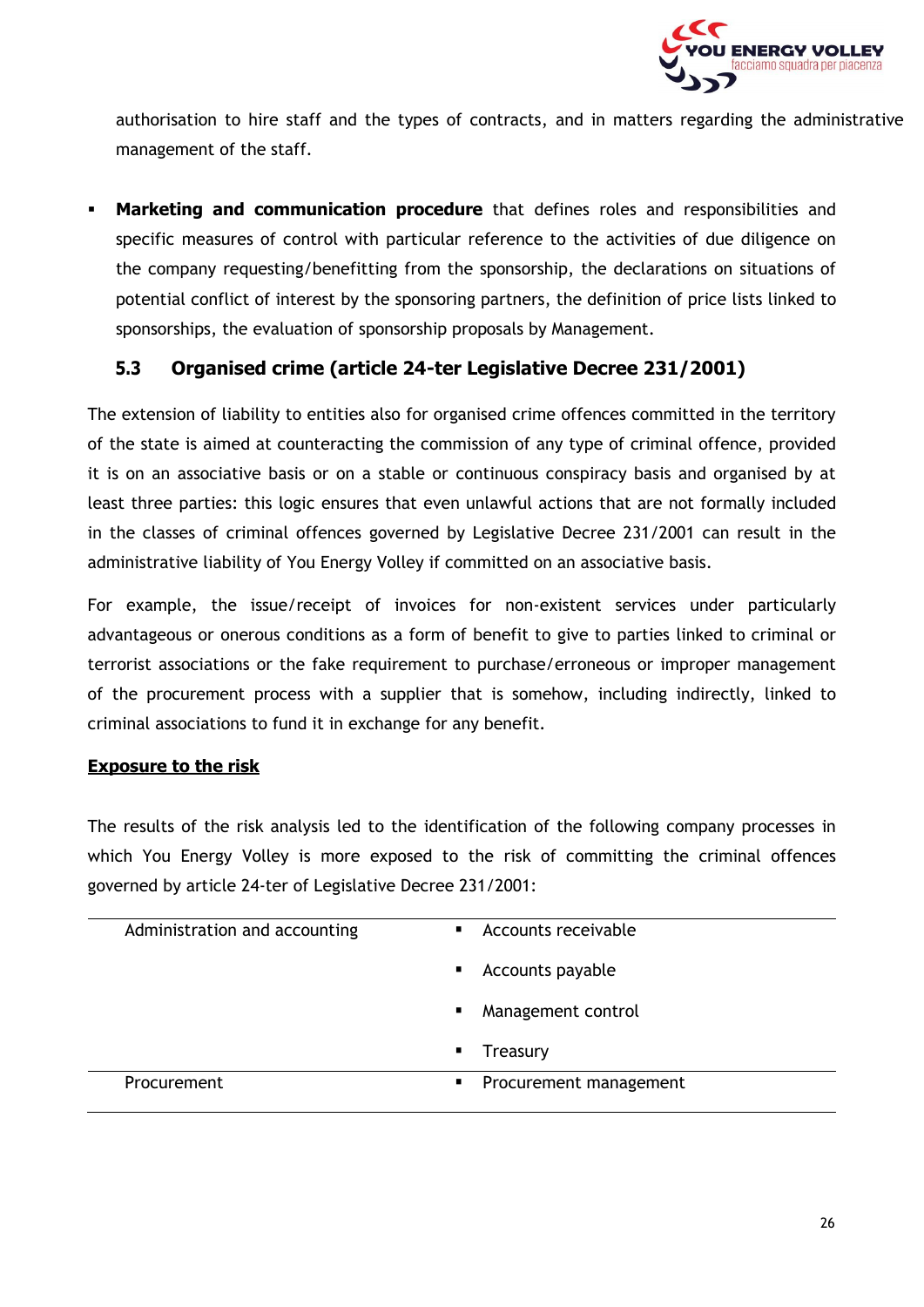authorisation to hire staff and the types of contracts, and in matters regarding the administrative management of the staff.

- **Marketing and communication procedure** that defines roles and responsibilities and specific measures of control with particular reference to the activities of due diligence on the company requesting/benefitting from the sponsorship, the declarations on situations of potential conflict of interest by the sponsoring partners, the definition of price lists linked to sponsorships, the evaluation of sponsorship proposals by Management.

## 5.3 Organised crime (article 24-ter Legislative Decree 231/2001)

The extension of liability to entities also for organised crime offences committed in the territory of the state is aimed at counteracting the commission of any type of criminal offence, provided it is on an associative basis or on a stable or continuous conspiracy basis and organised by at least three parties: this logic ensures that even unlawful actions that are not formally included in the classes of criminal offences governed by Legislative Decree 231/2001 can result in the administrative liability of You Energy Volley if committed on an associative basis.

For example, the issue/receipt of invoices for non-existent services under particularly advantageous or onerous conditions as a form of benefit to give to parties linked to criminal or terrorist associations or the fake requirement to purchase/erroneous or improper management of the procurement process with a supplier that is somehow, including indirectly, linked to criminal associations to fund it in exchange for any benefit.

**Exposure to the risk**

The results of the risk analysis led to the identification of the following company processes in which You Energy Volley is more exposed to the risk of committing the criminal offences governed by article 24-ter of Legislative Decree 231/2001:

| | |
|---|---|
| Administration and accounting | ▪ Accounts receivable<br>▪ Accounts payable<br>▪ Management control<br>▪ Treasury |
| Procurement | ▪ Procurement management |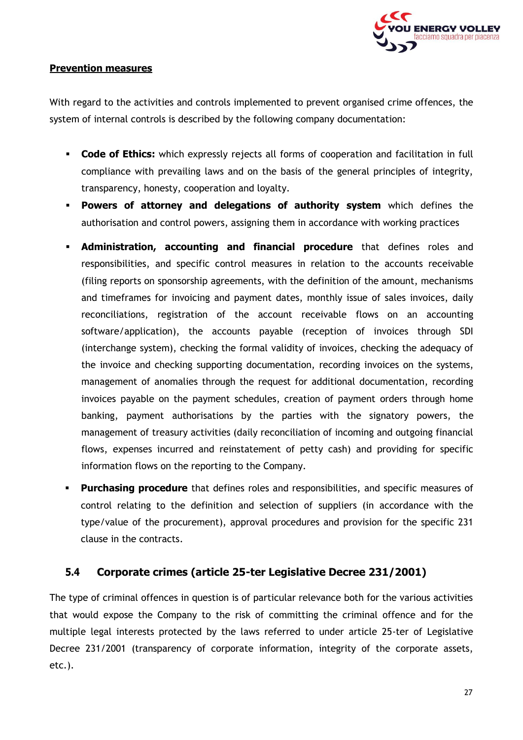**Prevention measures**

With regard to the activities and controls implemented to prevent organised crime offences, the system of internal controls is described by the following company documentation:

- **Code of Ethics:** which expressly rejects all forms of cooperation and facilitation in full compliance with prevailing laws and on the basis of the general principles of integrity, transparency, honesty, cooperation and loyalty.
- **Powers of attorney and delegations of authority system** which defines the authorisation and control powers, assigning them in accordance with working practices
- **Administration, accounting and financial procedure** that defines roles and responsibilities, and specific control measures in relation to the accounts receivable (filing reports on sponsorship agreements, with the definition of the amount, mechanisms and timeframes for invoicing and payment dates, monthly issue of sales invoices, daily reconciliations, registration of the account receivable flows on an accounting software/application), the accounts payable (reception of invoices through SDI (interchange system), checking the formal validity of invoices, checking the adequacy of the invoice and checking supporting documentation, recording invoices on the systems, management of anomalies through the request for additional documentation, recording invoices payable on the payment schedules, creation of payment orders through home banking, payment authorisations by the parties with the signatory powers, the management of treasury activities (daily reconciliation of incoming and outgoing financial flows, expenses incurred and reinstatement of petty cash) and providing for specific information flows on the reporting to the Company.
- **Purchasing procedure** that defines roles and responsibilities, and specific measures of control relating to the definition and selection of suppliers (in accordance with the type/value of the procurement), approval procedures and provision for the specific 231 clause in the contracts.

## 5.4 Corporate crimes (article 25-ter Legislative Decree 231/2001)

The type of criminal offences in question is of particular relevance both for the various activities that would expose the Company to the risk of committing the criminal offence and for the multiple legal interests protected by the laws referred to under article 25-ter of Legislative Decree 231/2001 (transparency of corporate information, integrity of the corporate assets, etc.).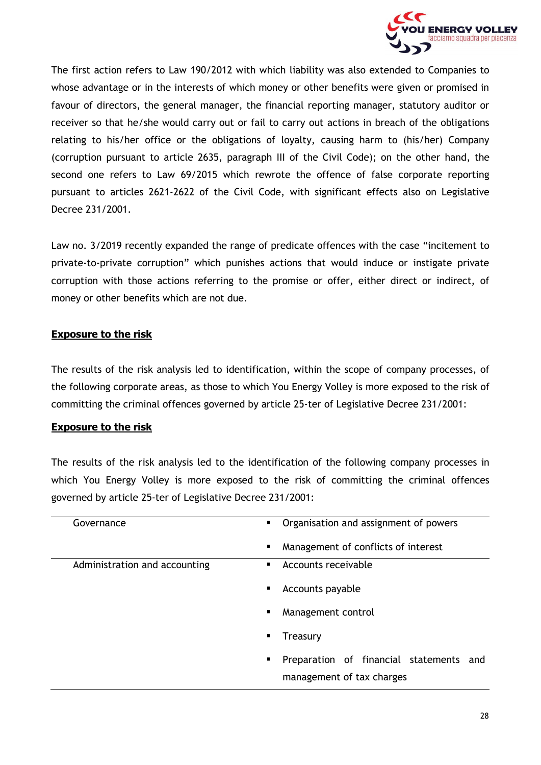The first action refers to Law 190/2012 with which liability was also extended to Companies to whose advantage or in the interests of which money or other benefits were given or promised in favour of directors, the general manager, the financial reporting manager, statutory auditor or receiver so that he/she would carry out or fail to carry out actions in breach of the obligations relating to his/her office or the obligations of loyalty, causing harm to (his/her) Company (corruption pursuant to article 2635, paragraph III of the Civil Code); on the other hand, the second one refers to Law 69/2015 which rewrote the offence of false corporate reporting pursuant to articles 2621-2622 of the Civil Code, with significant effects also on Legislative Decree 231/2001.

Law no. 3/2019 recently expanded the range of predicate offences with the case "incitement to private-to-private corruption" which punishes actions that would induce or instigate private corruption with those actions referring to the promise or offer, either direct or indirect, of money or other benefits which are not due.

**Exposure to the risk**

The results of the risk analysis led to identification, within the scope of company processes, of the following corporate areas, as those to which You Energy Volley is more exposed to the risk of committing the criminal offences governed by article 25-ter of Legislative Decree 231/2001:

**Exposure to the risk**

The results of the risk analysis led to the identification of the following company processes in which You Energy Volley is more exposed to the risk of committing the criminal offences governed by article 25-ter of Legislative Decree 231/2001:

| | |
|---|---|
| Governance | ▪ Organisation and assignment of powers<br>▪ Management of conflicts of interest |
| Administration and accounting | ▪ Accounts receivable<br>▪ Accounts payable<br>▪ Management control<br>▪ Treasury<br>▪ Preparation of financial statements and management of tax charges |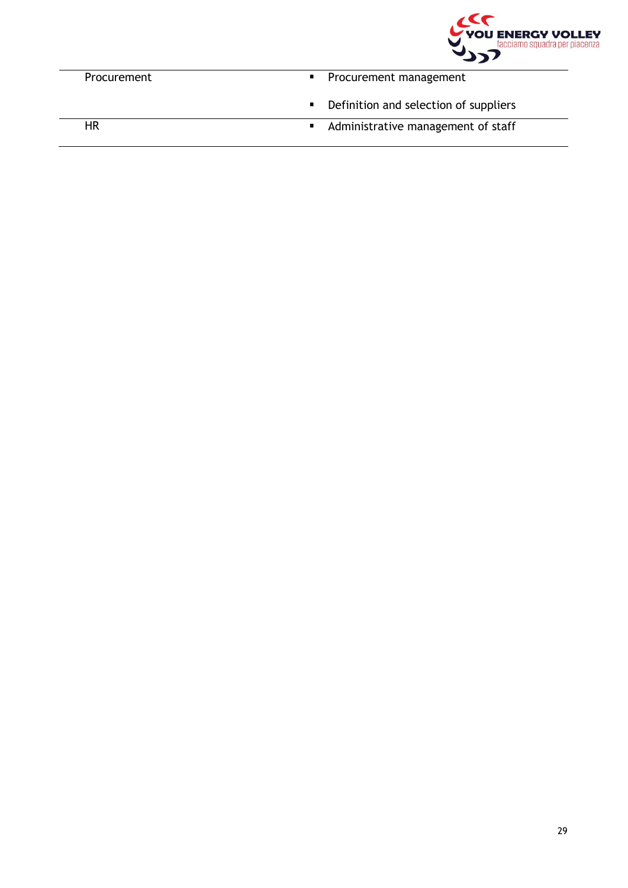| | |
|---|---|
| Procurement | ▪ Procurement management<br>▪ Definition and selection of suppliers |
| HR | ▪ Administrative management of staff |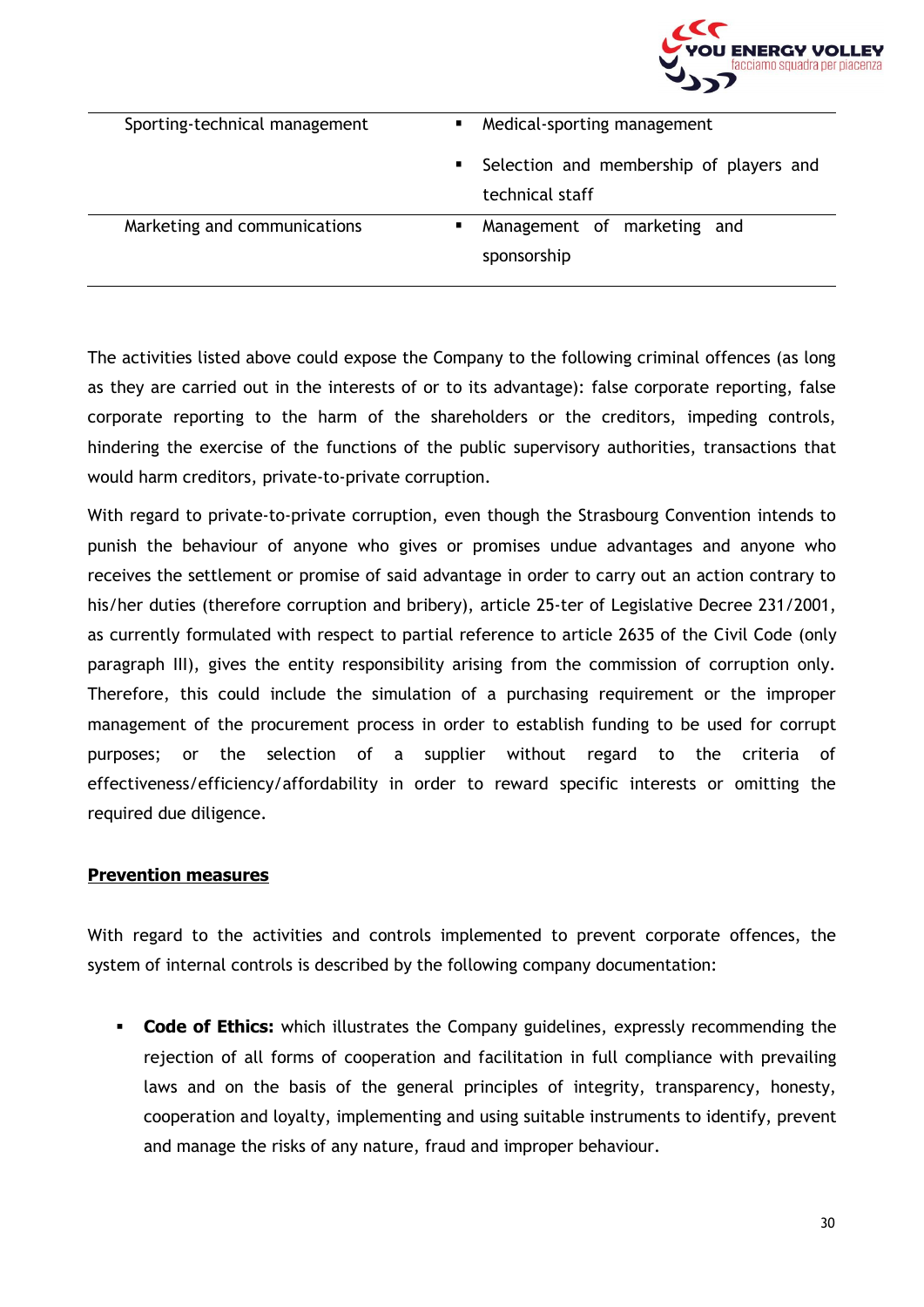| | |
|---|---|
| Sporting-technical management | ▪ Medical-sporting management<br>▪ Selection and membership of players and technical staff |
| Marketing and communications | ▪ Management of marketing and sponsorship |

The activities listed above could expose the Company to the following criminal offences (as long as they are carried out in the interests of or to its advantage): false corporate reporting, false corporate reporting to the harm of the shareholders or the creditors, impeding controls, hindering the exercise of the functions of the public supervisory authorities, transactions that would harm creditors, private-to-private corruption.

With regard to private-to-private corruption, even though the Strasbourg Convention intends to punish the behaviour of anyone who gives or promises undue advantages and anyone who receives the settlement or promise of said advantage in order to carry out an action contrary to his/her duties (therefore corruption and bribery), article 25-ter of Legislative Decree 231/2001, as currently formulated with respect to partial reference to article 2635 of the Civil Code (only paragraph III), gives the entity responsibility arising from the commission of corruption only. Therefore, this could include the simulation of a purchasing requirement or the improper management of the procurement process in order to establish funding to be used for corrupt purposes; or the selection of a supplier without regard to the criteria of effectiveness/efficiency/affordability in order to reward specific interests or omitting the required due diligence.

**Prevention measures**

With regard to the activities and controls implemented to prevent corporate offences, the system of internal controls is described by the following company documentation:

- **Code of Ethics:** which illustrates the Company guidelines, expressly recommending the rejection of all forms of cooperation and facilitation in full compliance with prevailing laws and on the basis of the general principles of integrity, transparency, honesty, cooperation and loyalty, implementing and using suitable instruments to identify, prevent and manage the risks of any nature, fraud and improper behaviour.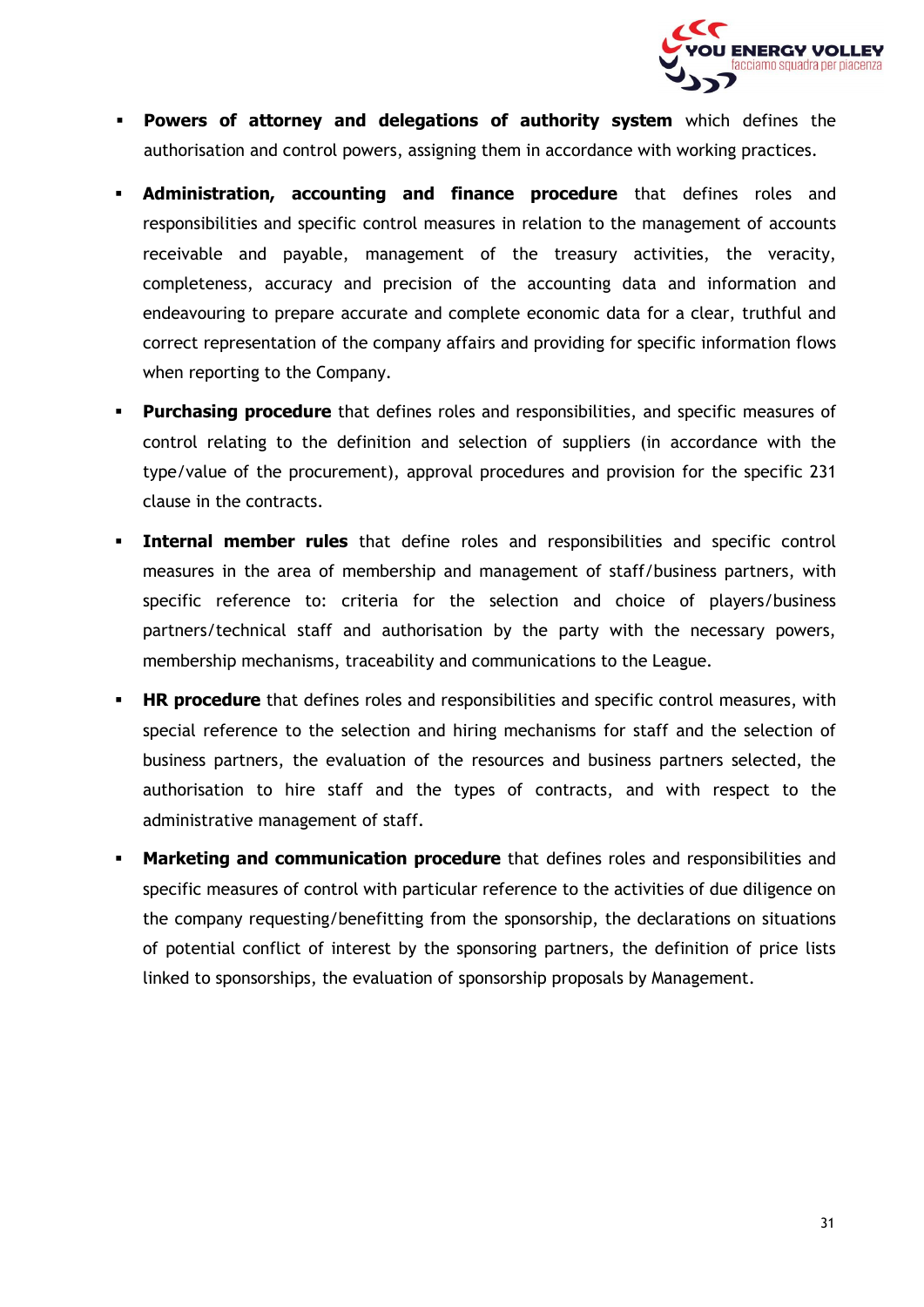- **Powers of attorney and delegations of authority system** which defines the authorisation and control powers, assigning them in accordance with working practices.
- **Administration, accounting and finance procedure** that defines roles and responsibilities and specific control measures in relation to the management of accounts receivable and payable, management of the treasury activities, the veracity, completeness, accuracy and precision of the accounting data and information and endeavouring to prepare accurate and complete economic data for a clear, truthful and correct representation of the company affairs and providing for specific information flows when reporting to the Company.
- **Purchasing procedure** that defines roles and responsibilities, and specific measures of control relating to the definition and selection of suppliers (in accordance with the type/value of the procurement), approval procedures and provision for the specific 231 clause in the contracts.
- **Internal member rules** that define roles and responsibilities and specific control measures in the area of membership and management of staff/business partners, with specific reference to: criteria for the selection and choice of players/business partners/technical staff and authorisation by the party with the necessary powers, membership mechanisms, traceability and communications to the League.
- **HR procedure** that defines roles and responsibilities and specific control measures, with special reference to the selection and hiring mechanisms for staff and the selection of business partners, the evaluation of the resources and business partners selected, the authorisation to hire staff and the types of contracts, and with respect to the administrative management of staff.
- **Marketing and communication procedure** that defines roles and responsibilities and specific measures of control with particular reference to the activities of due diligence on the company requesting/benefitting from the sponsorship, the declarations on situations of potential conflict of interest by the sponsoring partners, the definition of price lists linked to sponsorships, the evaluation of sponsorship proposals by Management.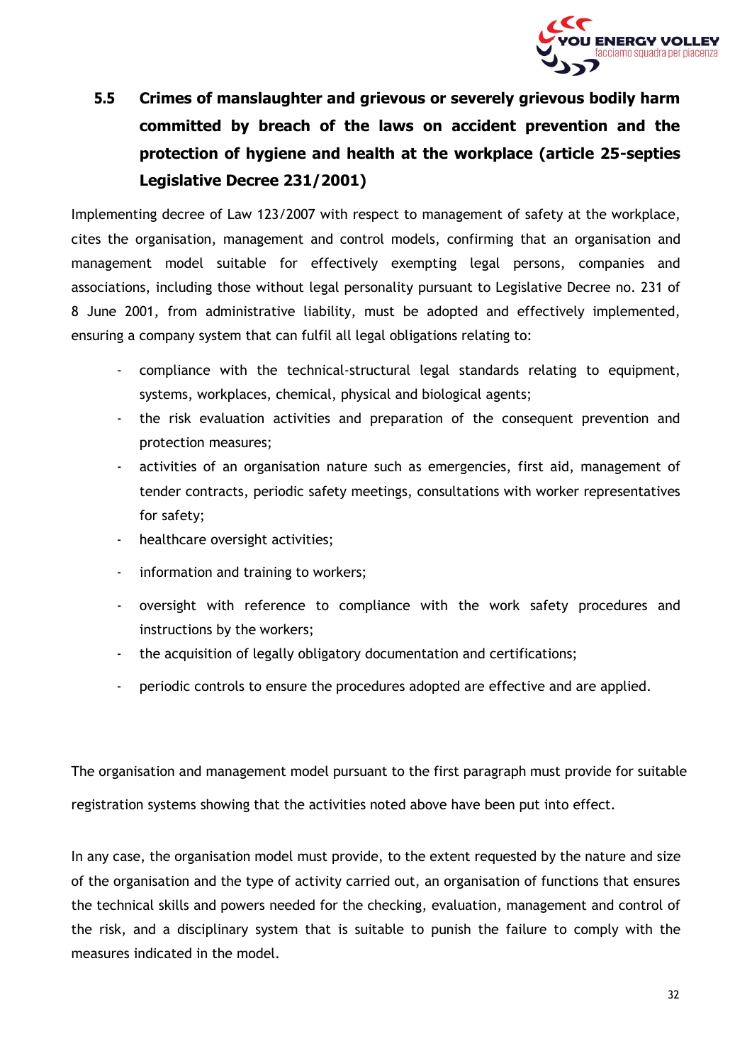## 5.5 Crimes of manslaughter and grievous or severely grievous bodily harm committed by breach of the laws on accident prevention and the protection of hygiene and health at the workplace (article 25-septies Legislative Decree 231/2001)

Implementing decree of Law 123/2007 with respect to management of safety at the workplace, cites the organisation, management and control models, confirming that an organisation and management model suitable for effectively exempting legal persons, companies and associations, including those without legal personality pursuant to Legislative Decree no. 231 of 8 June 2001, from administrative liability, must be adopted and effectively implemented, ensuring a company system that can fulfil all legal obligations relating to:

- compliance with the technical-structural legal standards relating to equipment, systems, workplaces, chemical, physical and biological agents;
- the risk evaluation activities and preparation of the consequent prevention and protection measures;
- activities of an organisation nature such as emergencies, first aid, management of tender contracts, periodic safety meetings, consultations with worker representatives for safety;
- healthcare oversight activities;
- information and training to workers;
- oversight with reference to compliance with the work safety procedures and instructions by the workers;
- the acquisition of legally obligatory documentation and certifications;
- periodic controls to ensure the procedures adopted are effective and are applied.

The organisation and management model pursuant to the first paragraph must provide for suitable registration systems showing that the activities noted above have been put into effect.

In any case, the organisation model must provide, to the extent requested by the nature and size of the organisation and the type of activity carried out, an organisation of functions that ensures the technical skills and powers needed for the checking, evaluation, management and control of the risk, and a disciplinary system that is suitable to punish the failure to comply with the measures indicated in the model.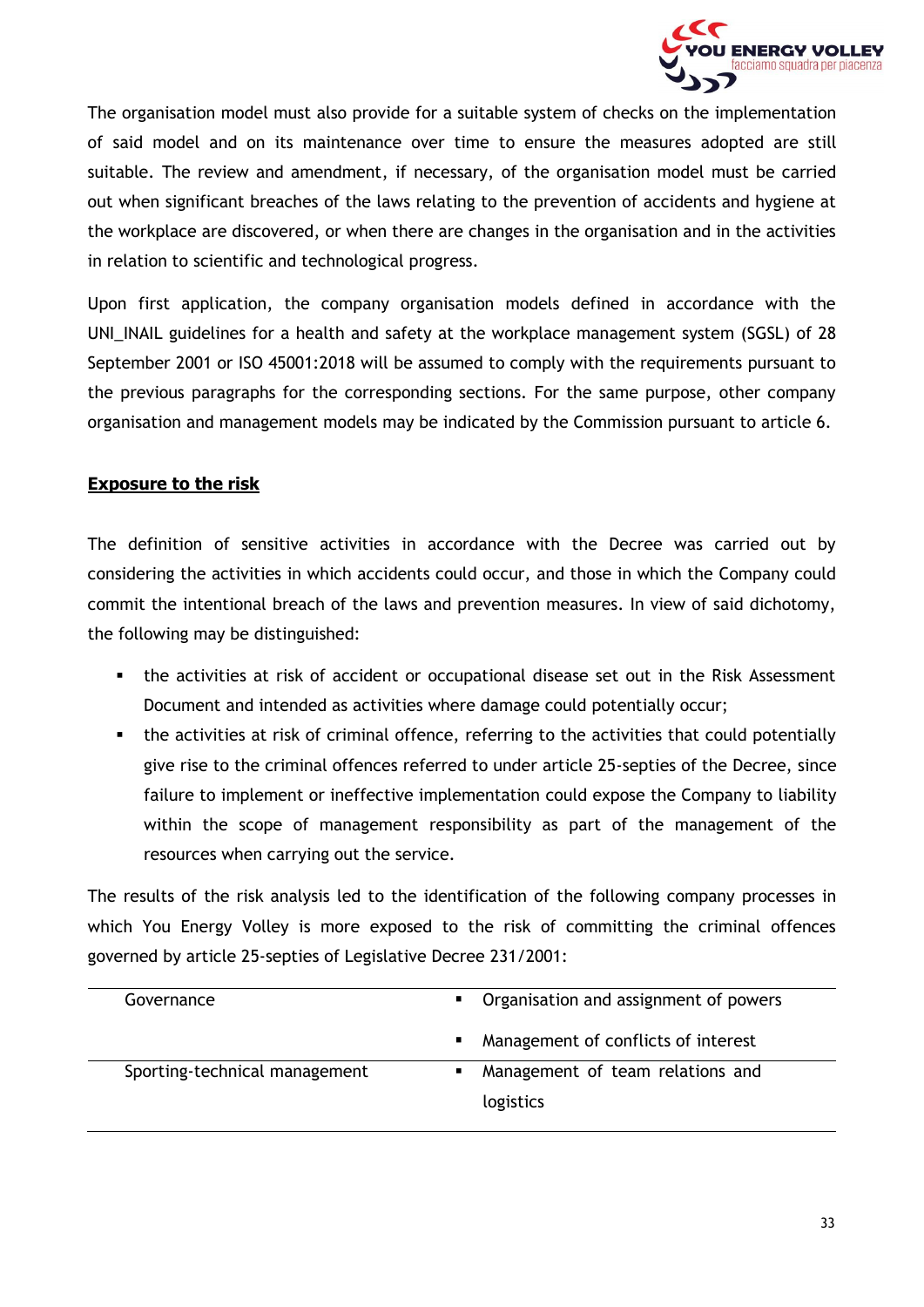The organisation model must also provide for a suitable system of checks on the implementation of said model and on its maintenance over time to ensure the measures adopted are still suitable. The review and amendment, if necessary, of the organisation model must be carried out when significant breaches of the laws relating to the prevention of accidents and hygiene at the workplace are discovered, or when there are changes in the organisation and in the activities in relation to scientific and technological progress.

Upon first application, the company organisation models defined in accordance with the UNI_INAIL guidelines for a health and safety at the workplace management system (SGSL) of 28 September 2001 or ISO 45001:2018 will be assumed to comply with the requirements pursuant to the previous paragraphs for the corresponding sections. For the same purpose, other company organisation and management models may be indicated by the Commission pursuant to article 6.

**Exposure to the risk**

The definition of sensitive activities in accordance with the Decree was carried out by considering the activities in which accidents could occur, and those in which the Company could commit the intentional breach of the laws and prevention measures. In view of said dichotomy, the following may be distinguished:

- the activities at risk of accident or occupational disease set out in the Risk Assessment Document and intended as activities where damage could potentially occur;
- the activities at risk of criminal offence, referring to the activities that could potentially give rise to the criminal offences referred to under article 25-septies of the Decree, since failure to implement or ineffective implementation could expose the Company to liability within the scope of management responsibility as part of the management of the resources when carrying out the service.

The results of the risk analysis led to the identification of the following company processes in which You Energy Volley is more exposed to the risk of committing the criminal offences governed by article 25-septies of Legislative Decree 231/2001:

| | |
|---|---|
| Governance | ▪ Organisation and assignment of powers<br>▪ Management of conflicts of interest |
| Sporting-technical management | ▪ Management of team relations and logistics |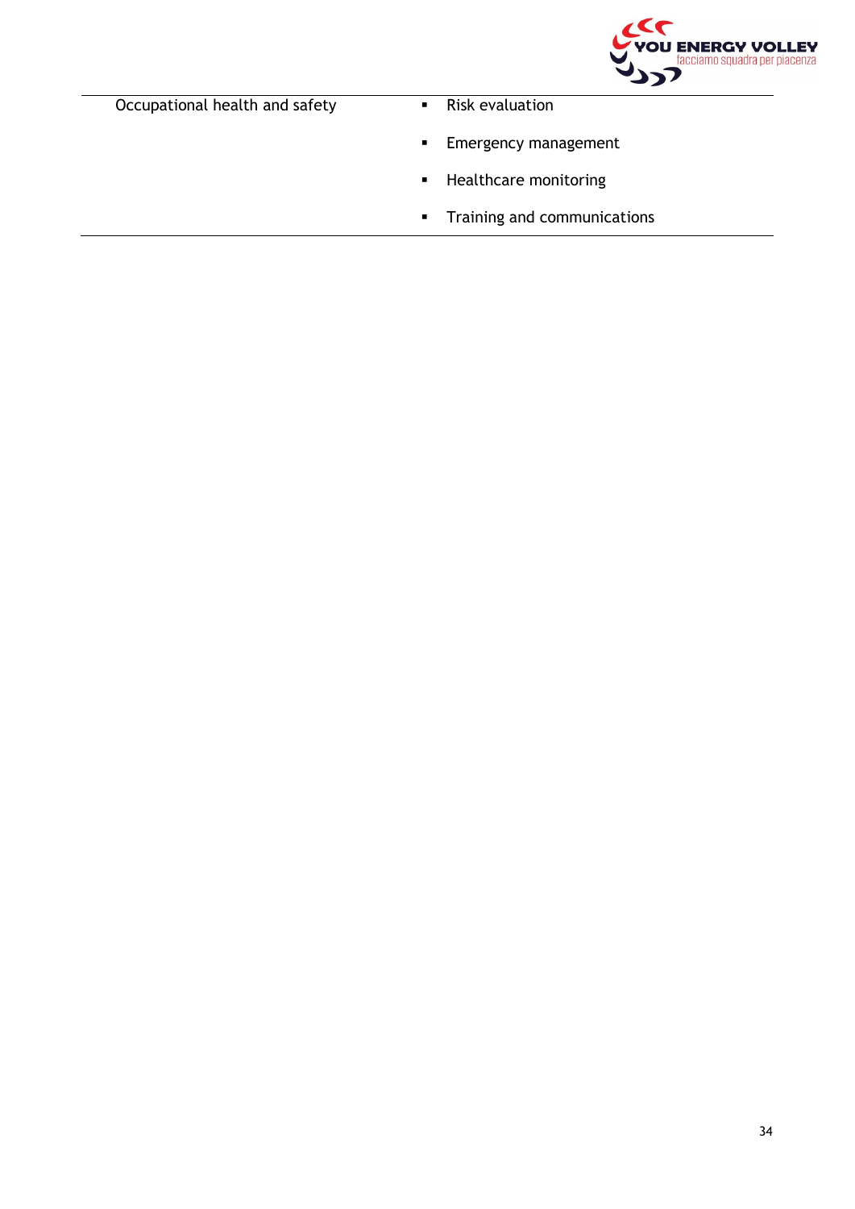| Occupational health and safety | ▪ Risk evaluation<br>▪ Emergency management<br>▪ Healthcare monitoring<br>▪ Training and communications |
|---|---|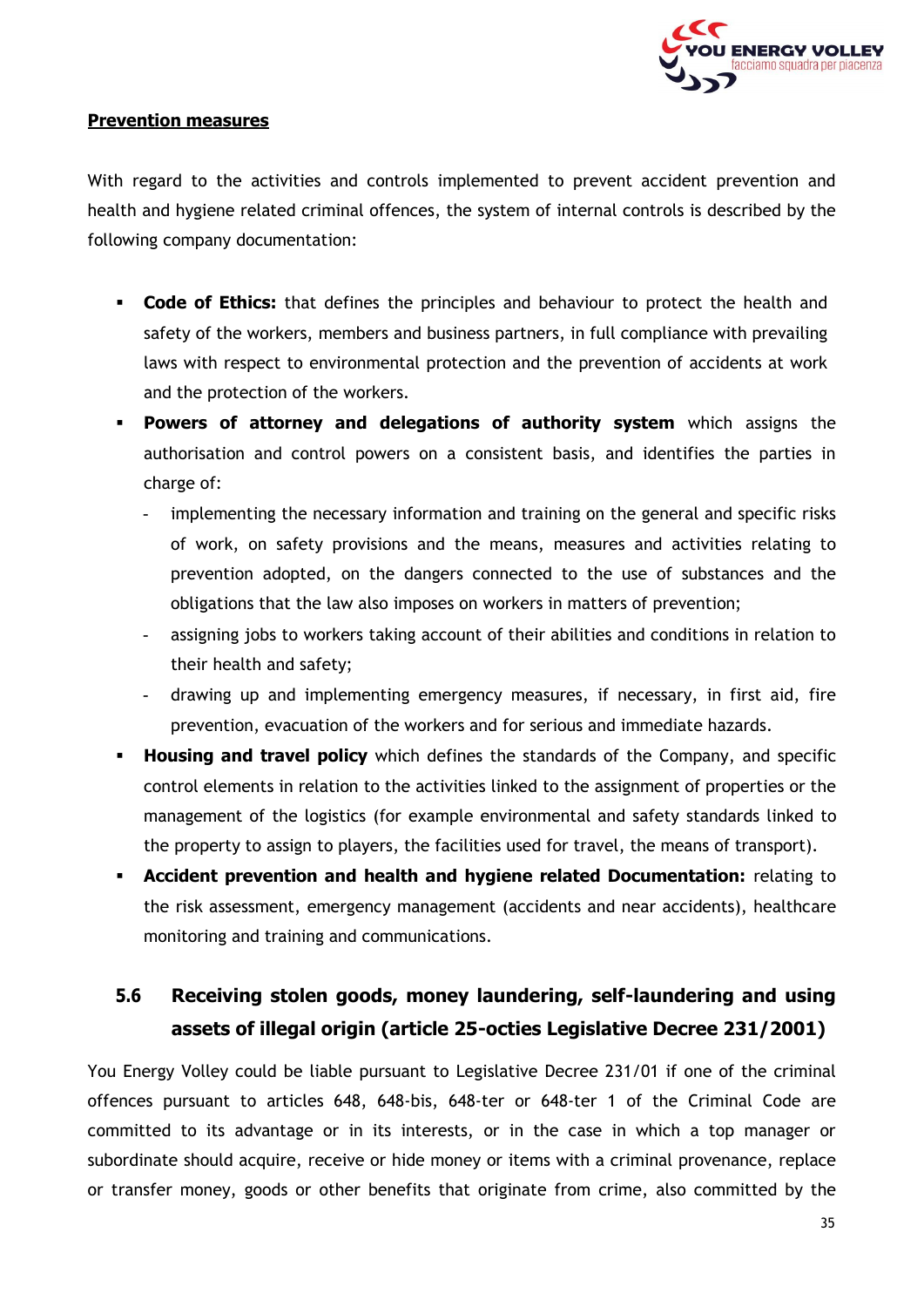**Prevention measures**

With regard to the activities and controls implemented to prevent accident prevention and health and hygiene related criminal offences, the system of internal controls is described by the following company documentation:

- **Code of Ethics:** that defines the principles and behaviour to protect the health and safety of the workers, members and business partners, in full compliance with prevailing laws with respect to environmental protection and the prevention of accidents at work and the protection of the workers.
- **Powers of attorney and delegations of authority system** which assigns the authorisation and control powers on a consistent basis, and identifies the parties in charge of:
  - implementing the necessary information and training on the general and specific risks of work, on safety provisions and the means, measures and activities relating to prevention adopted, on the dangers connected to the use of substances and the obligations that the law also imposes on workers in matters of prevention;
  - assigning jobs to workers taking account of their abilities and conditions in relation to their health and safety;
  - drawing up and implementing emergency measures, if necessary, in first aid, fire prevention, evacuation of the workers and for serious and immediate hazards.
- **Housing and travel policy** which defines the standards of the Company, and specific control elements in relation to the activities linked to the assignment of properties or the management of the logistics (for example environmental and safety standards linked to the property to assign to players, the facilities used for travel, the means of transport).
- **Accident prevention and health and hygiene related Documentation:** relating to the risk assessment, emergency management (accidents and near accidents), healthcare monitoring and training and communications.

## 5.6 Receiving stolen goods, money laundering, self-laundering and using assets of illegal origin (article 25-octies Legislative Decree 231/2001)

You Energy Volley could be liable pursuant to Legislative Decree 231/01 if one of the criminal offences pursuant to articles 648, 648-bis, 648-ter or 648-ter 1 of the Criminal Code are committed to its advantage or in its interests, or in the case in which a top manager or subordinate should acquire, receive or hide money or items with a criminal provenance, replace or transfer money, goods or other benefits that originate from crime, also committed by the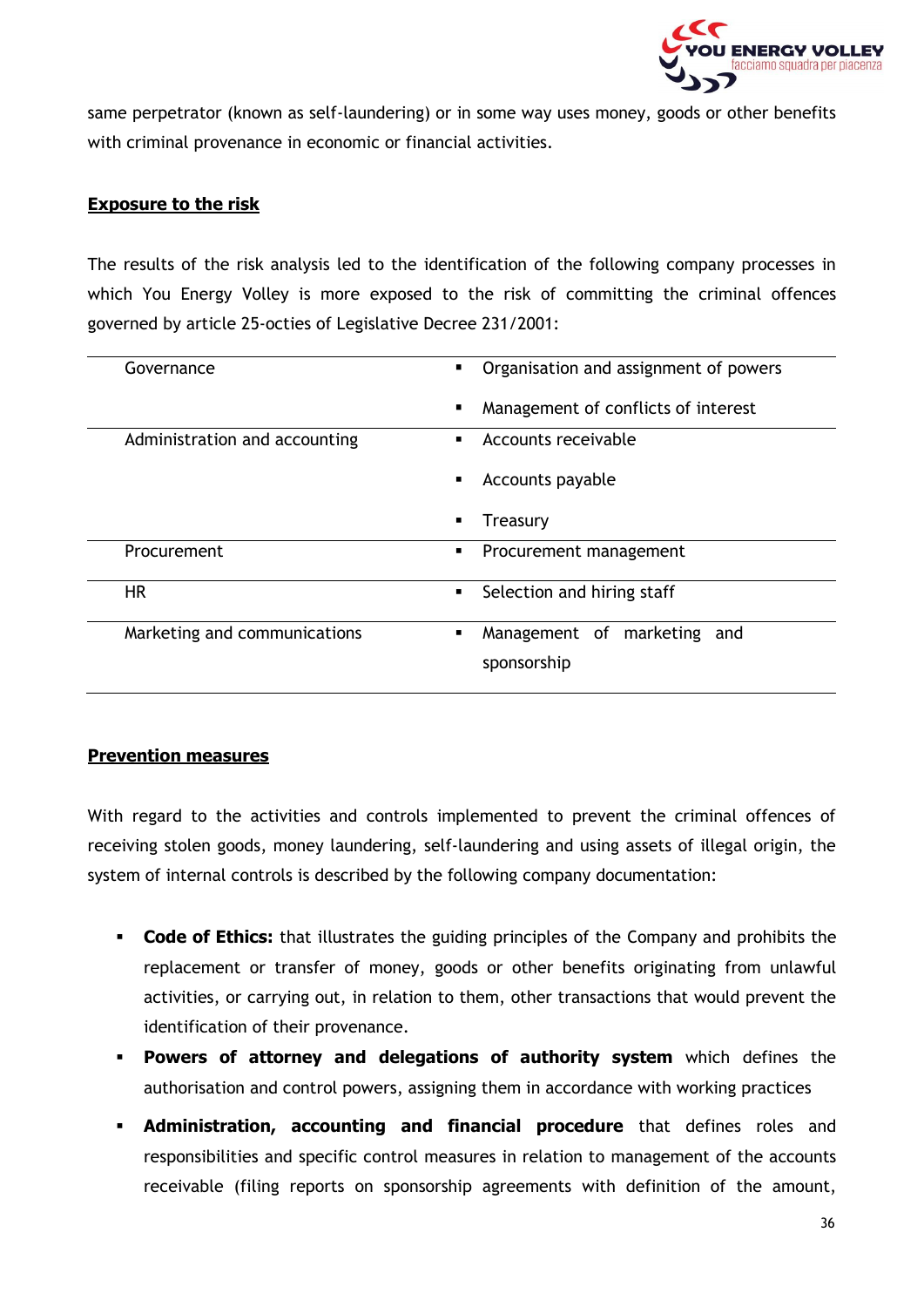same perpetrator (known as self-laundering) or in some way uses money, goods or other benefits with criminal provenance in economic or financial activities.

**Exposure to the risk**

The results of the risk analysis led to the identification of the following company processes in which You Energy Volley is more exposed to the risk of committing the criminal offences governed by article 25-octies of Legislative Decree 231/2001:

| | |
|---|---|
| Governance | ▪ Organisation and assignment of powers<br>▪ Management of conflicts of interest |
| Administration and accounting | ▪ Accounts receivable<br>▪ Accounts payable<br>▪ Treasury |
| Procurement | ▪ Procurement management |
| HR | ▪ Selection and hiring staff |
| Marketing and communications | ▪ Management of marketing and sponsorship |

**Prevention measures**

With regard to the activities and controls implemented to prevent the criminal offences of receiving stolen goods, money laundering, self-laundering and using assets of illegal origin, the system of internal controls is described by the following company documentation:

- **Code of Ethics:** that illustrates the guiding principles of the Company and prohibits the replacement or transfer of money, goods or other benefits originating from unlawful activities, or carrying out, in relation to them, other transactions that would prevent the identification of their provenance.
- **Powers of attorney and delegations of authority system** which defines the authorisation and control powers, assigning them in accordance with working practices
- **Administration, accounting and financial procedure** that defines roles and responsibilities and specific control measures in relation to management of the accounts receivable (filing reports on sponsorship agreements with definition of the amount,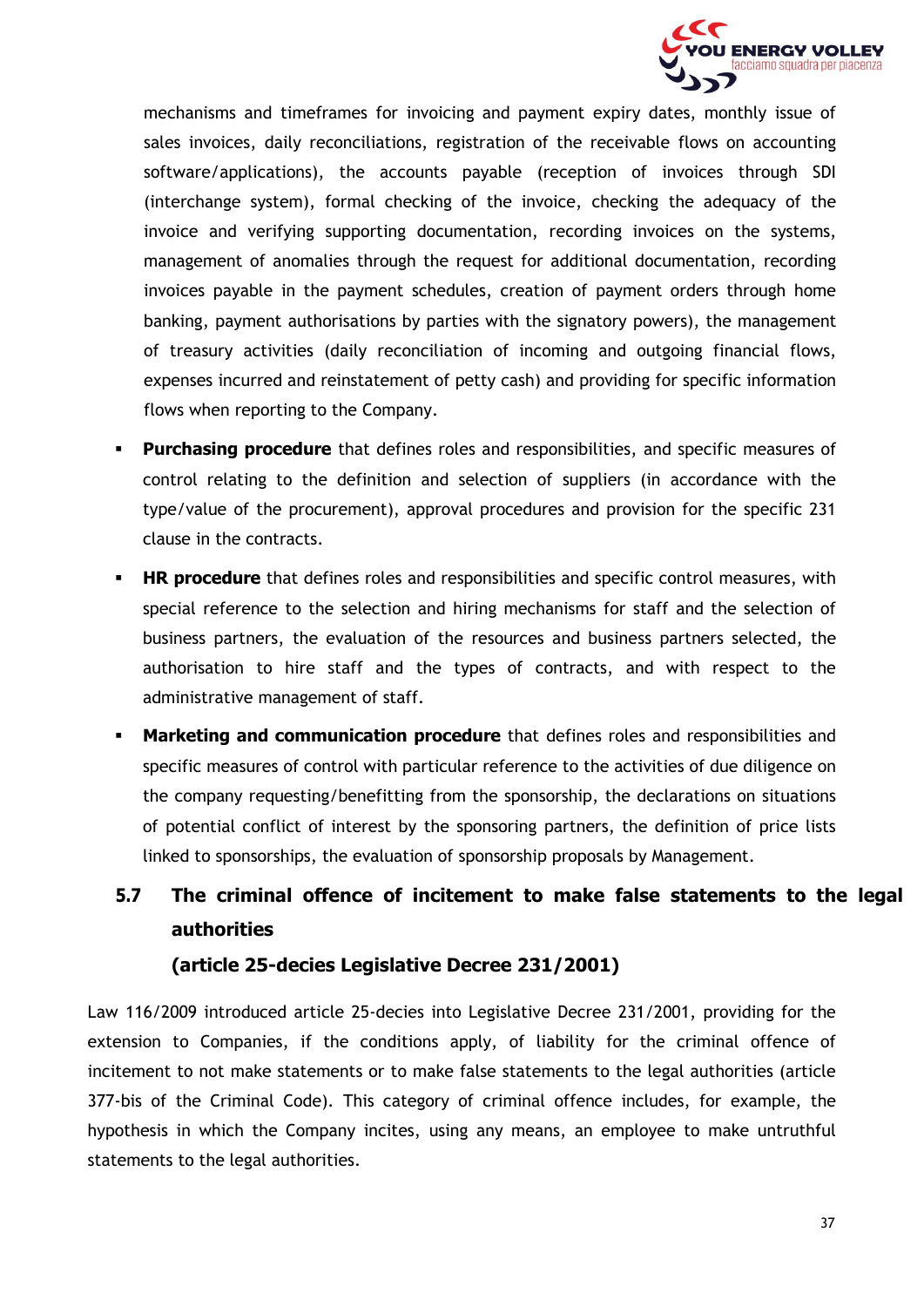mechanisms and timeframes for invoicing and payment expiry dates, monthly issue of sales invoices, daily reconciliations, registration of the receivable flows on accounting software/applications), the accounts payable (reception of invoices through SDI (interchange system), formal checking of the invoice, checking the adequacy of the invoice and verifying supporting documentation, recording invoices on the systems, management of anomalies through the request for additional documentation, recording invoices payable in the payment schedules, creation of payment orders through home banking, payment authorisations by parties with the signatory powers), the management of treasury activities (daily reconciliation of incoming and outgoing financial flows, expenses incurred and reinstatement of petty cash) and providing for specific information flows when reporting to the Company.

- **Purchasing procedure** that defines roles and responsibilities, and specific measures of control relating to the definition and selection of suppliers (in accordance with the type/value of the procurement), approval procedures and provision for the specific 231 clause in the contracts.
- **HR procedure** that defines roles and responsibilities and specific control measures, with special reference to the selection and hiring mechanisms for staff and the selection of business partners, the evaluation of the resources and business partners selected, the authorisation to hire staff and the types of contracts, and with respect to the administrative management of staff.
- **Marketing and communication procedure** that defines roles and responsibilities and specific measures of control with particular reference to the activities of due diligence on the company requesting/benefitting from the sponsorship, the declarations on situations of potential conflict of interest by the sponsoring partners, the definition of price lists linked to sponsorships, the evaluation of sponsorship proposals by Management.

## 5.7 The criminal offence of incitement to make false statements to the legal authorities (article 25-decies Legislative Decree 231/2001)

Law 116/2009 introduced article 25-decies into Legislative Decree 231/2001, providing for the extension to Companies, if the conditions apply, of liability for the criminal offence of incitement to not make statements or to make false statements to the legal authorities (article 377-bis of the Criminal Code). This category of criminal offence includes, for example, the hypothesis in which the Company incites, using any means, an employee to make untruthful statements to the legal authorities.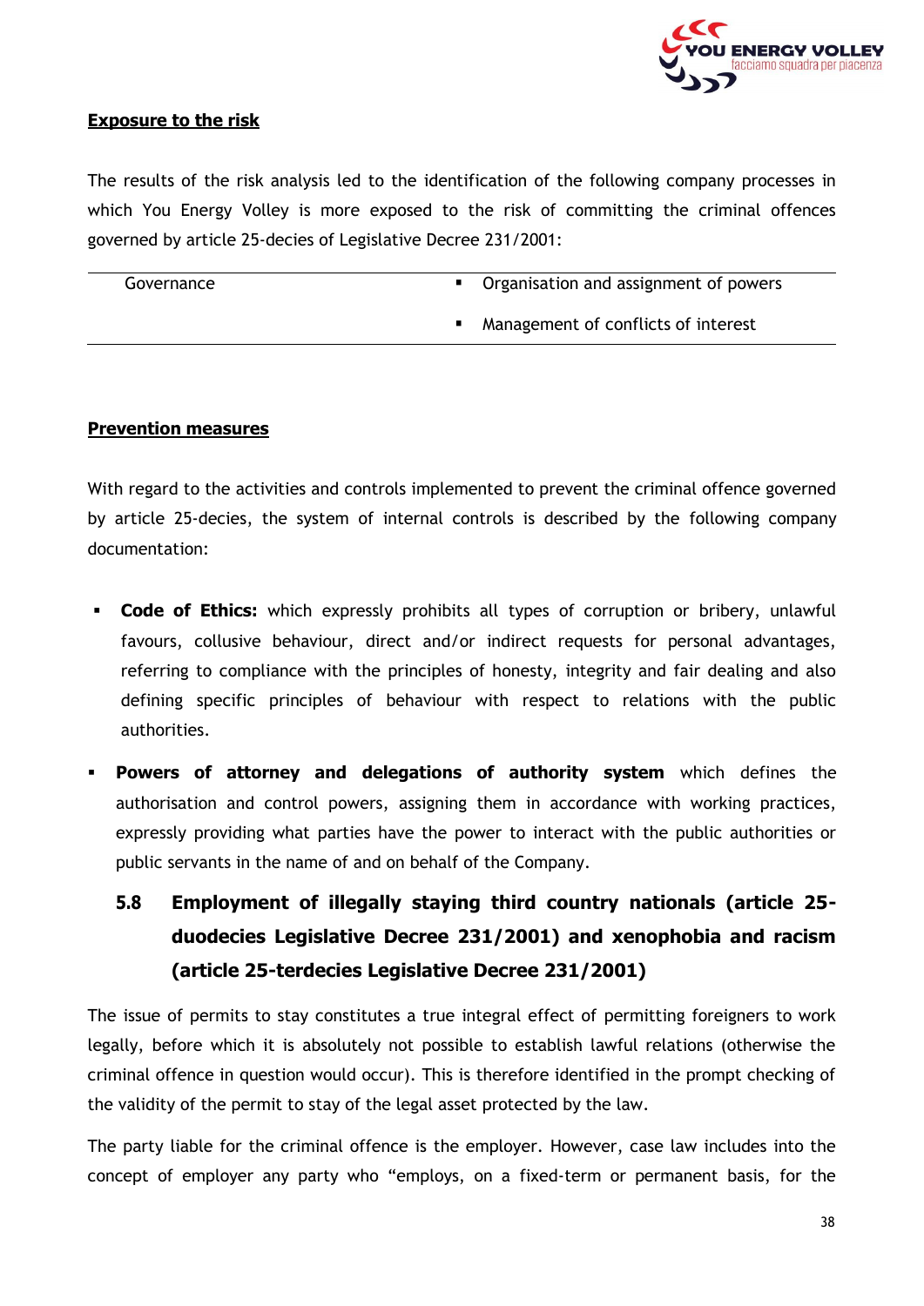**Exposure to the risk**

The results of the risk analysis led to the identification of the following company processes in which You Energy Volley is more exposed to the risk of committing the criminal offences governed by article 25-decies of Legislative Decree 231/2001:

| | |
|---|---|
| Governance | ▪ Organisation and assignment of powers<br>▪ Management of conflicts of interest |

**Prevention measures**

With regard to the activities and controls implemented to prevent the criminal offence governed by article 25-decies, the system of internal controls is described by the following company documentation:

- **Code of Ethics:** which expressly prohibits all types of corruption or bribery, unlawful favours, collusive behaviour, direct and/or indirect requests for personal advantages, referring to compliance with the principles of honesty, integrity and fair dealing and also defining specific principles of behaviour with respect to relations with the public authorities.
- **Powers of attorney and delegations of authority system** which defines the authorisation and control powers, assigning them in accordance with working practices, expressly providing what parties have the power to interact with the public authorities or public servants in the name of and on behalf of the Company.

## 5.8 Employment of illegally staying third country nationals (article 25-duodecies Legislative Decree 231/2001) and xenophobia and racism (article 25-terdecies Legislative Decree 231/2001)

The issue of permits to stay constitutes a true integral effect of permitting foreigners to work legally, before which it is absolutely not possible to establish lawful relations (otherwise the criminal offence in question would occur). This is therefore identified in the prompt checking of the validity of the permit to stay of the legal asset protected by the law.

The party liable for the criminal offence is the employer. However, case law includes into the concept of employer any party who "employs, on a fixed-term or permanent basis, for the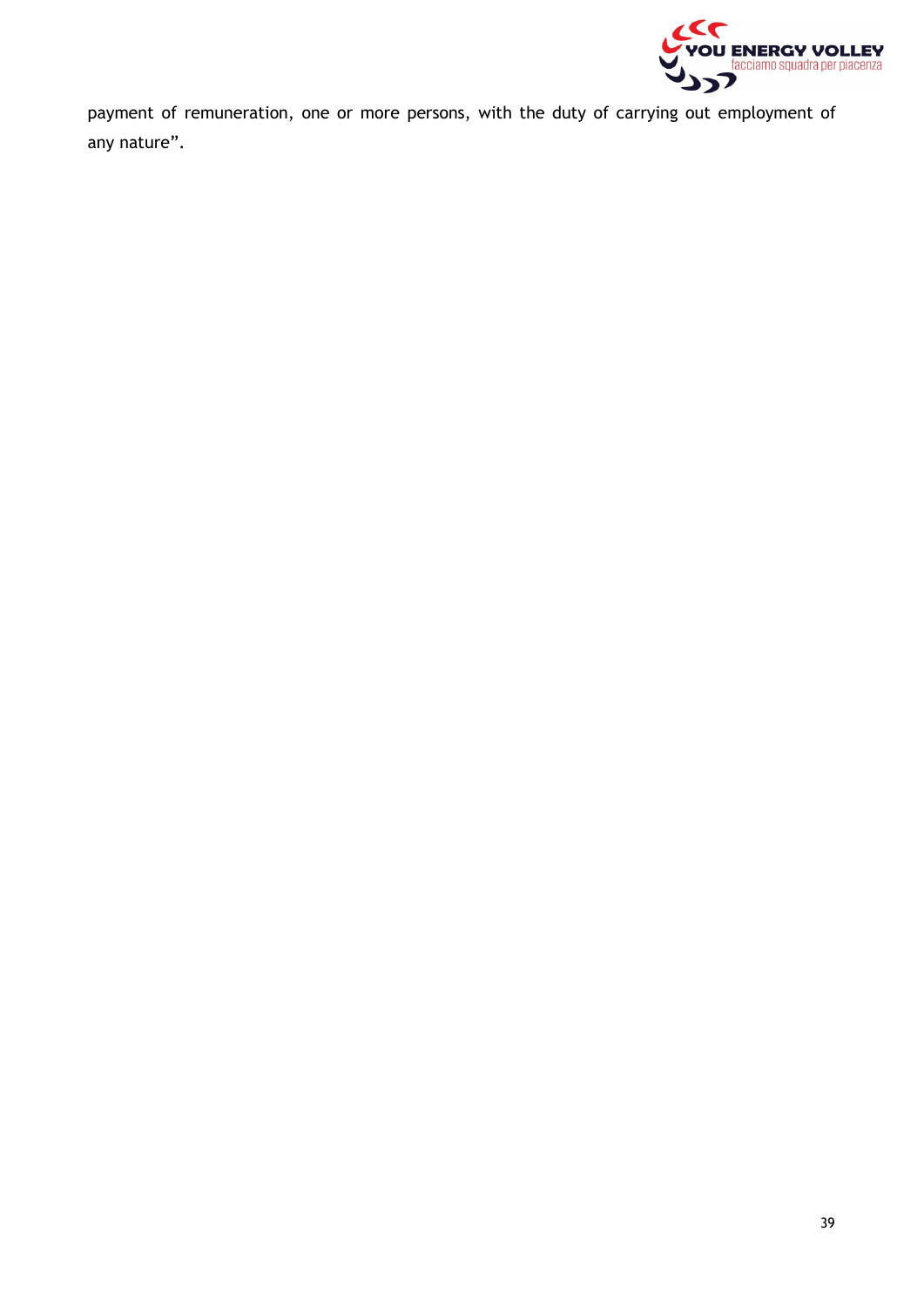payment of remuneration, one or more persons, with the duty of carrying out employment of any nature”.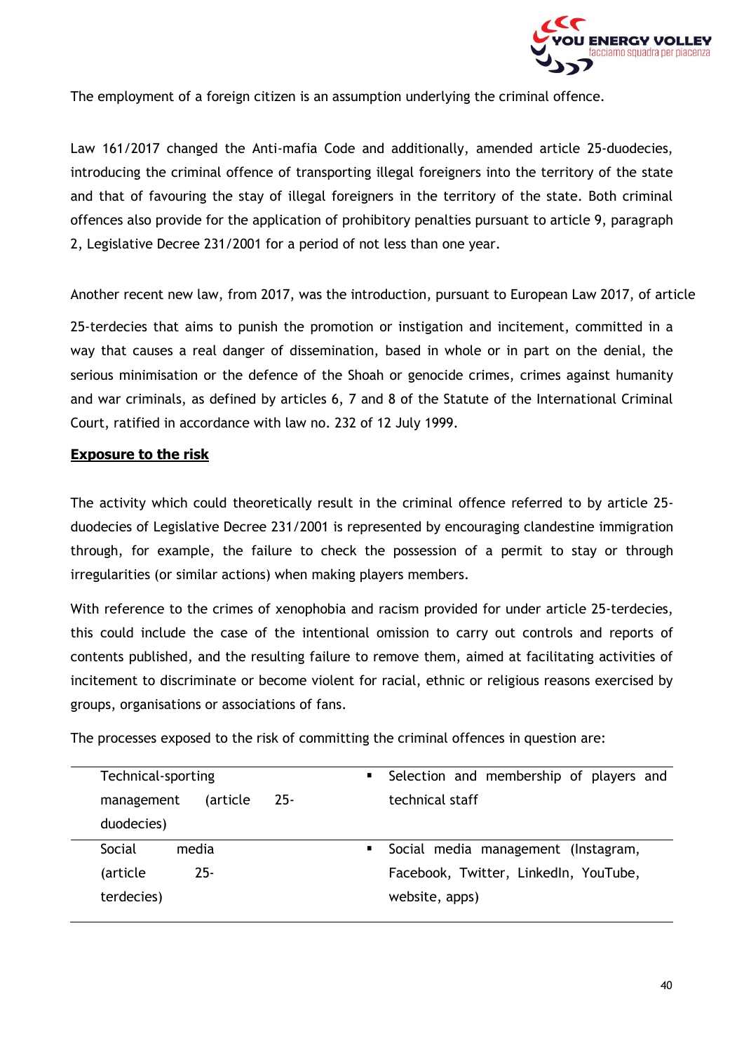The employment of a foreign citizen is an assumption underlying the criminal offence.

Law 161/2017 changed the Anti-mafia Code and additionally, amended article 25-duodecies, introducing the criminal offence of transporting illegal foreigners into the territory of the state and that of favouring the stay of illegal foreigners in the territory of the state. Both criminal offences also provide for the application of prohibitory penalties pursuant to article 9, paragraph 2, Legislative Decree 231/2001 for a period of not less than one year.

Another recent new law, from 2017, was the introduction, pursuant to European Law 2017, of article 25-terdecies that aims to punish the promotion or instigation and incitement, committed in a way that causes a real danger of dissemination, based in whole or in part on the denial, the serious minimisation or the defence of the Shoah or genocide crimes, crimes against humanity and war criminals, as defined by articles 6, 7 and 8 of the Statute of the International Criminal Court, ratified in accordance with law no. 232 of 12 July 1999.

**Exposure to the risk**

The activity which could theoretically result in the criminal offence referred to by article 25-duodecies of Legislative Decree 231/2001 is represented by encouraging clandestine immigration through, for example, the failure to check the possession of a permit to stay or through irregularities (or similar actions) when making players members.

With reference to the crimes of xenophobia and racism provided for under article 25-terdecies, this could include the case of the intentional omission to carry out controls and reports of contents published, and the resulting failure to remove them, aimed at facilitating activities of incitement to discriminate or become violent for racial, ethnic or religious reasons exercised by groups, organisations or associations of fans.

The processes exposed to the risk of committing the criminal offences in question are:

| | |
|---|---|
| Technical-sporting management (article 25-duodecies) | ▪ Selection and membership of players and technical staff |
| Social media (article 25-terdecies) | ▪ Social media management (Instagram, Facebook, Twitter, LinkedIn, YouTube, website, apps) |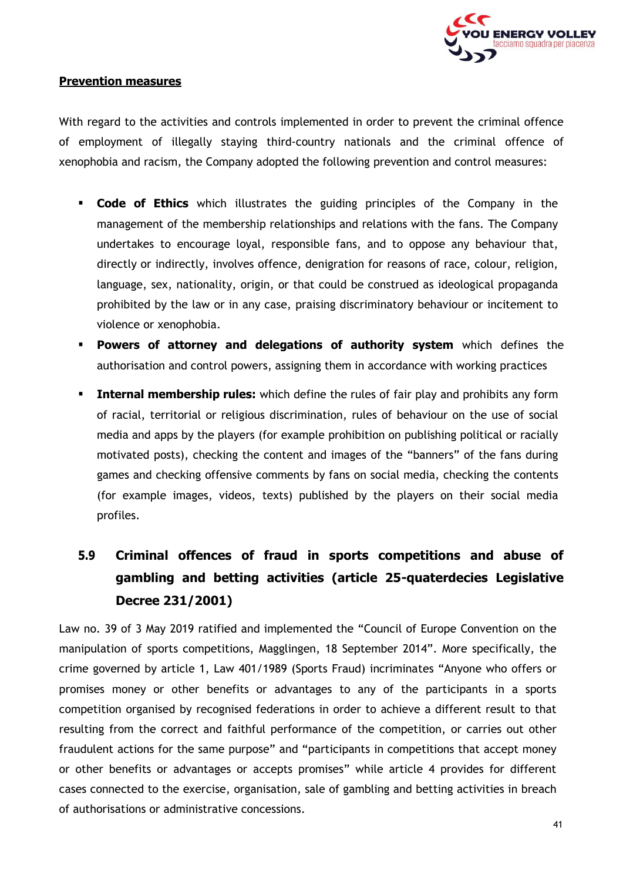**Prevention measures**

With regard to the activities and controls implemented in order to prevent the criminal offence of employment of illegally staying third-country nationals and the criminal offence of xenophobia and racism, the Company adopted the following prevention and control measures:

- **Code of Ethics** which illustrates the guiding principles of the Company in the management of the membership relationships and relations with the fans. The Company undertakes to encourage loyal, responsible fans, and to oppose any behaviour that, directly or indirectly, involves offence, denigration for reasons of race, colour, religion, language, sex, nationality, origin, or that could be construed as ideological propaganda prohibited by the law or in any case, praising discriminatory behaviour or incitement to violence or xenophobia.
- **Powers of attorney and delegations of authority system** which defines the authorisation and control powers, assigning them in accordance with working practices
- **Internal membership rules:** which define the rules of fair play and prohibits any form of racial, territorial or religious discrimination, rules of behaviour on the use of social media and apps by the players (for example prohibition on publishing political or racially motivated posts), checking the content and images of the "banners" of the fans during games and checking offensive comments by fans on social media, checking the contents (for example images, videos, texts) published by the players on their social media profiles.

## 5.9 Criminal offences of fraud in sports competitions and abuse of gambling and betting activities (article 25-quaterdecies Legislative Decree 231/2001)

Law no. 39 of 3 May 2019 ratified and implemented the "Council of Europe Convention on the manipulation of sports competitions, Magglingen, 18 September 2014". More specifically, the crime governed by article 1, Law 401/1989 (Sports Fraud) incriminates "Anyone who offers or promises money or other benefits or advantages to any of the participants in a sports competition organised by recognised federations in order to achieve a different result to that resulting from the correct and faithful performance of the competition, or carries out other fraudulent actions for the same purpose" and "participants in competitions that accept money or other benefits or advantages or accepts promises" while article 4 provides for different cases connected to the exercise, organisation, sale of gambling and betting activities in breach of authorisations or administrative concessions.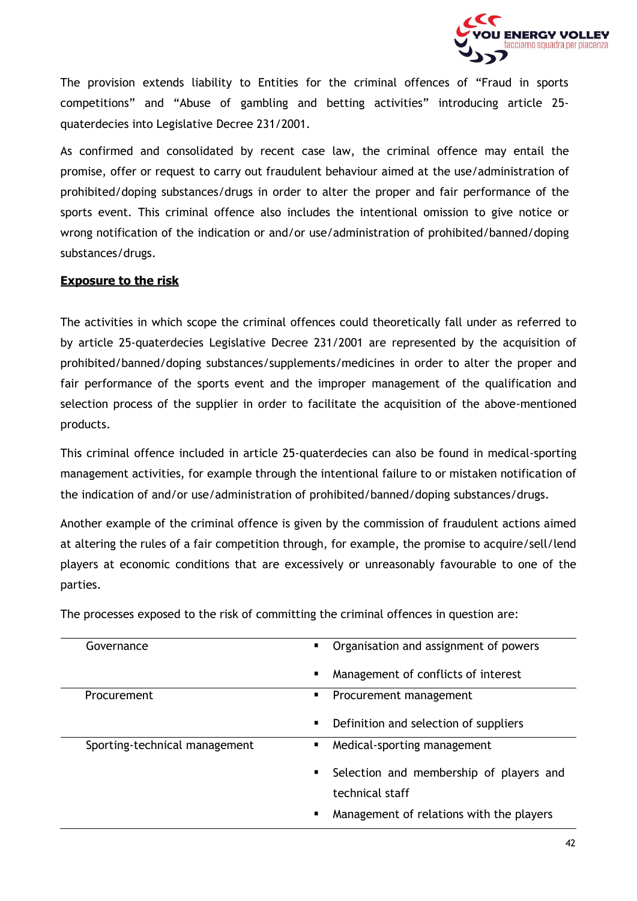The provision extends liability to Entities for the criminal offences of “Fraud in sports competitions” and “Abuse of gambling and betting activities” introducing article 25-quaterdecies into Legislative Decree 231/2001.

As confirmed and consolidated by recent case law, the criminal offence may entail the promise, offer or request to carry out fraudulent behaviour aimed at the use/administration of prohibited/doping substances/drugs in order to alter the proper and fair performance of the sports event. This criminal offence also includes the intentional omission to give notice or wrong notification of the indication or and/or use/administration of prohibited/banned/doping substances/drugs.

**Exposure to the risk**

The activities in which scope the criminal offences could theoretically fall under as referred to by article 25-quaterdecies Legislative Decree 231/2001 are represented by the acquisition of prohibited/banned/doping substances/supplements/medicines in order to alter the proper and fair performance of the sports event and the improper management of the qualification and selection process of the supplier in order to facilitate the acquisition of the above-mentioned products.

This criminal offence included in article 25-quaterdecies can also be found in medical-sporting management activities, for example through the intentional failure to or mistaken notification of the indication of and/or use/administration of prohibited/banned/doping substances/drugs.

Another example of the criminal offence is given by the commission of fraudulent actions aimed at altering the rules of a fair competition through, for example, the promise to acquire/sell/lend players at economic conditions that are excessively or unreasonably favourable to one of the parties.

The processes exposed to the risk of committing the criminal offences in question are:

| | |
|---|---|
| Governance | ▪ Organisation and assignment of powers<br>▪ Management of conflicts of interest |
| Procurement | ▪ Procurement management<br>▪ Definition and selection of suppliers |
| Sporting-technical management | ▪ Medical-sporting management<br>▪ Selection and membership of players and technical staff<br>▪ Management of relations with the players |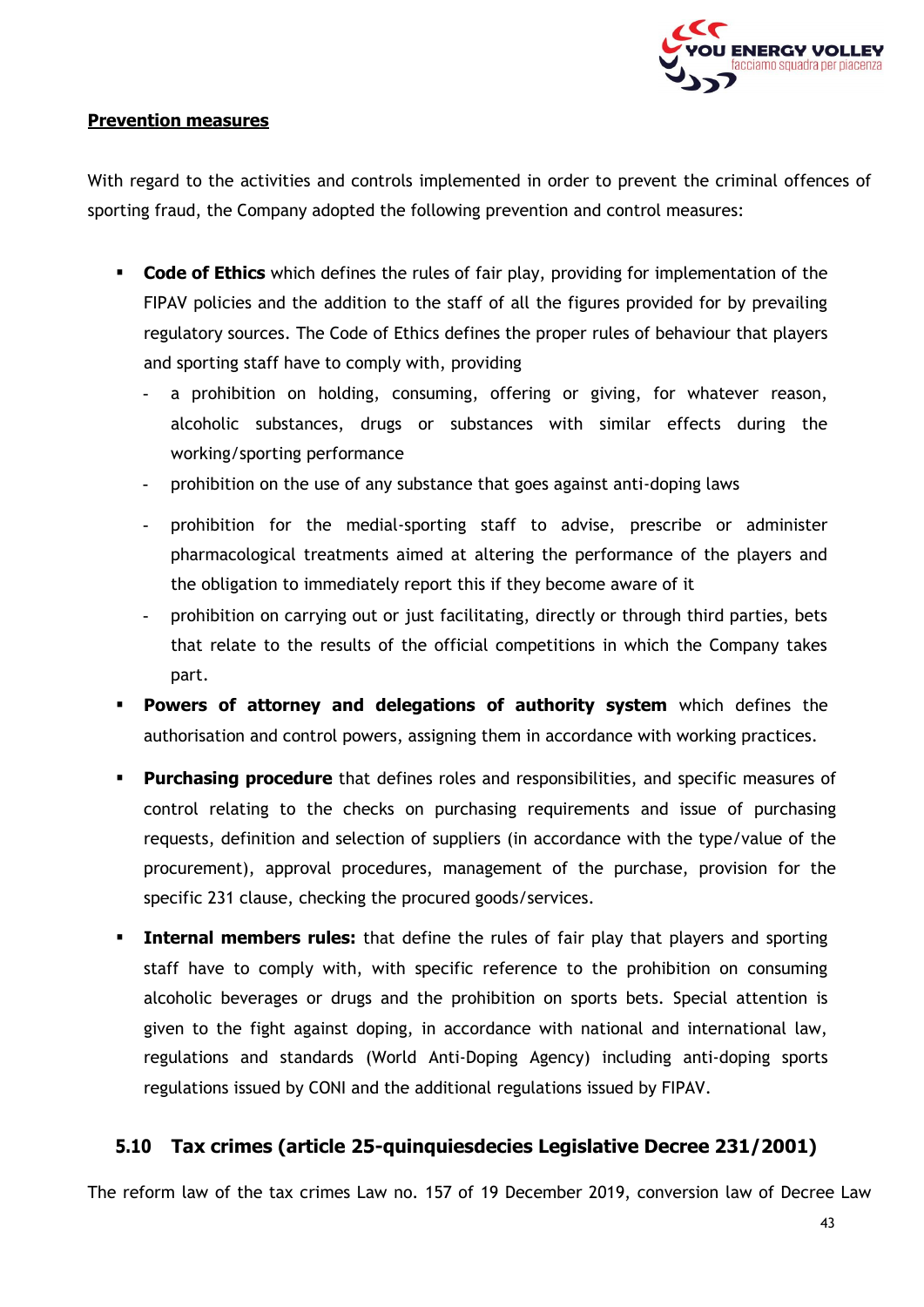**Prevention measures**

With regard to the activities and controls implemented in order to prevent the criminal offences of sporting fraud, the Company adopted the following prevention and control measures:

- **Code of Ethics** which defines the rules of fair play, providing for implementation of the FIPAV policies and the addition to the staff of all the figures provided for by prevailing regulatory sources. The Code of Ethics defines the proper rules of behaviour that players and sporting staff have to comply with, providing
  - a prohibition on holding, consuming, offering or giving, for whatever reason, alcoholic substances, drugs or substances with similar effects during the working/sporting performance
  - prohibition on the use of any substance that goes against anti-doping laws
  - prohibition for the medial-sporting staff to advise, prescribe or administer pharmacological treatments aimed at altering the performance of the players and the obligation to immediately report this if they become aware of it
  - prohibition on carrying out or just facilitating, directly or through third parties, bets that relate to the results of the official competitions in which the Company takes part.
- **Powers of attorney and delegations of authority system** which defines the authorisation and control powers, assigning them in accordance with working practices.
- **Purchasing procedure** that defines roles and responsibilities, and specific measures of control relating to the checks on purchasing requirements and issue of purchasing requests, definition and selection of suppliers (in accordance with the type/value of the procurement), approval procedures, management of the purchase, provision for the specific 231 clause, checking the procured goods/services.
- **Internal members rules:** that define the rules of fair play that players and sporting staff have to comply with, with specific reference to the prohibition on consuming alcoholic beverages or drugs and the prohibition on sports bets. Special attention is given to the fight against doping, in accordance with national and international law, regulations and standards (World Anti-Doping Agency) including anti-doping sports regulations issued by CONI and the additional regulations issued by FIPAV.

## 5.10 Tax crimes (article 25-quinquiesdecies Legislative Decree 231/2001)

The reform law of the tax crimes Law no. 157 of 19 December 2019, conversion law of Decree Law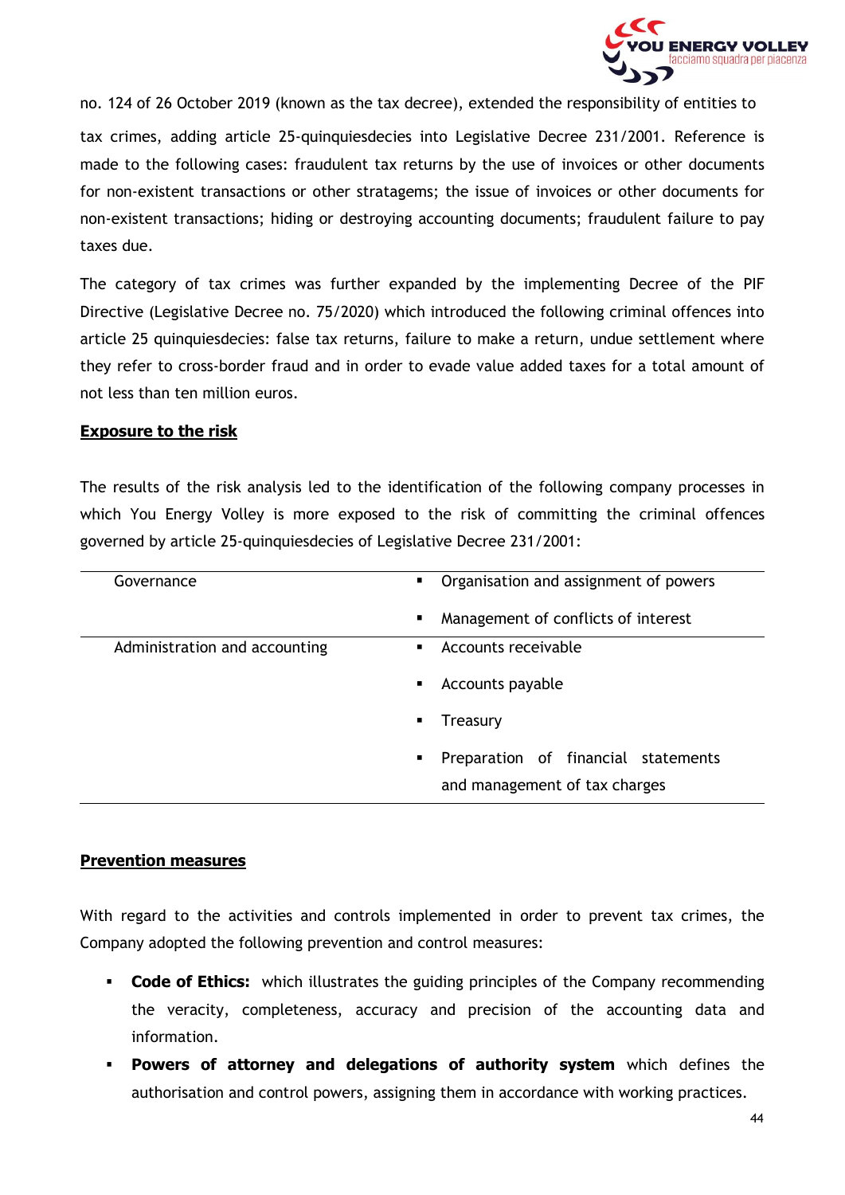no. 124 of 26 October 2019 (known as the tax decree), extended the responsibility of entities to tax crimes, adding article 25-quinquiesdecies into Legislative Decree 231/2001. Reference is made to the following cases: fraudulent tax returns by the use of invoices or other documents for non-existent transactions or other stratagems; the issue of invoices or other documents for non-existent transactions; hiding or destroying accounting documents; fraudulent failure to pay taxes due.

The category of tax crimes was further expanded by the implementing Decree of the PIF Directive (Legislative Decree no. 75/2020) which introduced the following criminal offences into article 25 quinquiesdecies: false tax returns, failure to make a return, undue settlement where they refer to cross-border fraud and in order to evade value added taxes for a total amount of not less than ten million euros.

**Exposure to the risk**

The results of the risk analysis led to the identification of the following company processes in which You Energy Volley is more exposed to the risk of committing the criminal offences governed by article 25-quinquiesdecies of Legislative Decree 231/2001:

| | |
|---|---|
| Governance | ▪ Organisation and assignment of powers<br>▪ Management of conflicts of interest |
| Administration and accounting | ▪ Accounts receivable<br>▪ Accounts payable<br>▪ Treasury<br>▪ Preparation of financial statements and management of tax charges |

**Prevention measures**

With regard to the activities and controls implemented in order to prevent tax crimes, the Company adopted the following prevention and control measures:

- **Code of Ethics:** which illustrates the guiding principles of the Company recommending the veracity, completeness, accuracy and precision of the accounting data and information.
- **Powers of attorney and delegations of authority system** which defines the authorisation and control powers, assigning them in accordance with working practices.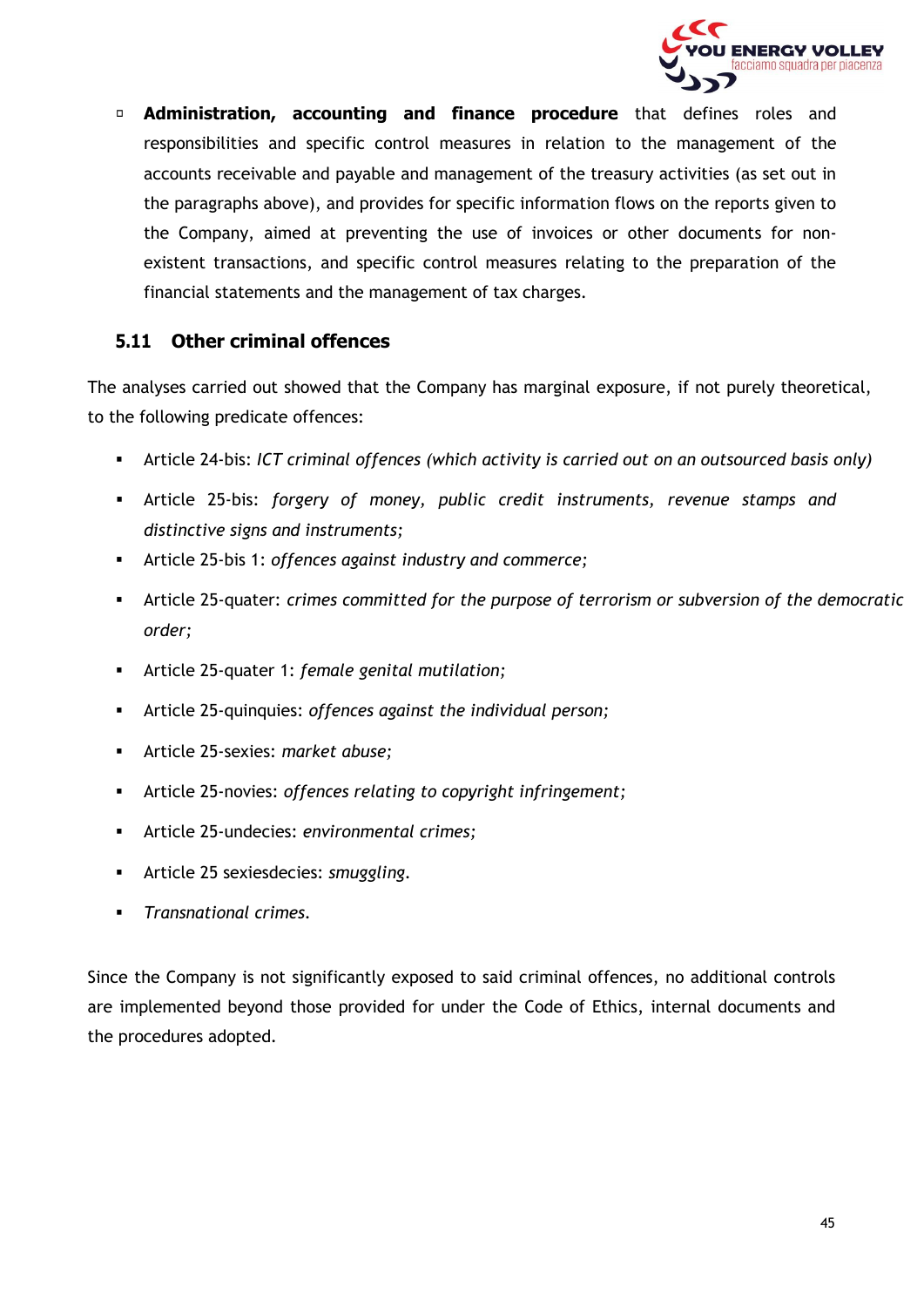- **Administration, accounting and finance procedure** that defines roles and responsibilities and specific control measures in relation to the management of the accounts receivable and payable and management of the treasury activities (as set out in the paragraphs above), and provides for specific information flows on the reports given to the Company, aimed at preventing the use of invoices or other documents for non-existent transactions, and specific control measures relating to the preparation of the financial statements and the management of tax charges.

### 5.11 Other criminal offences

The analyses carried out showed that the Company has marginal exposure, if not purely theoretical, to the following predicate offences:

- Article 24-bis: *ICT criminal offences (which activity is carried out on an outsourced basis only)*
- Article 25-bis: *forgery of money, public credit instruments, revenue stamps and distinctive signs and instruments;*
- Article 25-bis 1: *offences against industry and commerce;*
- Article 25-quater: *crimes committed for the purpose of terrorism or subversion of the democratic order;*
- Article 25-quater 1: *female genital mutilation;*
- Article 25-quinquies: *offences against the individual person;*
- Article 25-sexies: *market abuse;*
- Article 25-novies: *offences relating to copyright infringement;*
- Article 25-undecies: *environmental crimes;*
- Article 25 sexiesdecies: *smuggling*.
- *Transnational crimes*.

Since the Company is not significantly exposed to said criminal offences, no additional controls are implemented beyond those provided for under the Code of Ethics, internal documents and the procedures adopted.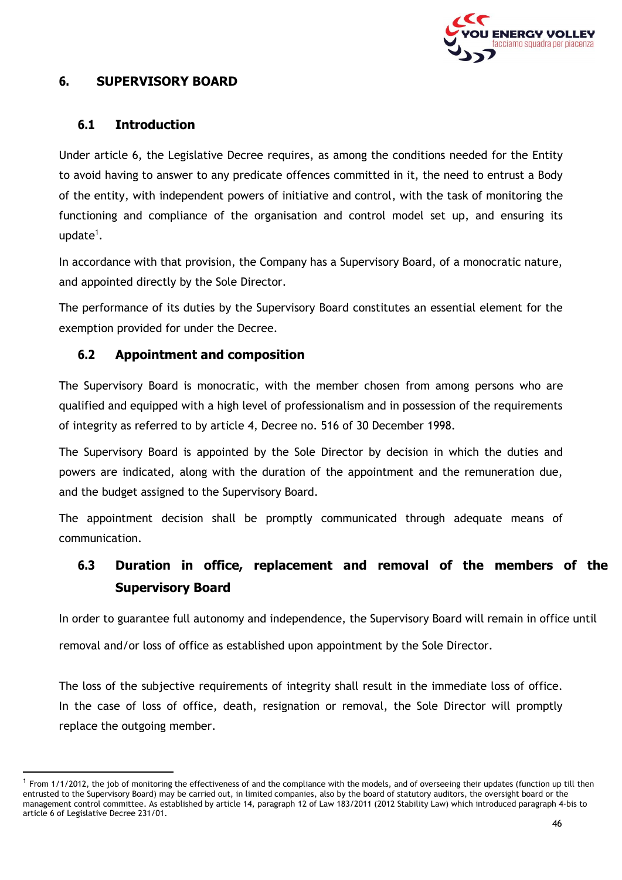## 6. SUPERVISORY BOARD

### 6.1 Introduction

Under article 6, the Legislative Decree requires, as among the conditions needed for the Entity to avoid having to answer to any predicate offences committed in it, the need to entrust a Body of the entity, with independent powers of initiative and control, with the task of monitoring the functioning and compliance of the organisation and control model set up, and ensuring its update[1].

In accordance with that provision, the Company has a Supervisory Board, of a monocratic nature, and appointed directly by the Sole Director.

The performance of its duties by the Supervisory Board constitutes an essential element for the exemption provided for under the Decree.

### 6.2 Appointment and composition

The Supervisory Board is monocratic, with the member chosen from among persons who are qualified and equipped with a high level of professionalism and in possession of the requirements of integrity as referred to by article 4, Decree no. 516 of 30 December 1998.

The Supervisory Board is appointed by the Sole Director by decision in which the duties and powers are indicated, along with the duration of the appointment and the remuneration due, and the budget assigned to the Supervisory Board.

The appointment decision shall be promptly communicated through adequate means of communication.

### 6.3 Duration in office, replacement and removal of the members of the Supervisory Board

In order to guarantee full autonomy and independence, the Supervisory Board will remain in office until removal and/or loss of office as established upon appointment by the Sole Director.

The loss of the subjective requirements of integrity shall result in the immediate loss of office. In the case of loss of office, death, resignation or removal, the Sole Director will promptly replace the outgoing member.

---

[1] From 1/1/2012, the job of monitoring the effectiveness of and the compliance with the models, and of overseeing their updates (function up till then entrusted to the Supervisory Board) may be carried out, in limited companies, also by the board of statutory auditors, the oversight board or the management control committee. As established by article 14, paragraph 12 of Law 183/2011 (2012 Stability Law) which introduced paragraph 4-bis to article 6 of Legislative Decree 231/01.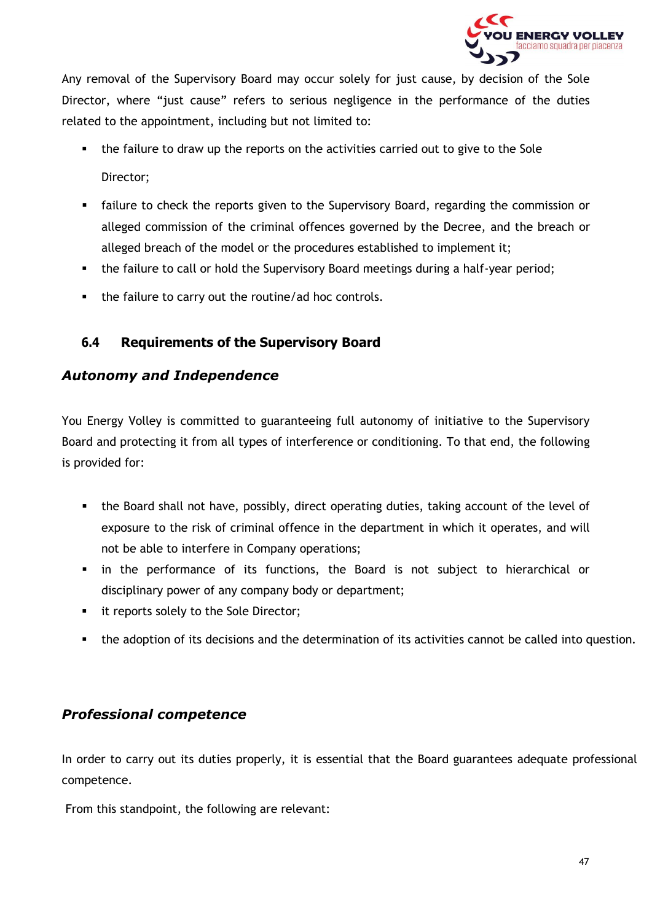Any removal of the Supervisory Board may occur solely for just cause, by decision of the Sole Director, where "just cause" refers to serious negligence in the performance of the duties related to the appointment, including but not limited to:

- the failure to draw up the reports on the activities carried out to give to the Sole Director;
- failure to check the reports given to the Supervisory Board, regarding the commission or alleged commission of the criminal offences governed by the Decree, and the breach or alleged breach of the model or the procedures established to implement it;
- the failure to call or hold the Supervisory Board meetings during a half-year period;
- the failure to carry out the routine/ad hoc controls.

### 6.4 Requirements of the Supervisory Board

***Autonomy and Independence***

You Energy Volley is committed to guaranteeing full autonomy of initiative to the Supervisory Board and protecting it from all types of interference or conditioning. To that end, the following is provided for:

- the Board shall not have, possibly, direct operating duties, taking account of the level of exposure to the risk of criminal offence in the department in which it operates, and will not be able to interfere in Company operations;
- in the performance of its functions, the Board is not subject to hierarchical or disciplinary power of any company body or department;
- it reports solely to the Sole Director;
- the adoption of its decisions and the determination of its activities cannot be called into question.

***Professional competence***

In order to carry out its duties properly, it is essential that the Board guarantees adequate professional competence.

From this standpoint, the following are relevant: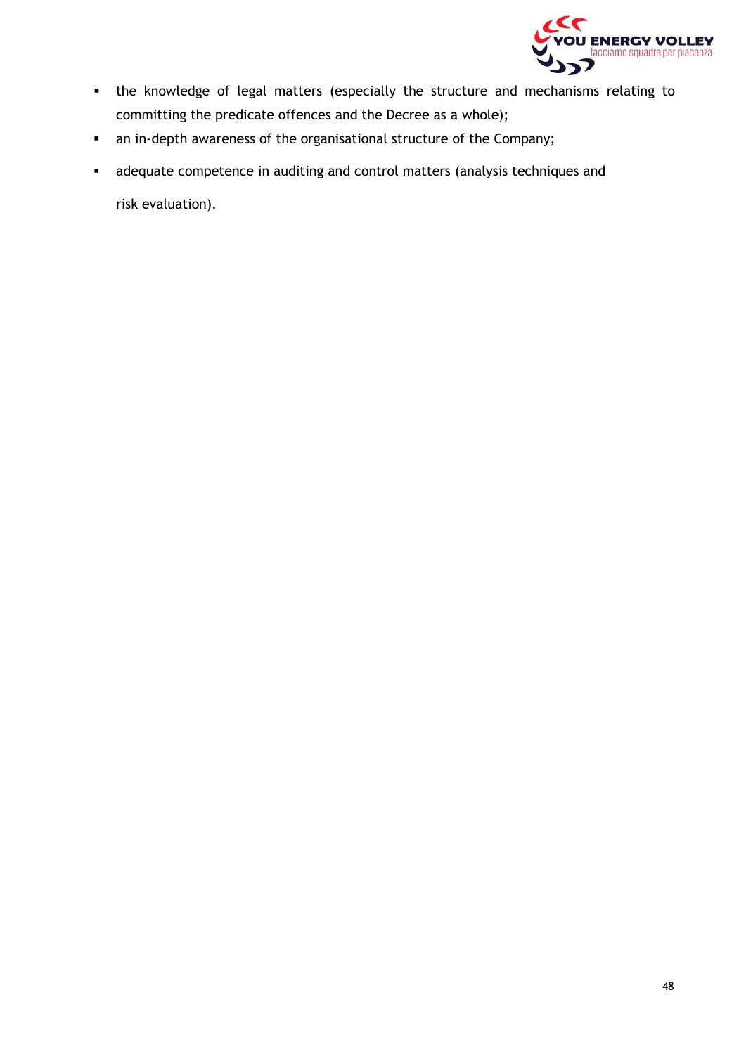- the knowledge of legal matters (especially the structure and mechanisms relating to committing the predicate offences and the Decree as a whole);
- an in-depth awareness of the organisational structure of the Company;
- adequate competence in auditing and control matters (analysis techniques and risk evaluation).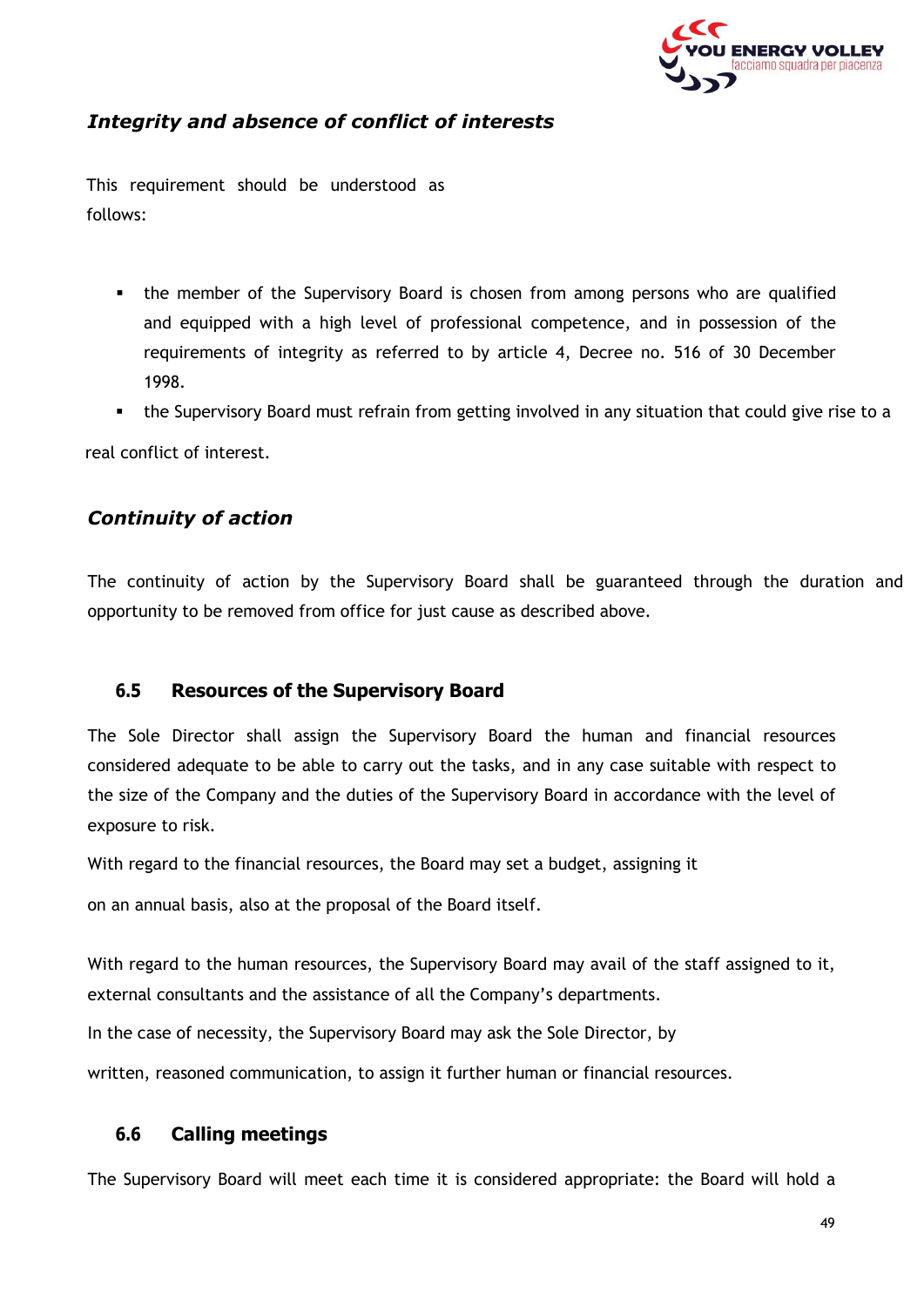*Integrity and absence of conflict of interests*

This requirement should be understood as follows:

- the member of the Supervisory Board is chosen from among persons who are qualified and equipped with a high level of professional competence, and in possession of the requirements of integrity as referred to by article 4, Decree no. 516 of 30 December 1998.
- the Supervisory Board must refrain from getting involved in any situation that could give rise to a real conflict of interest.

*Continuity of action*

The continuity of action by the Supervisory Board shall be guaranteed through the duration and opportunity to be removed from office for just cause as described above.

### 6.5 Resources of the Supervisory Board

The Sole Director shall assign the Supervisory Board the human and financial resources considered adequate to be able to carry out the tasks, and in any case suitable with respect to the size of the Company and the duties of the Supervisory Board in accordance with the level of exposure to risk.

With regard to the financial resources, the Board may set a budget, assigning it on an annual basis, also at the proposal of the Board itself.

With regard to the human resources, the Supervisory Board may avail of the staff assigned to it, external consultants and the assistance of all the Company's departments.

In the case of necessity, the Supervisory Board may ask the Sole Director, by written, reasoned communication, to assign it further human or financial resources.

### 6.6 Calling meetings

The Supervisory Board will meet each time it is considered appropriate: the Board will hold a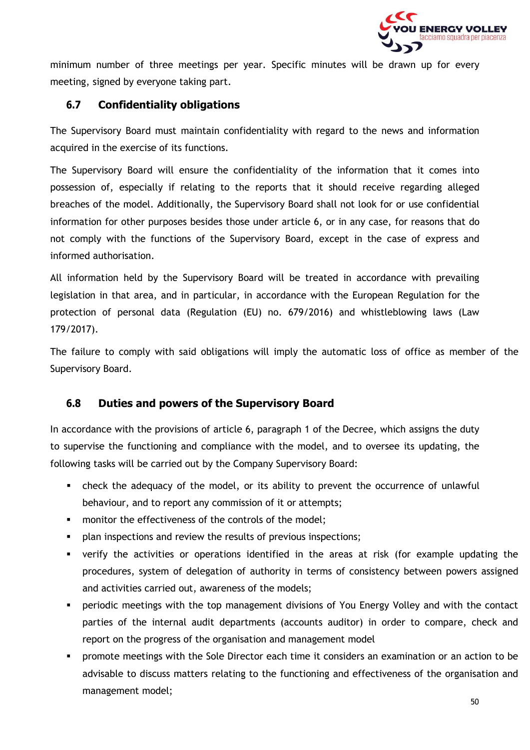minimum number of three meetings per year. Specific minutes will be drawn up for every meeting, signed by everyone taking part.

### 6.7 Confidentiality obligations

The Supervisory Board must maintain confidentiality with regard to the news and information acquired in the exercise of its functions.

The Supervisory Board will ensure the confidentiality of the information that it comes into possession of, especially if relating to the reports that it should receive regarding alleged breaches of the model. Additionally, the Supervisory Board shall not look for or use confidential information for other purposes besides those under article 6, or in any case, for reasons that do not comply with the functions of the Supervisory Board, except in the case of express and informed authorisation.

All information held by the Supervisory Board will be treated in accordance with prevailing legislation in that area, and in particular, in accordance with the European Regulation for the protection of personal data (Regulation (EU) no. 679/2016) and whistleblowing laws (Law 179/2017).

The failure to comply with said obligations will imply the automatic loss of office as member of the Supervisory Board.

### 6.8 Duties and powers of the Supervisory Board

In accordance with the provisions of article 6, paragraph 1 of the Decree, which assigns the duty to supervise the functioning and compliance with the model, and to oversee its updating, the following tasks will be carried out by the Company Supervisory Board:

- check the adequacy of the model, or its ability to prevent the occurrence of unlawful behaviour, and to report any commission of it or attempts;
- monitor the effectiveness of the controls of the model;
- plan inspections and review the results of previous inspections;
- verify the activities or operations identified in the areas at risk (for example updating the procedures, system of delegation of authority in terms of consistency between powers assigned and activities carried out, awareness of the models;
- periodic meetings with the top management divisions of You Energy Volley and with the contact parties of the internal audit departments (accounts auditor) in order to compare, check and report on the progress of the organisation and management model
- promote meetings with the Sole Director each time it considers an examination or an action to be advisable to discuss matters relating to the functioning and effectiveness of the organisation and management model;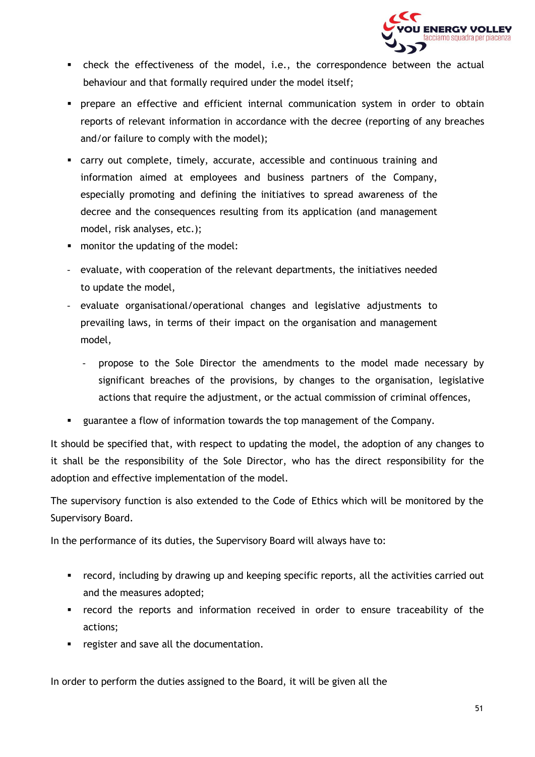- check the effectiveness of the model, i.e., the correspondence between the actual behaviour and that formally required under the model itself;
- prepare an effective and efficient internal communication system in order to obtain reports of relevant information in accordance with the decree (reporting of any breaches and/or failure to comply with the model);
- carry out complete, timely, accurate, accessible and continuous training and information aimed at employees and business partners of the Company, especially promoting and defining the initiatives to spread awareness of the decree and the consequences resulting from its application (and management model, risk analyses, etc.);
- monitor the updating of the model:
  - evaluate, with cooperation of the relevant departments, the initiatives needed to update the model,
  - evaluate organisational/operational changes and legislative adjustments to prevailing laws, in terms of their impact on the organisation and management model,
    - propose to the Sole Director the amendments to the model made necessary by significant breaches of the provisions, by changes to the organisation, legislative actions that require the adjustment, or the actual commission of criminal offences,
- guarantee a flow of information towards the top management of the Company.

It should be specified that, with respect to updating the model, the adoption of any changes to it shall be the responsibility of the Sole Director, who has the direct responsibility for the adoption and effective implementation of the model.

The supervisory function is also extended to the Code of Ethics which will be monitored by the Supervisory Board.

In the performance of its duties, the Supervisory Board will always have to:

- record, including by drawing up and keeping specific reports, all the activities carried out and the measures adopted;
- record the reports and information received in order to ensure traceability of the actions;
- register and save all the documentation.

In order to perform the duties assigned to the Board, it will be given all the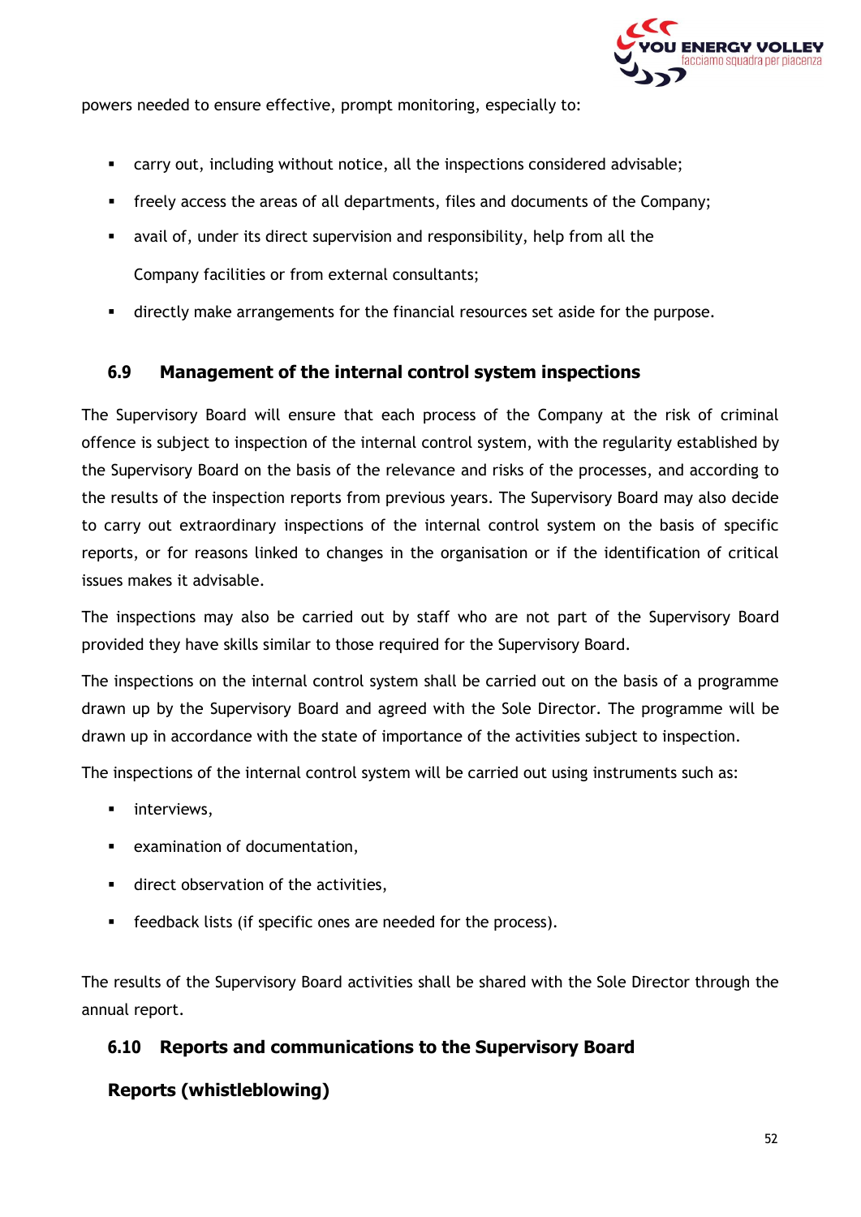powers needed to ensure effective, prompt monitoring, especially to:

- carry out, including without notice, all the inspections considered advisable;
- freely access the areas of all departments, files and documents of the Company;
- avail of, under its direct supervision and responsibility, help from all the Company facilities or from external consultants;
- directly make arrangements for the financial resources set aside for the purpose.

### 6.9 Management of the internal control system inspections

The Supervisory Board will ensure that each process of the Company at the risk of criminal offence is subject to inspection of the internal control system, with the regularity established by the Supervisory Board on the basis of the relevance and risks of the processes, and according to the results of the inspection reports from previous years. The Supervisory Board may also decide to carry out extraordinary inspections of the internal control system on the basis of specific reports, or for reasons linked to changes in the organisation or if the identification of critical issues makes it advisable.

The inspections may also be carried out by staff who are not part of the Supervisory Board provided they have skills similar to those required for the Supervisory Board.

The inspections on the internal control system shall be carried out on the basis of a programme drawn up by the Supervisory Board and agreed with the Sole Director. The programme will be drawn up in accordance with the state of importance of the activities subject to inspection.

The inspections of the internal control system will be carried out using instruments such as:

- interviews,
- examination of documentation,
- direct observation of the activities,
- feedback lists (if specific ones are needed for the process).

The results of the Supervisory Board activities shall be shared with the Sole Director through the annual report.

### 6.10 Reports and communications to the Supervisory Board

#### Reports (whistleblowing)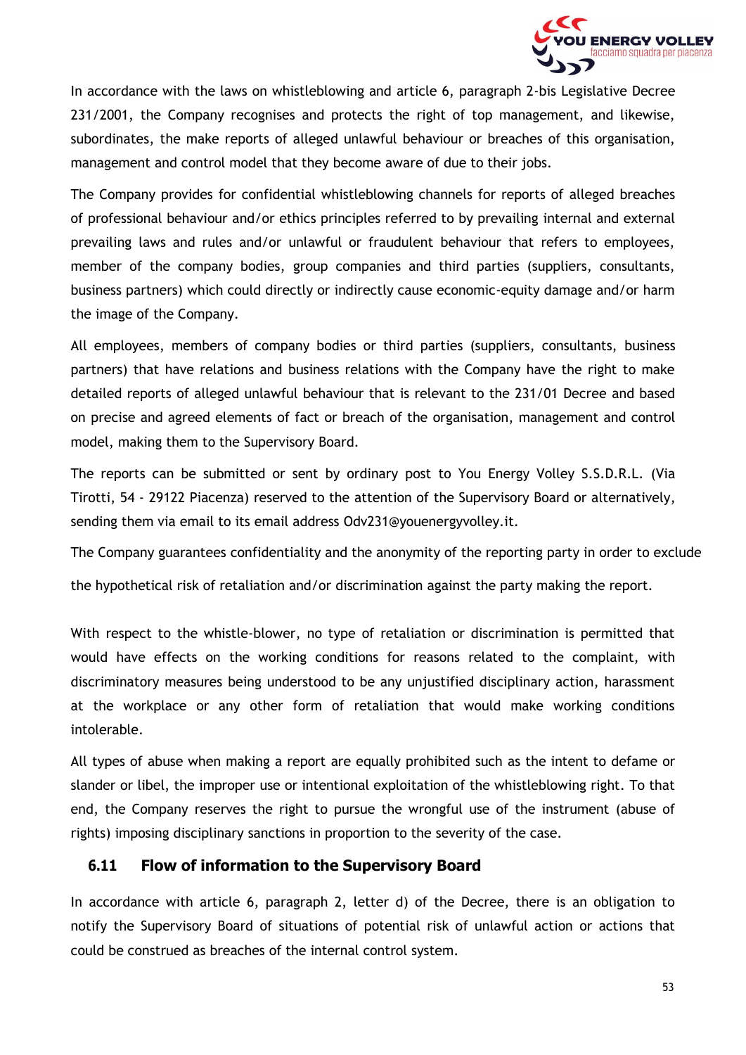In accordance with the laws on whistleblowing and article 6, paragraph 2-bis Legislative Decree 231/2001, the Company recognises and protects the right of top management, and likewise, subordinates, the make reports of alleged unlawful behaviour or breaches of this organisation, management and control model that they become aware of due to their jobs.

The Company provides for confidential whistleblowing channels for reports of alleged breaches of professional behaviour and/or ethics principles referred to by prevailing internal and external prevailing laws and rules and/or unlawful or fraudulent behaviour that refers to employees, member of the company bodies, group companies and third parties (suppliers, consultants, business partners) which could directly or indirectly cause economic-equity damage and/or harm the image of the Company.

All employees, members of company bodies or third parties (suppliers, consultants, business partners) that have relations and business relations with the Company have the right to make detailed reports of alleged unlawful behaviour that is relevant to the 231/01 Decree and based on precise and agreed elements of fact or breach of the organisation, management and control model, making them to the Supervisory Board.

The reports can be submitted or sent by ordinary post to You Energy Volley S.S.D.R.L. (Via Tirotti, 54 - 29122 Piacenza) reserved to the attention of the Supervisory Board or alternatively, sending them via email to its email address Odv231@youenergyvolley.it.

The Company guarantees confidentiality and the anonymity of the reporting party in order to exclude the hypothetical risk of retaliation and/or discrimination against the party making the report.

With respect to the whistle-blower, no type of retaliation or discrimination is permitted that would have effects on the working conditions for reasons related to the complaint, with discriminatory measures being understood to be any unjustified disciplinary action, harassment at the workplace or any other form of retaliation that would make working conditions intolerable.

All types of abuse when making a report are equally prohibited such as the intent to defame or slander or libel, the improper use or intentional exploitation of the whistleblowing right. To that end, the Company reserves the right to pursue the wrongful use of the instrument (abuse of rights) imposing disciplinary sanctions in proportion to the severity of the case.

### 6.11 Flow of information to the Supervisory Board

In accordance with article 6, paragraph 2, letter d) of the Decree, there is an obligation to notify the Supervisory Board of situations of potential risk of unlawful action or actions that could be construed as breaches of the internal control system.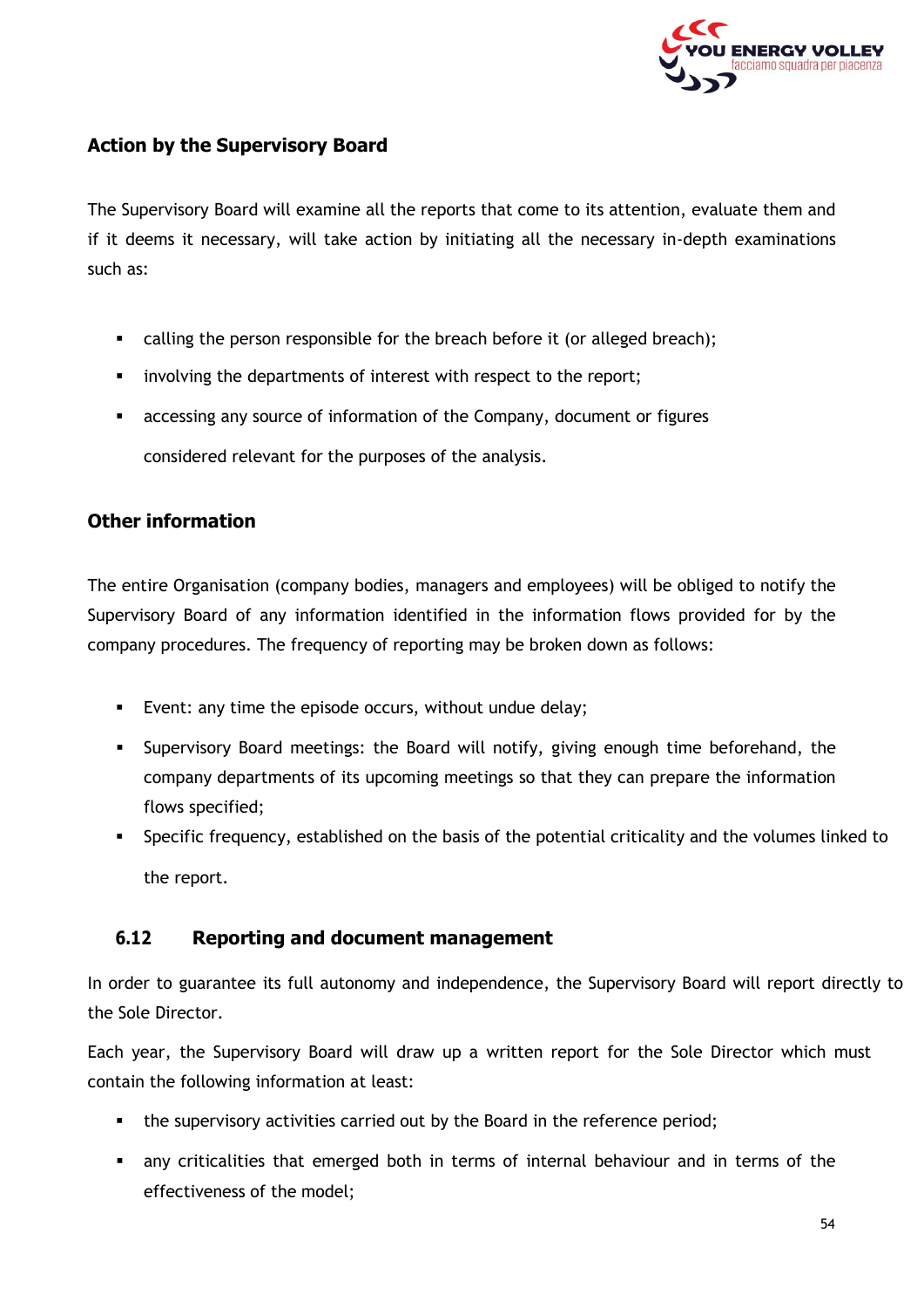### Action by the Supervisory Board

The Supervisory Board will examine all the reports that come to its attention, evaluate them and if it deems it necessary, will take action by initiating all the necessary in-depth examinations such as:

- calling the person responsible for the breach before it (or alleged breach);
- involving the departments of interest with respect to the report;
- accessing any source of information of the Company, document or figures considered relevant for the purposes of the analysis.

### Other information

The entire Organisation (company bodies, managers and employees) will be obliged to notify the Supervisory Board of any information identified in the information flows provided for by the company procedures. The frequency of reporting may be broken down as follows:

- Event: any time the episode occurs, without undue delay;
- Supervisory Board meetings: the Board will notify, giving enough time beforehand, the company departments of its upcoming meetings so that they can prepare the information flows specified;
- Specific frequency, established on the basis of the potential criticality and the volumes linked to the report.

## 6.12 Reporting and document management

In order to guarantee its full autonomy and independence, the Supervisory Board will report directly to the Sole Director.

Each year, the Supervisory Board will draw up a written report for the Sole Director which must contain the following information at least:

- the supervisory activities carried out by the Board in the reference period;
- any criticalities that emerged both in terms of internal behaviour and in terms of the effectiveness of the model;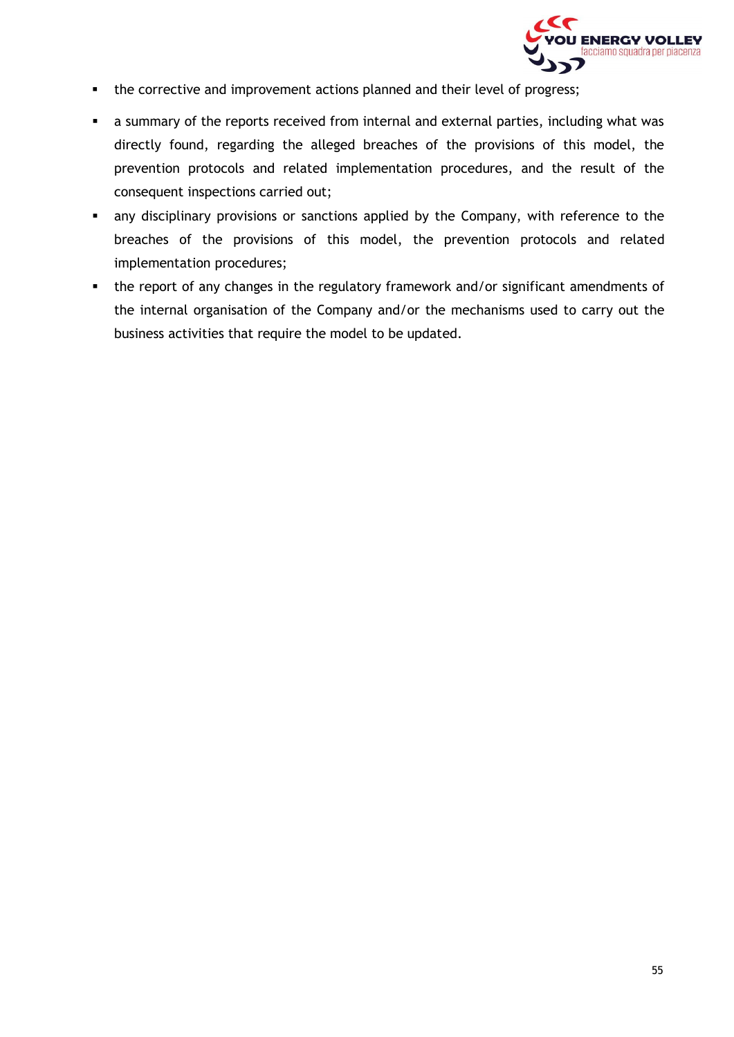- the corrective and improvement actions planned and their level of progress;
- a summary of the reports received from internal and external parties, including what was directly found, regarding the alleged breaches of the provisions of this model, the prevention protocols and related implementation procedures, and the result of the consequent inspections carried out;
- any disciplinary provisions or sanctions applied by the Company, with reference to the breaches of the provisions of this model, the prevention protocols and related implementation procedures;
- the report of any changes in the regulatory framework and/or significant amendments of the internal organisation of the Company and/or the mechanisms used to carry out the business activities that require the model to be updated.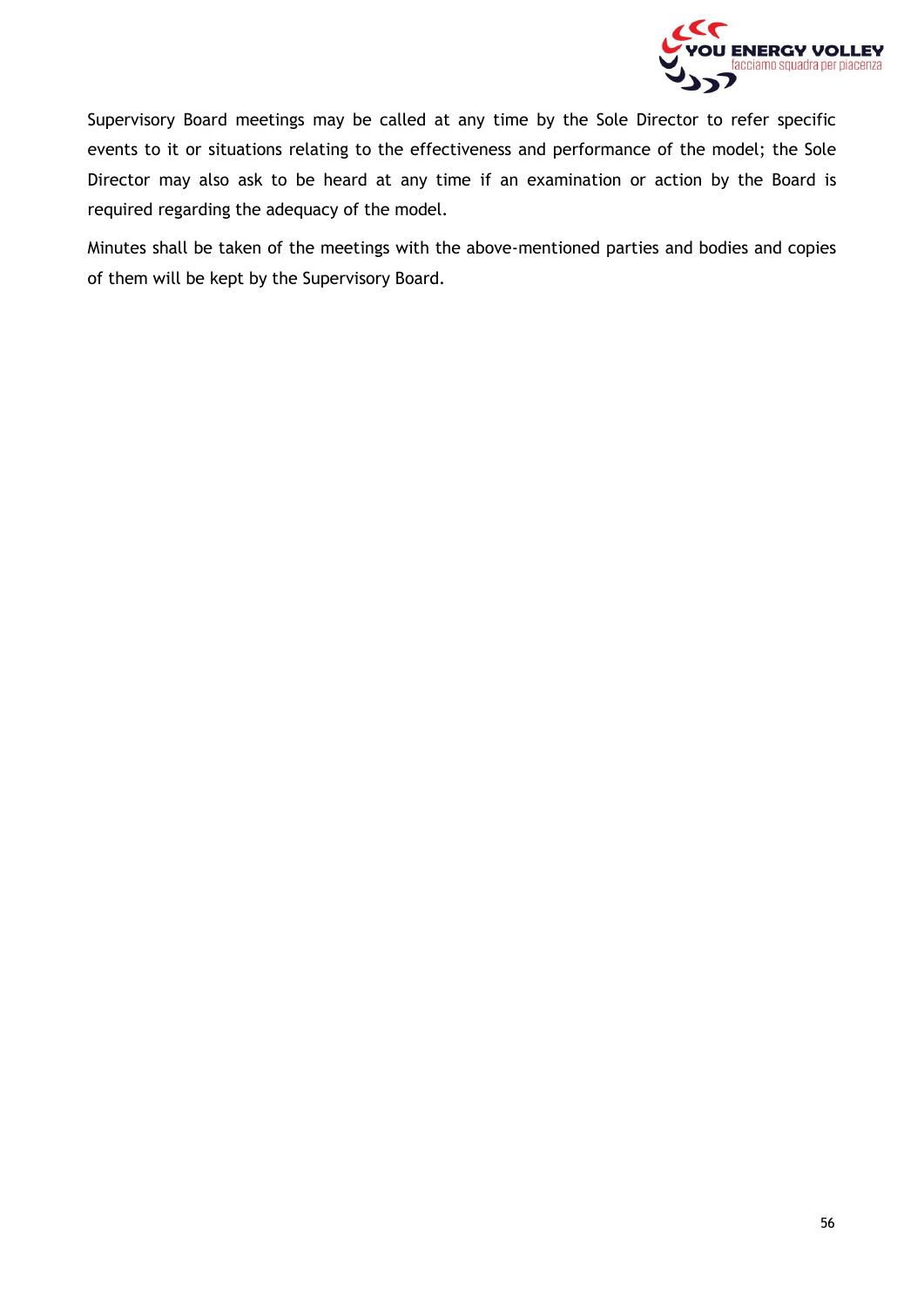Supervisory Board meetings may be called at any time by the Sole Director to refer specific events to it or situations relating to the effectiveness and performance of the model; the Sole Director may also ask to be heard at any time if an examination or action by the Board is required regarding the adequacy of the model.

Minutes shall be taken of the meetings with the above-mentioned parties and bodies and copies of them will be kept by the Supervisory Board.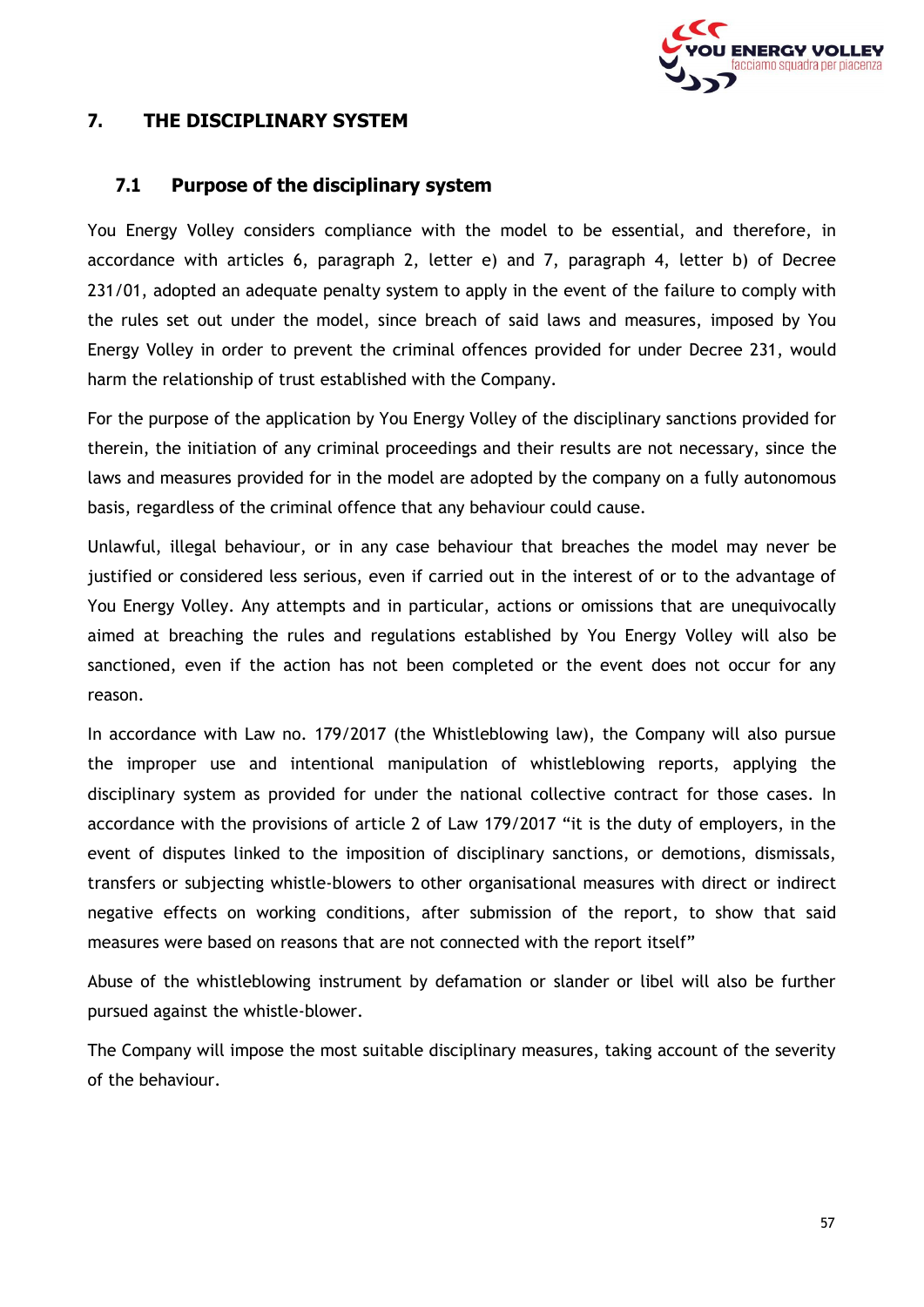## 7. THE DISCIPLINARY SYSTEM

### 7.1 Purpose of the disciplinary system

You Energy Volley considers compliance with the model to be essential, and therefore, in accordance with articles 6, paragraph 2, letter e) and 7, paragraph 4, letter b) of Decree 231/01, adopted an adequate penalty system to apply in the event of the failure to comply with the rules set out under the model, since breach of said laws and measures, imposed by You Energy Volley in order to prevent the criminal offences provided for under Decree 231, would harm the relationship of trust established with the Company.

For the purpose of the application by You Energy Volley of the disciplinary sanctions provided for therein, the initiation of any criminal proceedings and their results are not necessary, since the laws and measures provided for in the model are adopted by the company on a fully autonomous basis, regardless of the criminal offence that any behaviour could cause.

Unlawful, illegal behaviour, or in any case behaviour that breaches the model may never be justified or considered less serious, even if carried out in the interest of or to the advantage of You Energy Volley. Any attempts and in particular, actions or omissions that are unequivocally aimed at breaching the rules and regulations established by You Energy Volley will also be sanctioned, even if the action has not been completed or the event does not occur for any reason.

In accordance with Law no. 179/2017 (the Whistleblowing law), the Company will also pursue the improper use and intentional manipulation of whistleblowing reports, applying the disciplinary system as provided for under the national collective contract for those cases. In accordance with the provisions of article 2 of Law 179/2017 "it is the duty of employers, in the event of disputes linked to the imposition of disciplinary sanctions, or demotions, dismissals, transfers or subjecting whistle-blowers to other organisational measures with direct or indirect negative effects on working conditions, after submission of the report, to show that said measures were based on reasons that are not connected with the report itself"

Abuse of the whistleblowing instrument by defamation or slander or libel will also be further pursued against the whistle-blower.

The Company will impose the most suitable disciplinary measures, taking account of the severity of the behaviour.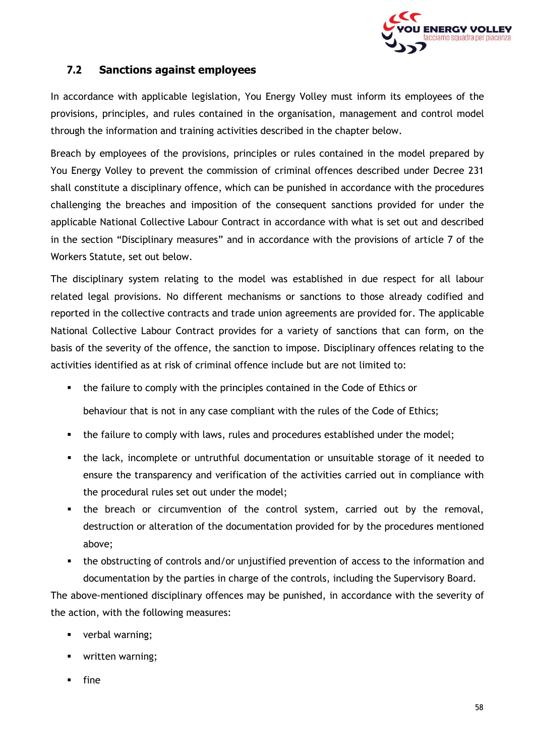### 7.2 Sanctions against employees

In accordance with applicable legislation, You Energy Volley must inform its employees of the provisions, principles, and rules contained in the organisation, management and control model through the information and training activities described in the chapter below.

Breach by employees of the provisions, principles or rules contained in the model prepared by You Energy Volley to prevent the commission of criminal offences described under Decree 231 shall constitute a disciplinary offence, which can be punished in accordance with the procedures challenging the breaches and imposition of the consequent sanctions provided for under the applicable National Collective Labour Contract in accordance with what is set out and described in the section "Disciplinary measures" and in accordance with the provisions of article 7 of the Workers Statute, set out below.

The disciplinary system relating to the model was established in due respect for all labour related legal provisions. No different mechanisms or sanctions to those already codified and reported in the collective contracts and trade union agreements are provided for. The applicable National Collective Labour Contract provides for a variety of sanctions that can form, on the basis of the severity of the offence, the sanction to impose. Disciplinary offences relating to the activities identified as at risk of criminal offence include but are not limited to:

- the failure to comply with the principles contained in the Code of Ethics or

  behaviour that is not in any case compliant with the rules of the Code of Ethics;
- the failure to comply with laws, rules and procedures established under the model;
- the lack, incomplete or untruthful documentation or unsuitable storage of it needed to ensure the transparency and verification of the activities carried out in compliance with the procedural rules set out under the model;
- the breach or circumvention of the control system, carried out by the removal, destruction or alteration of the documentation provided for by the procedures mentioned above;
- the obstructing of controls and/or unjustified prevention of access to the information and documentation by the parties in charge of the controls, including the Supervisory Board.

The above-mentioned disciplinary offences may be punished, in accordance with the severity of the action, with the following measures:

- verbal warning;
- written warning;
- fine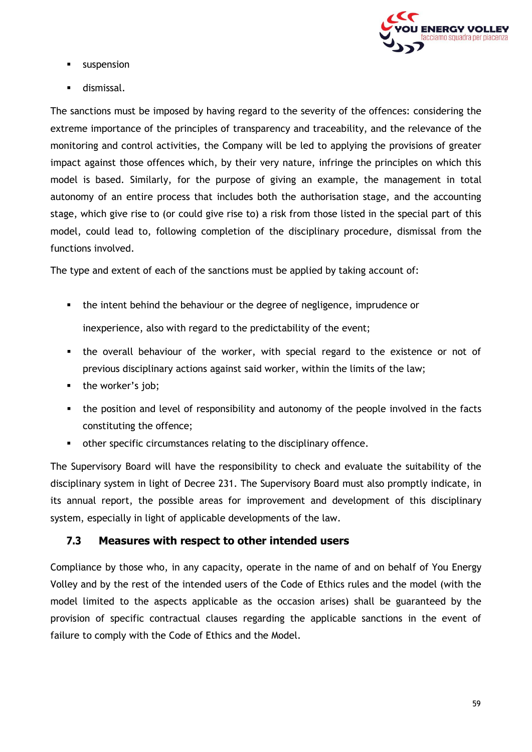- suspension
- dismissal.

The sanctions must be imposed by having regard to the severity of the offences: considering the extreme importance of the principles of transparency and traceability, and the relevance of the monitoring and control activities, the Company will be led to applying the provisions of greater impact against those offences which, by their very nature, infringe the principles on which this model is based. Similarly, for the purpose of giving an example, the management in total autonomy of an entire process that includes both the authorisation stage, and the accounting stage, which give rise to (or could give rise to) a risk from those listed in the special part of this model, could lead to, following completion of the disciplinary procedure, dismissal from the functions involved.

The type and extent of each of the sanctions must be applied by taking account of:

- the intent behind the behaviour or the degree of negligence, imprudence or inexperience, also with regard to the predictability of the event;
- the overall behaviour of the worker, with special regard to the existence or not of previous disciplinary actions against said worker, within the limits of the law;
- the worker's job;
- the position and level of responsibility and autonomy of the people involved in the facts constituting the offence;
- other specific circumstances relating to the disciplinary offence.

The Supervisory Board will have the responsibility to check and evaluate the suitability of the disciplinary system in light of Decree 231. The Supervisory Board must also promptly indicate, in its annual report, the possible areas for improvement and development of this disciplinary system, especially in light of applicable developments of the law.

### 7.3 Measures with respect to other intended users

Compliance by those who, in any capacity, operate in the name of and on behalf of You Energy Volley and by the rest of the intended users of the Code of Ethics rules and the model (with the model limited to the aspects applicable as the occasion arises) shall be guaranteed by the provision of specific contractual clauses regarding the applicable sanctions in the event of failure to comply with the Code of Ethics and the Model.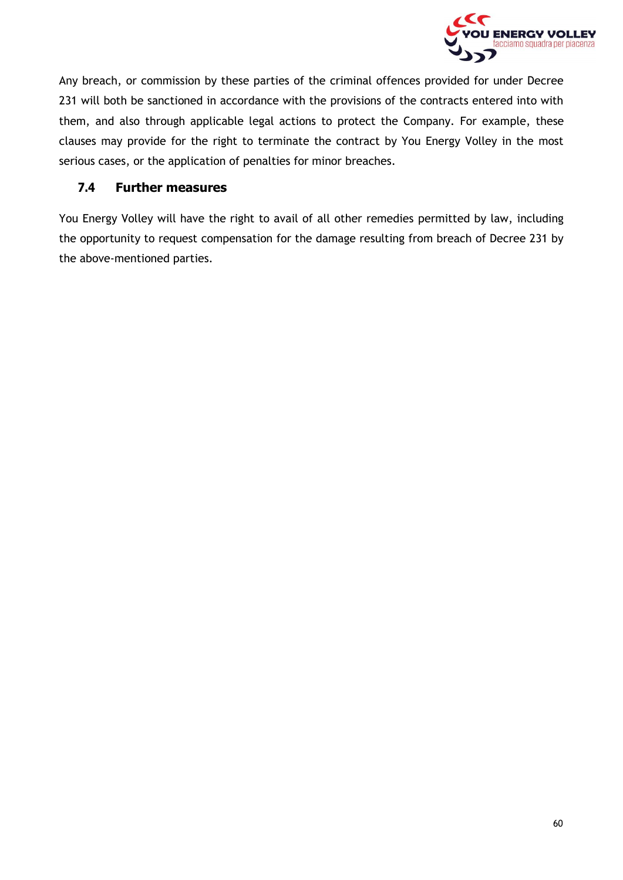Any breach, or commission by these parties of the criminal offences provided for under Decree 231 will both be sanctioned in accordance with the provisions of the contracts entered into with them, and also through applicable legal actions to protect the Company. For example, these clauses may provide for the right to terminate the contract by You Energy Volley in the most serious cases, or the application of penalties for minor breaches.

### 7.4 Further measures

You Energy Volley will have the right to avail of all other remedies permitted by law, including the opportunity to request compensation for the damage resulting from breach of Decree 231 by the above-mentioned parties.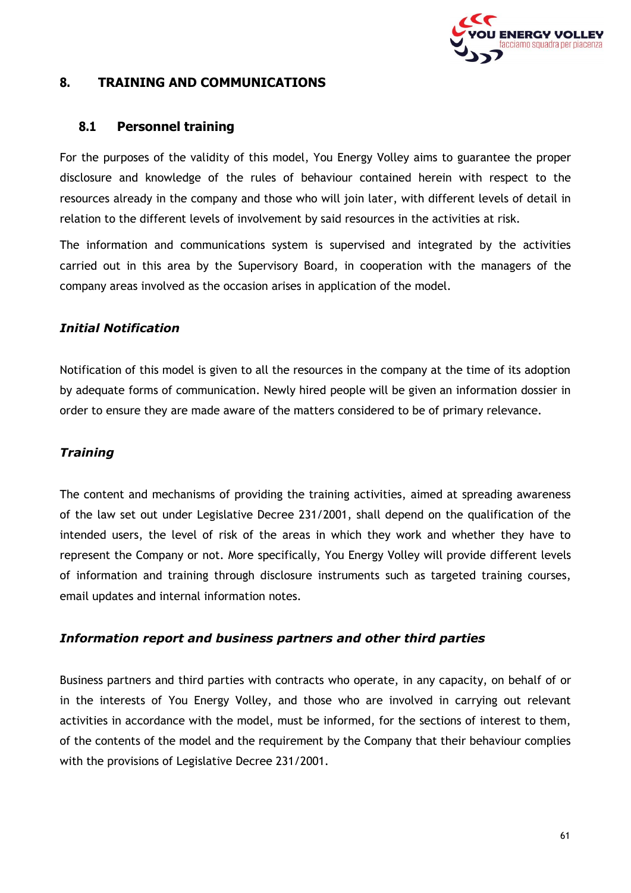## 8. TRAINING AND COMMUNICATIONS

### 8.1 Personnel training

For the purposes of the validity of this model, You Energy Volley aims to guarantee the proper disclosure and knowledge of the rules of behaviour contained herein with respect to the resources already in the company and those who will join later, with different levels of detail in relation to the different levels of involvement by said resources in the activities at risk.

The information and communications system is supervised and integrated by the activities carried out in this area by the Supervisory Board, in cooperation with the managers of the company areas involved as the occasion arises in application of the model.

***Initial Notification***

Notification of this model is given to all the resources in the company at the time of its adoption by adequate forms of communication. Newly hired people will be given an information dossier in order to ensure they are made aware of the matters considered to be of primary relevance.

***Training***

The content and mechanisms of providing the training activities, aimed at spreading awareness of the law set out under Legislative Decree 231/2001, shall depend on the qualification of the intended users, the level of risk of the areas in which they work and whether they have to represent the Company or not. More specifically, You Energy Volley will provide different levels of information and training through disclosure instruments such as targeted training courses, email updates and internal information notes.

***Information report and business partners and other third parties***

Business partners and third parties with contracts who operate, in any capacity, on behalf of or in the interests of You Energy Volley, and those who are involved in carrying out relevant activities in accordance with the model, must be informed, for the sections of interest to them, of the contents of the model and the requirement by the Company that their behaviour complies with the provisions of Legislative Decree 231/2001.